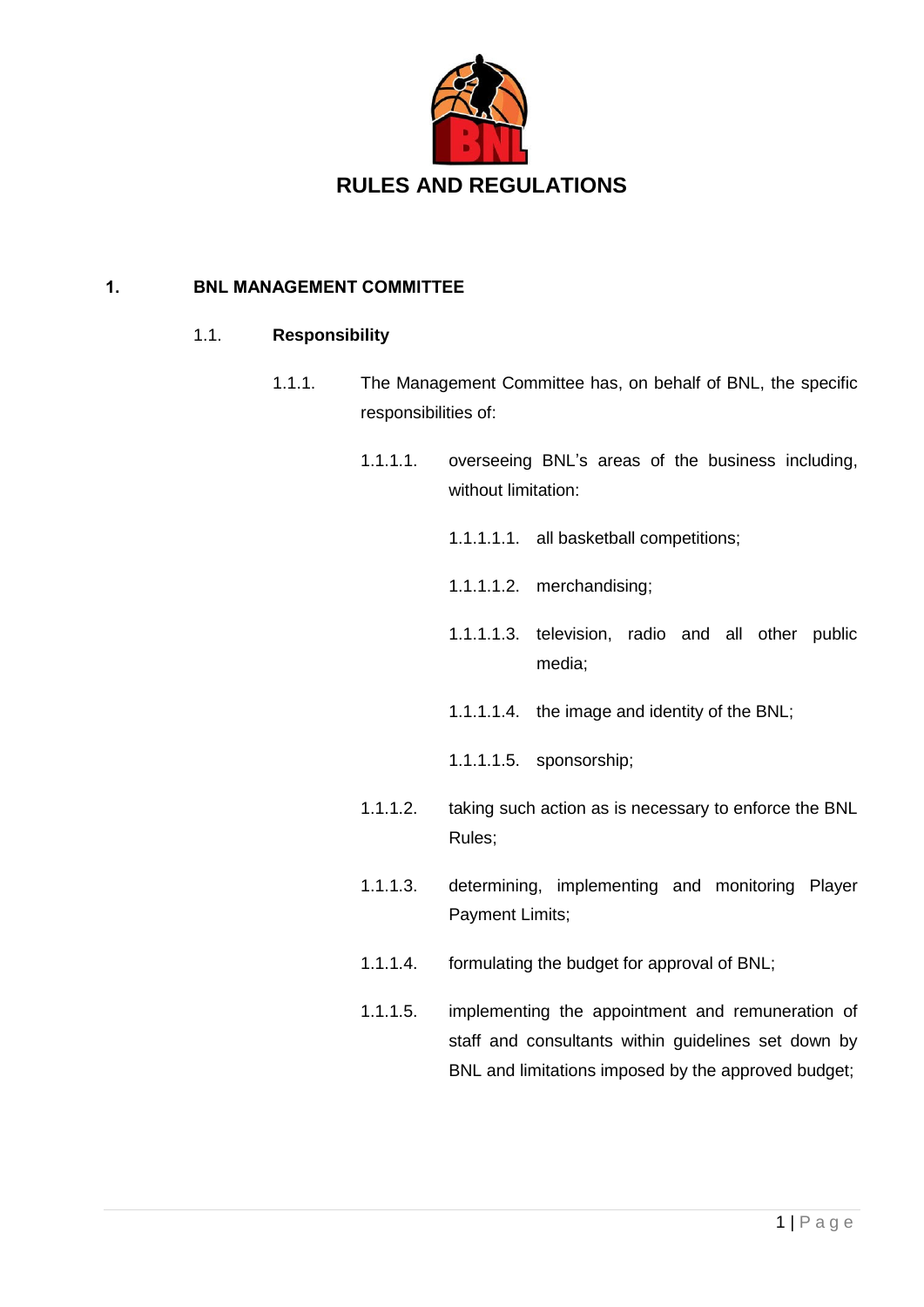# RULES AND REGULATIONS

## 1. BNL MANAGEMENT COMMITTEE

### 1.1. Responsibility

1.1.1. The Management Committee has, on behalf of BNL, the specific responsibilities of:

1.1.1.1. overseeing BNL's areas of the business including, without limitation:

1.1.1.1.1. all basketball competitions;

1.1.1.1.2. merchandising;

1.1.1.1.3. television, radio and all other public media;

1.1.1.1.4. the image and identity of the BNL;

1.1.1.1.5. sponsorship;

1.1.1.2. taking such action as is necessary to enforce the BNL Rules;

1.1.1.3. determining, implementing and monitoring Player Payment Limits;

1.1.1.4. formulating the budget for approval of BNL;

1.1.1.5. implementing the appointment and remuneration of staff and consultants within guidelines set down by BNL and limitations imposed by the approved budget;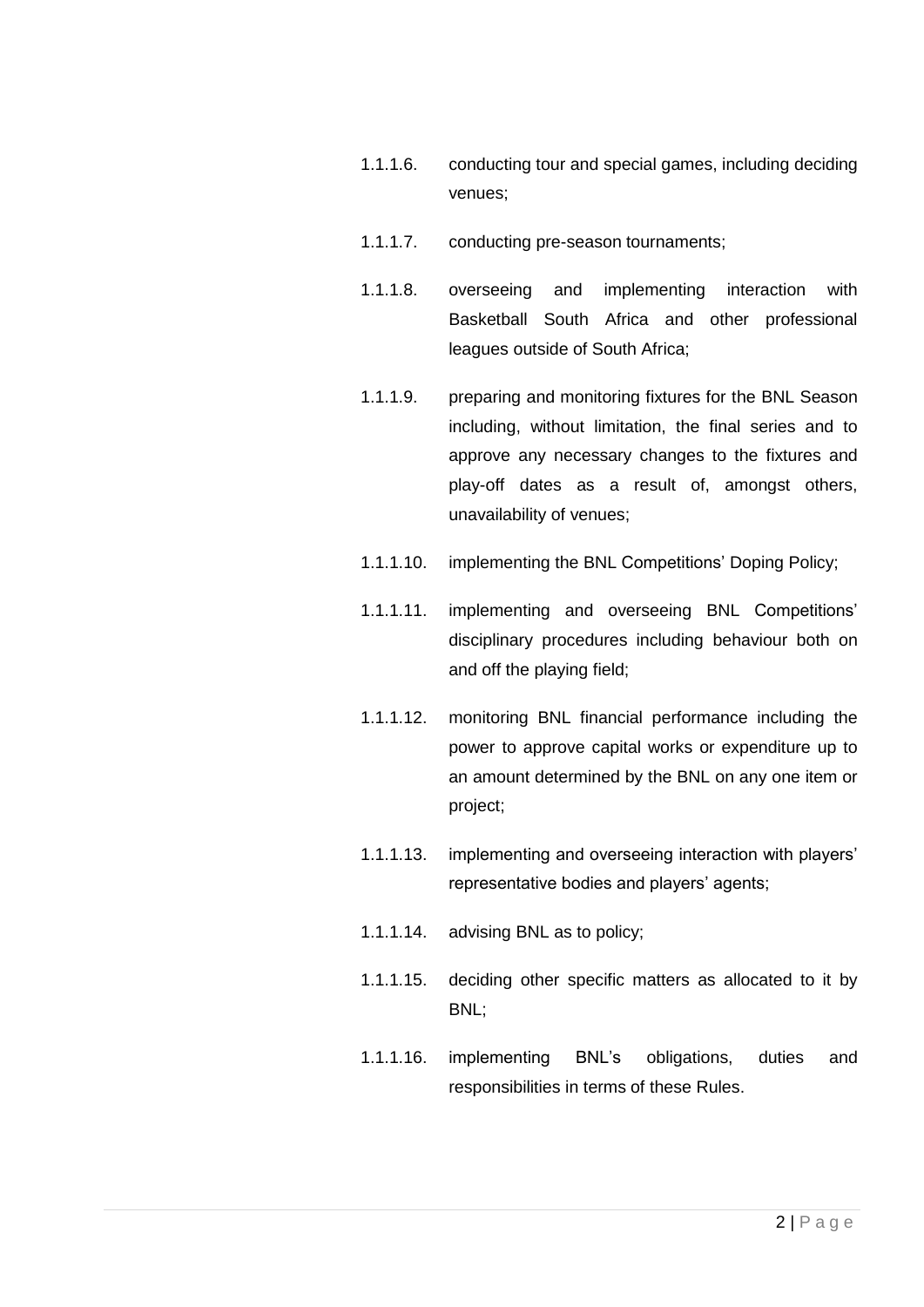1.1.1.6. conducting tour and special games, including deciding venues;

1.1.1.7. conducting pre-season tournaments;

1.1.1.8. overseeing and implementing interaction with Basketball South Africa and other professional leagues outside of South Africa;

1.1.1.9. preparing and monitoring fixtures for the BNL Season including, without limitation, the final series and to approve any necessary changes to the fixtures and play-off dates as a result of, amongst others, unavailability of venues;

1.1.1.10. implementing the BNL Competitions' Doping Policy;

1.1.1.11. implementing and overseeing BNL Competitions' disciplinary procedures including behaviour both on and off the playing field;

1.1.1.12. monitoring BNL financial performance including the power to approve capital works or expenditure up to an amount determined by the BNL on any one item or project;

1.1.1.13. implementing and overseeing interaction with players' representative bodies and players' agents;

1.1.1.14. advising BNL as to policy;

1.1.1.15. deciding other specific matters as allocated to it by BNL;

1.1.1.16. implementing BNL's obligations, duties and responsibilities in terms of these Rules.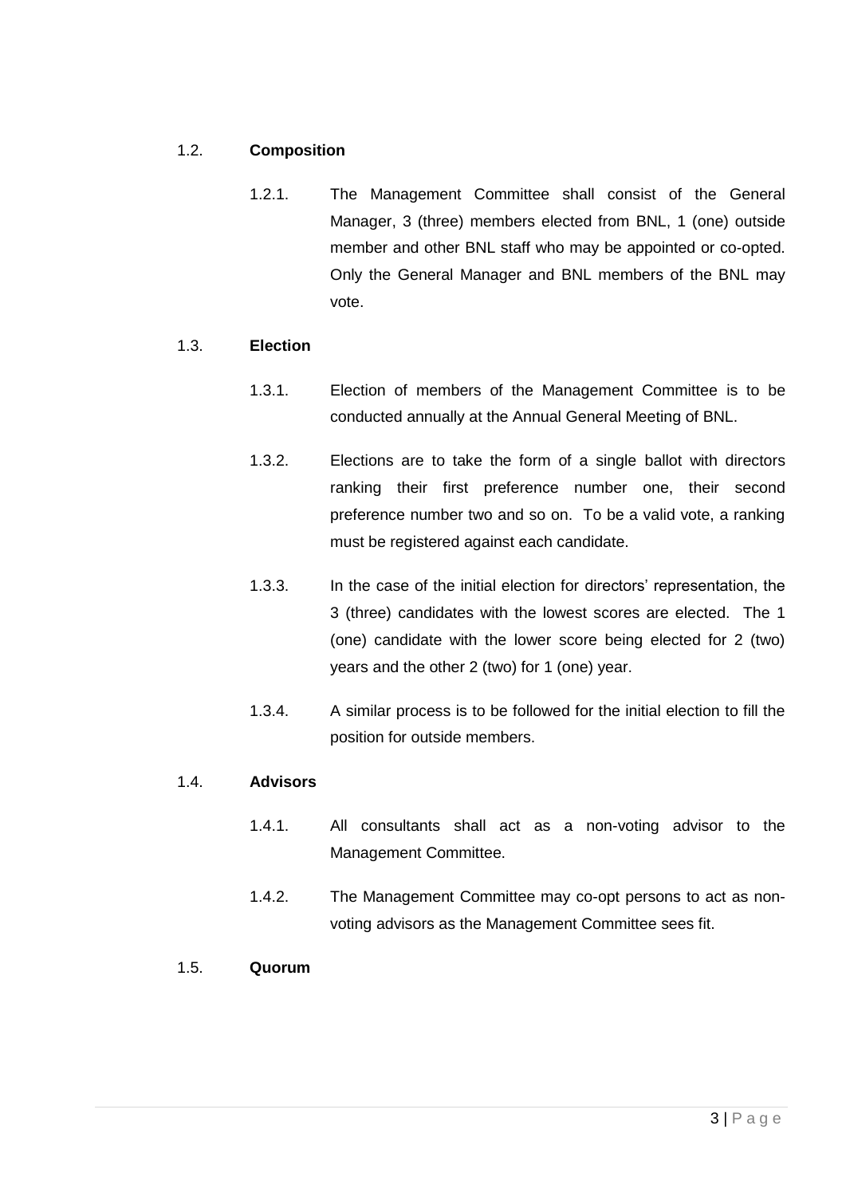1.2. **Composition**

1.2.1. The Management Committee shall consist of the General Manager, 3 (three) members elected from BNL, 1 (one) outside member and other BNL staff who may be appointed or co-opted. Only the General Manager and BNL members of the BNL may vote.

1.3. **Election**

1.3.1. Election of members of the Management Committee is to be conducted annually at the Annual General Meeting of BNL.

1.3.2. Elections are to take the form of a single ballot with directors ranking their first preference number one, their second preference number two and so on. To be a valid vote, a ranking must be registered against each candidate.

1.3.3. In the case of the initial election for directors' representation, the 3 (three) candidates with the lowest scores are elected. The 1 (one) candidate with the lower score being elected for 2 (two) years and the other 2 (two) for 1 (one) year.

1.3.4. A similar process is to be followed for the initial election to fill the position for outside members.

1.4. **Advisors**

1.4.1. All consultants shall act as a non-voting advisor to the Management Committee.

1.4.2. The Management Committee may co-opt persons to act as non-voting advisors as the Management Committee sees fit.

1.5. **Quorum**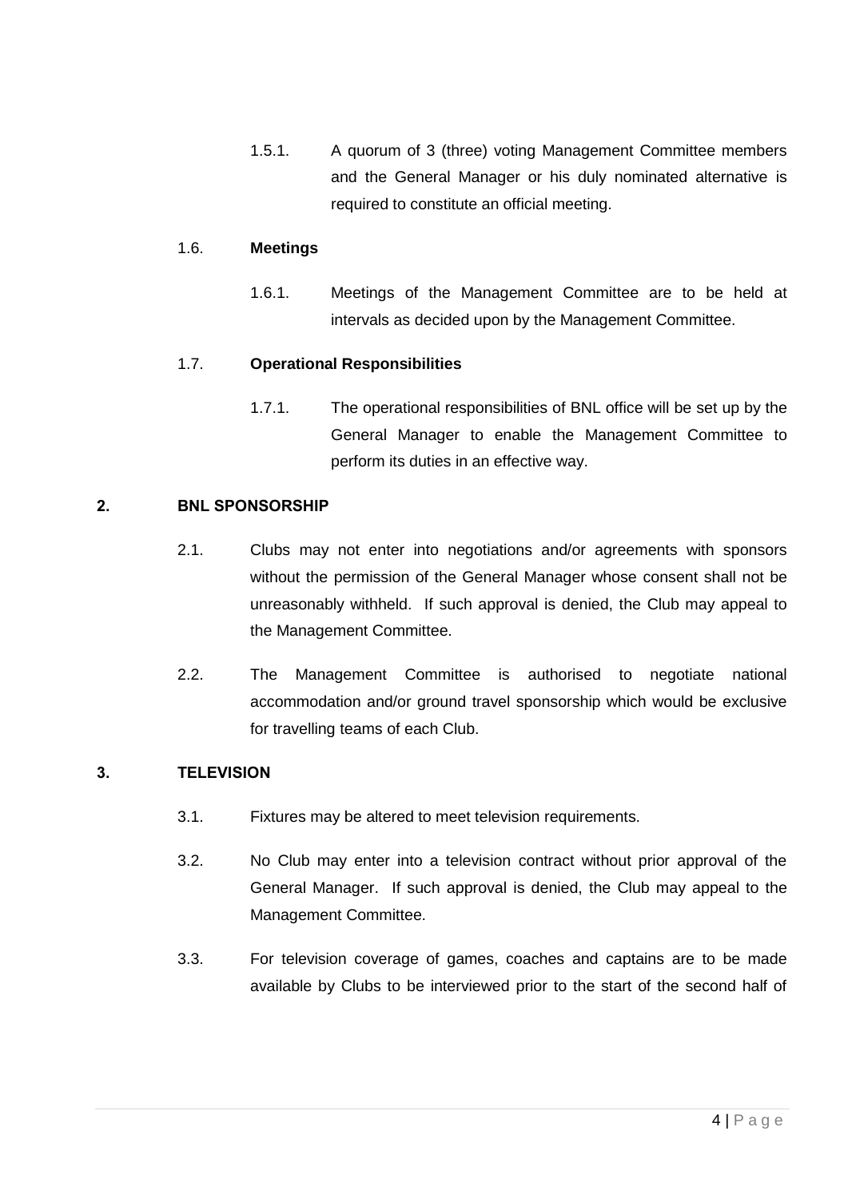1.5.1. A quorum of 3 (three) voting Management Committee members and the General Manager or his duly nominated alternative is required to constitute an official meeting.

1.6. **Meetings**

1.6.1. Meetings of the Management Committee are to be held at intervals as decided upon by the Management Committee.

1.7. **Operational Responsibilities**

1.7.1. The operational responsibilities of BNL office will be set up by the General Manager to enable the Management Committee to perform its duties in an effective way.

## 2. BNL SPONSORSHIP

2.1. Clubs may not enter into negotiations and/or agreements with sponsors without the permission of the General Manager whose consent shall not be unreasonably withheld. If such approval is denied, the Club may appeal to the Management Committee.

2.2. The Management Committee is authorised to negotiate national accommodation and/or ground travel sponsorship which would be exclusive for travelling teams of each Club.

## 3. TELEVISION

3.1. Fixtures may be altered to meet television requirements.

3.2. No Club may enter into a television contract without prior approval of the General Manager. If such approval is denied, the Club may appeal to the Management Committee.

3.3. For television coverage of games, coaches and captains are to be made available by Clubs to be interviewed prior to the start of the second half of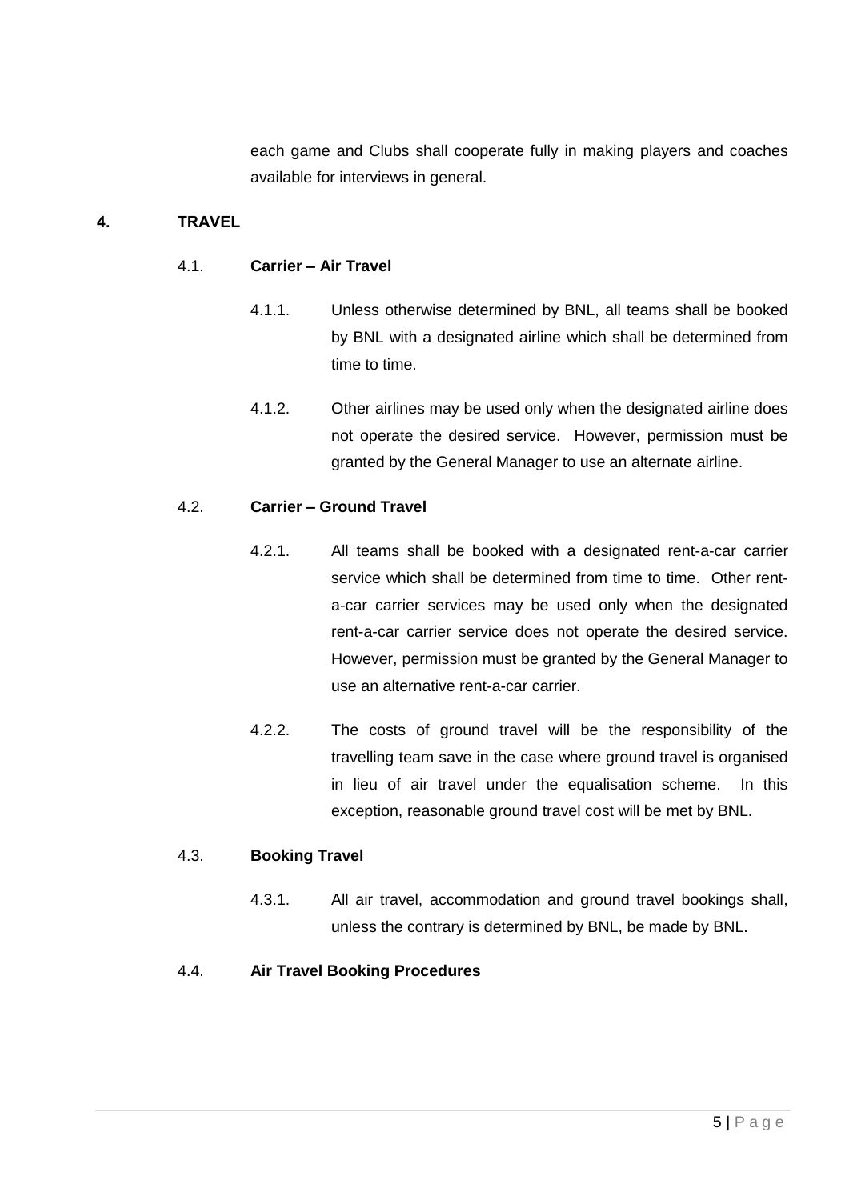each game and Clubs shall cooperate fully in making players and coaches available for interviews in general.

## 4. TRAVEL

### 4.1. Carrier – Air Travel

4.1.1. Unless otherwise determined by BNL, all teams shall be booked by BNL with a designated airline which shall be determined from time to time.

4.1.2. Other airlines may be used only when the designated airline does not operate the desired service. However, permission must be granted by the General Manager to use an alternate airline.

### 4.2. Carrier – Ground Travel

4.2.1. All teams shall be booked with a designated rent-a-car carrier service which shall be determined from time to time. Other rent-a-car carrier services may be used only when the designated rent-a-car carrier service does not operate the desired service. However, permission must be granted by the General Manager to use an alternative rent-a-car carrier.

4.2.2. The costs of ground travel will be the responsibility of the travelling team save in the case where ground travel is organised in lieu of air travel under the equalisation scheme. In this exception, reasonable ground travel cost will be met by BNL.

### 4.3. Booking Travel

4.3.1. All air travel, accommodation and ground travel bookings shall, unless the contrary is determined by BNL, be made by BNL.

### 4.4. Air Travel Booking Procedures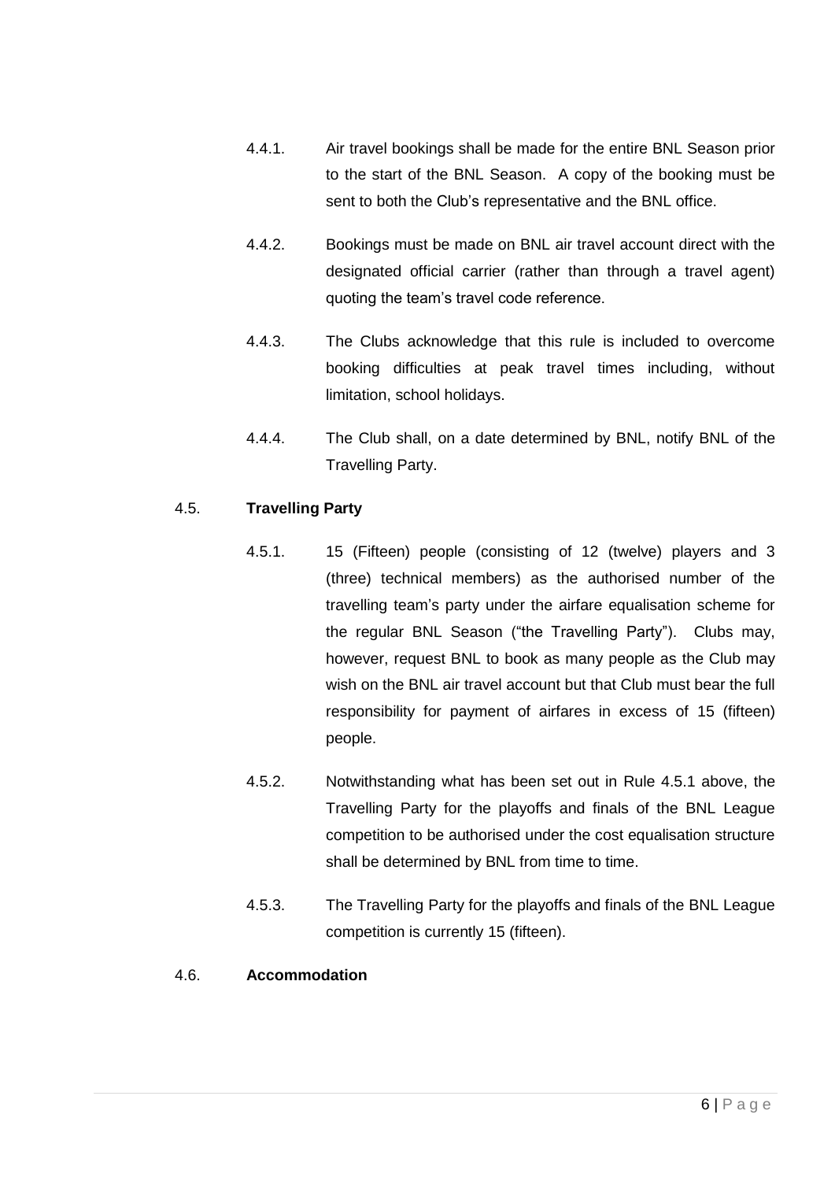4.4.1. Air travel bookings shall be made for the entire BNL Season prior to the start of the BNL Season. A copy of the booking must be sent to both the Club's representative and the BNL office.

4.4.2. Bookings must be made on BNL air travel account direct with the designated official carrier (rather than through a travel agent) quoting the team's travel code reference.

4.4.3. The Clubs acknowledge that this rule is included to overcome booking difficulties at peak travel times including, without limitation, school holidays.

4.4.4. The Club shall, on a date determined by BNL, notify BNL of the Travelling Party.

4.5. **Travelling Party**

4.5.1. 15 (Fifteen) people (consisting of 12 (twelve) players and 3 (three) technical members) as the authorised number of the travelling team's party under the airfare equalisation scheme for the regular BNL Season ("the Travelling Party"). Clubs may, however, request BNL to book as many people as the Club may wish on the BNL air travel account but that Club must bear the full responsibility for payment of airfares in excess of 15 (fifteen) people.

4.5.2. Notwithstanding what has been set out in Rule 4.5.1 above, the Travelling Party for the playoffs and finals of the BNL League competition to be authorised under the cost equalisation structure shall be determined by BNL from time to time.

4.5.3. The Travelling Party for the playoffs and finals of the BNL League competition is currently 15 (fifteen).

4.6. **Accommodation**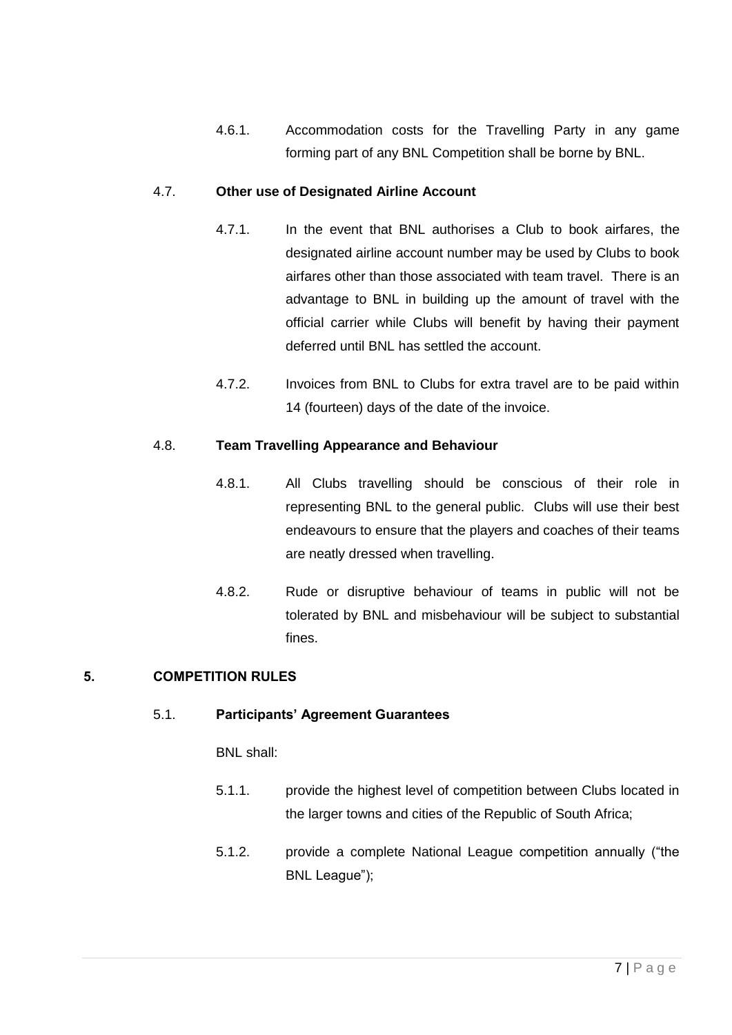4.6.1. Accommodation costs for the Travelling Party in any game forming part of any BNL Competition shall be borne by BNL.

4.7. **Other use of Designated Airline Account**

4.7.1. In the event that BNL authorises a Club to book airfares, the designated airline account number may be used by Clubs to book airfares other than those associated with team travel. There is an advantage to BNL in building up the amount of travel with the official carrier while Clubs will benefit by having their payment deferred until BNL has settled the account.

4.7.2. Invoices from BNL to Clubs for extra travel are to be paid within 14 (fourteen) days of the date of the invoice.

4.8. **Team Travelling Appearance and Behaviour**

4.8.1. All Clubs travelling should be conscious of their role in representing BNL to the general public. Clubs will use their best endeavours to ensure that the players and coaches of their teams are neatly dressed when travelling.

4.8.2. Rude or disruptive behaviour of teams in public will not be tolerated by BNL and misbehaviour will be subject to substantial fines.

## 5. COMPETITION RULES

5.1. **Participants' Agreement Guarantees**

BNL shall:

5.1.1. provide the highest level of competition between Clubs located in the larger towns and cities of the Republic of South Africa;

5.1.2. provide a complete National League competition annually ("the BNL League");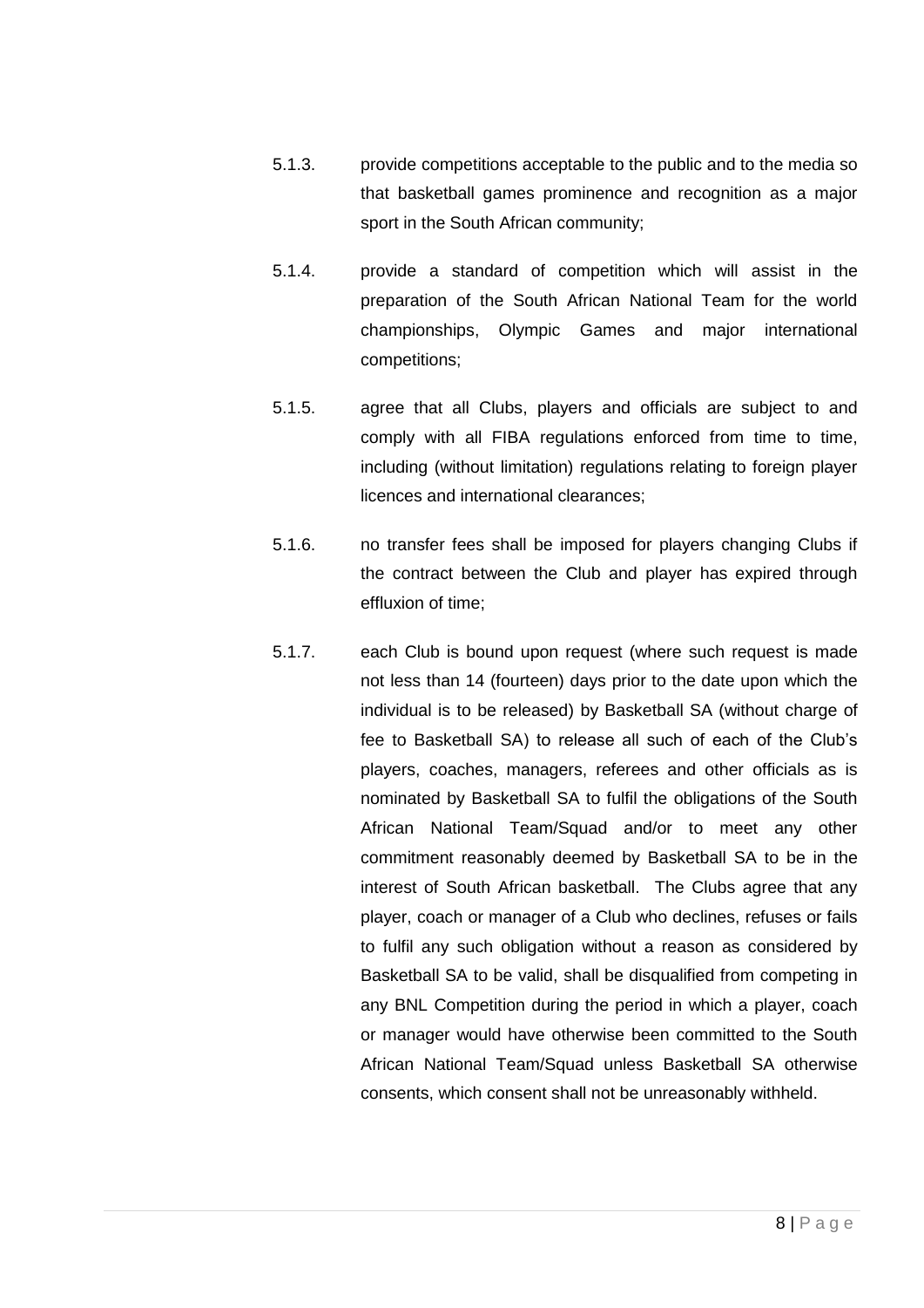5.1.3. provide competitions acceptable to the public and to the media so that basketball games prominence and recognition as a major sport in the South African community;

5.1.4. provide a standard of competition which will assist in the preparation of the South African National Team for the world championships, Olympic Games and major international competitions;

5.1.5. agree that all Clubs, players and officials are subject to and comply with all FIBA regulations enforced from time to time, including (without limitation) regulations relating to foreign player licences and international clearances;

5.1.6. no transfer fees shall be imposed for players changing Clubs if the contract between the Club and player has expired through effluxion of time;

5.1.7. each Club is bound upon request (where such request is made not less than 14 (fourteen) days prior to the date upon which the individual is to be released) by Basketball SA (without charge of fee to Basketball SA) to release all such of each of the Club's players, coaches, managers, referees and other officials as is nominated by Basketball SA to fulfil the obligations of the South African National Team/Squad and/or to meet any other commitment reasonably deemed by Basketball SA to be in the interest of South African basketball. The Clubs agree that any player, coach or manager of a Club who declines, refuses or fails to fulfil any such obligation without a reason as considered by Basketball SA to be valid, shall be disqualified from competing in any BNL Competition during the period in which a player, coach or manager would have otherwise been committed to the South African National Team/Squad unless Basketball SA otherwise consents, which consent shall not be unreasonably withheld.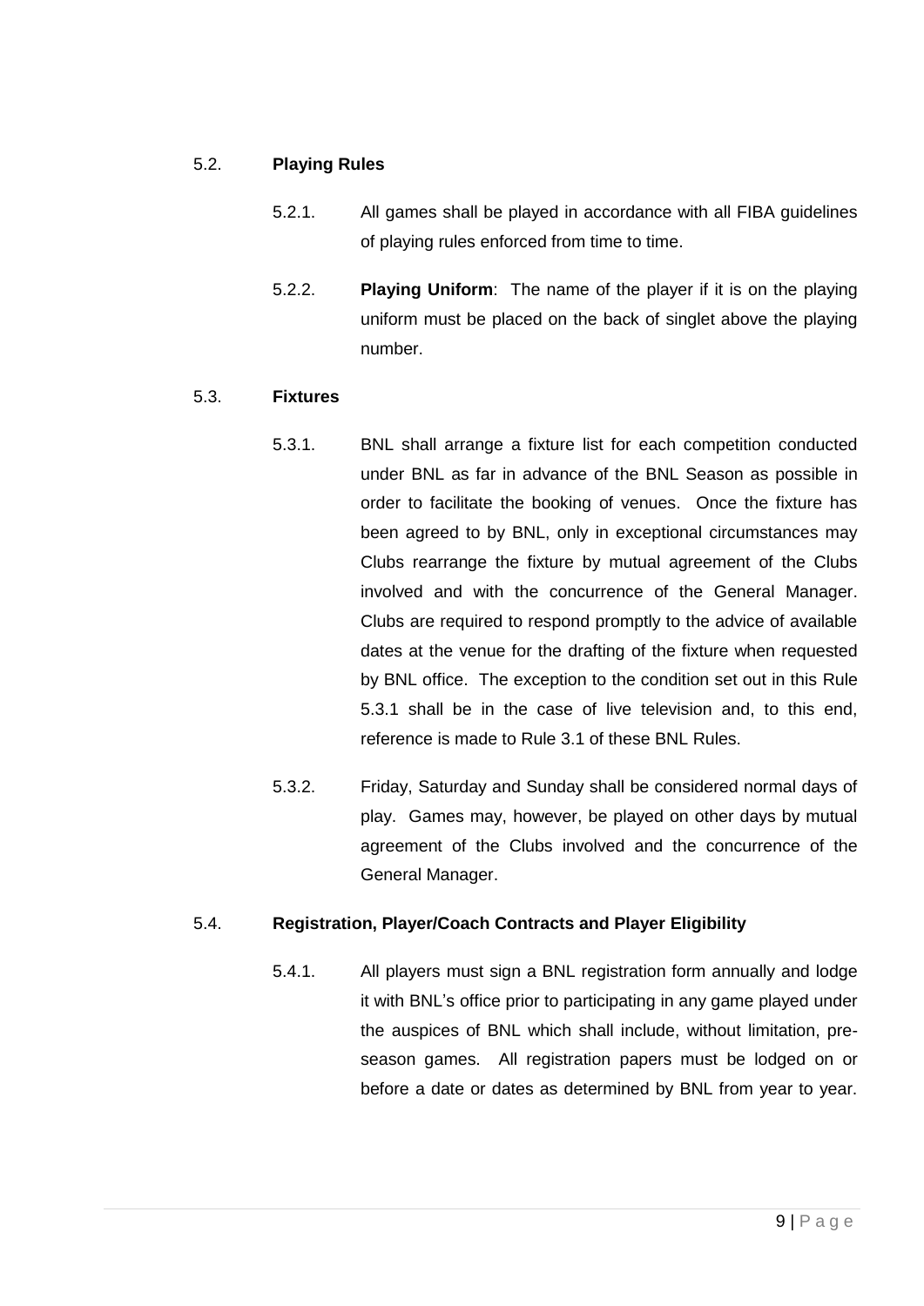5.2. **Playing Rules**

5.2.1. All games shall be played in accordance with all FIBA guidelines of playing rules enforced from time to time.

5.2.2. **Playing Uniform**: The name of the player if it is on the playing uniform must be placed on the back of singlet above the playing number.

5.3. **Fixtures**

5.3.1. BNL shall arrange a fixture list for each competition conducted under BNL as far in advance of the BNL Season as possible in order to facilitate the booking of venues. Once the fixture has been agreed to by BNL, only in exceptional circumstances may Clubs rearrange the fixture by mutual agreement of the Clubs involved and with the concurrence of the General Manager. Clubs are required to respond promptly to the advice of available dates at the venue for the drafting of the fixture when requested by BNL office. The exception to the condition set out in this Rule 5.3.1 shall be in the case of live television and, to this end, reference is made to Rule 3.1 of these BNL Rules.

5.3.2. Friday, Saturday and Sunday shall be considered normal days of play. Games may, however, be played on other days by mutual agreement of the Clubs involved and the concurrence of the General Manager.

5.4. **Registration, Player/Coach Contracts and Player Eligibility**

5.4.1. All players must sign a BNL registration form annually and lodge it with BNL's office prior to participating in any game played under the auspices of BNL which shall include, without limitation, pre-season games. All registration papers must be lodged on or before a date or dates as determined by BNL from year to year.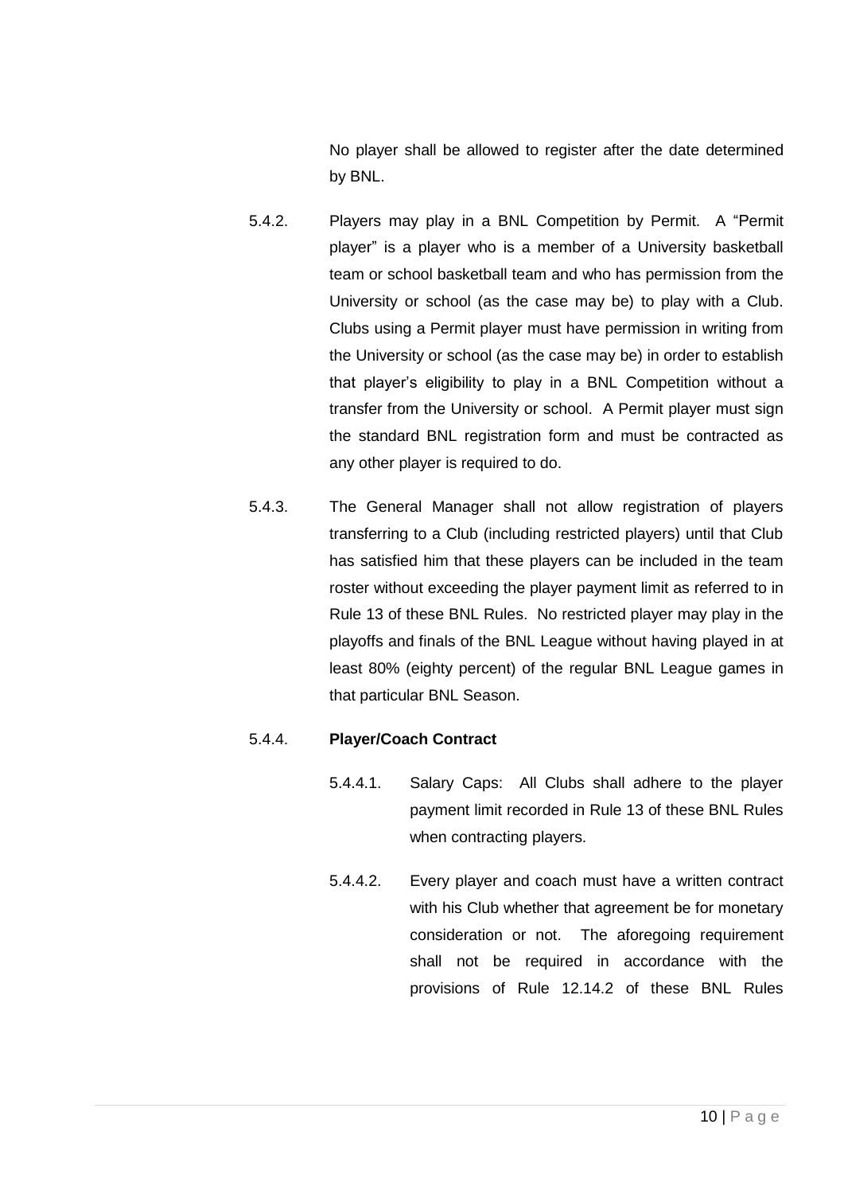No player shall be allowed to register after the date determined by BNL.

5.4.2. Players may play in a BNL Competition by Permit. A "Permit player" is a player who is a member of a University basketball team or school basketball team and who has permission from the University or school (as the case may be) to play with a Club. Clubs using a Permit player must have permission in writing from the University or school (as the case may be) in order to establish that player's eligibility to play in a BNL Competition without a transfer from the University or school. A Permit player must sign the standard BNL registration form and must be contracted as any other player is required to do.

5.4.3. The General Manager shall not allow registration of players transferring to a Club (including restricted players) until that Club has satisfied him that these players can be included in the team roster without exceeding the player payment limit as referred to in Rule 13 of these BNL Rules. No restricted player may play in the playoffs and finals of the BNL League without having played in at least 80% (eighty percent) of the regular BNL League games in that particular BNL Season.

5.4.4. **Player/Coach Contract**

5.4.4.1. Salary Caps: All Clubs shall adhere to the player payment limit recorded in Rule 13 of these BNL Rules when contracting players.

5.4.4.2. Every player and coach must have a written contract with his Club whether that agreement be for monetary consideration or not. The aforegoing requirement shall not be required in accordance with the provisions of Rule 12.14.2 of these BNL Rules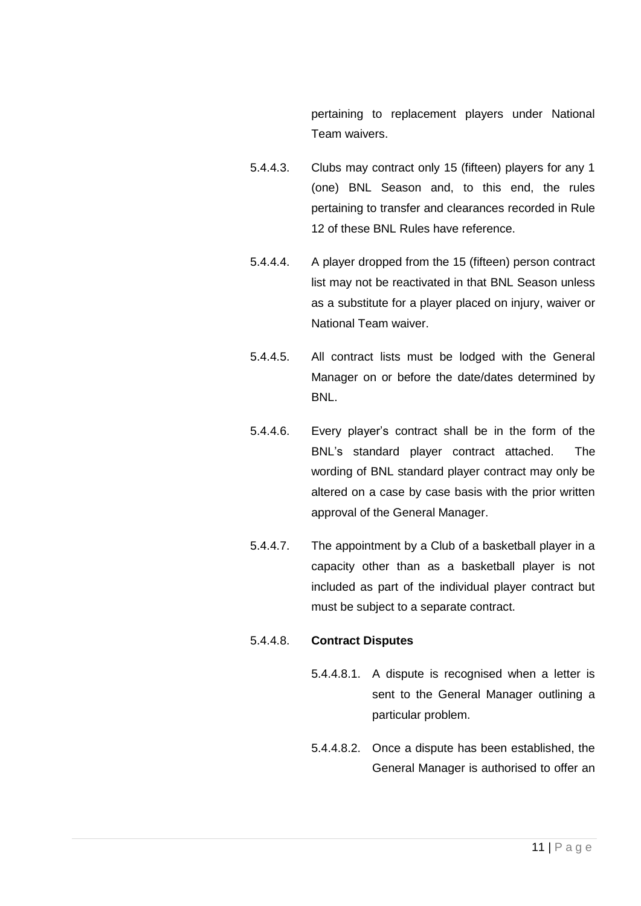pertaining to replacement players under National Team waivers.

5.4.4.3. Clubs may contract only 15 (fifteen) players for any 1 (one) BNL Season and, to this end, the rules pertaining to transfer and clearances recorded in Rule 12 of these BNL Rules have reference.

5.4.4.4. A player dropped from the 15 (fifteen) person contract list may not be reactivated in that BNL Season unless as a substitute for a player placed on injury, waiver or National Team waiver.

5.4.4.5. All contract lists must be lodged with the General Manager on or before the date/dates determined by BNL.

5.4.4.6. Every player's contract shall be in the form of the BNL's standard player contract attached. The wording of BNL standard player contract may only be altered on a case by case basis with the prior written approval of the General Manager.

5.4.4.7. The appointment by a Club of a basketball player in a capacity other than as a basketball player is not included as part of the individual player contract but must be subject to a separate contract.

5.4.4.8. **Contract Disputes**

5.4.4.8.1. A dispute is recognised when a letter is sent to the General Manager outlining a particular problem.

5.4.4.8.2. Once a dispute has been established, the General Manager is authorised to offer an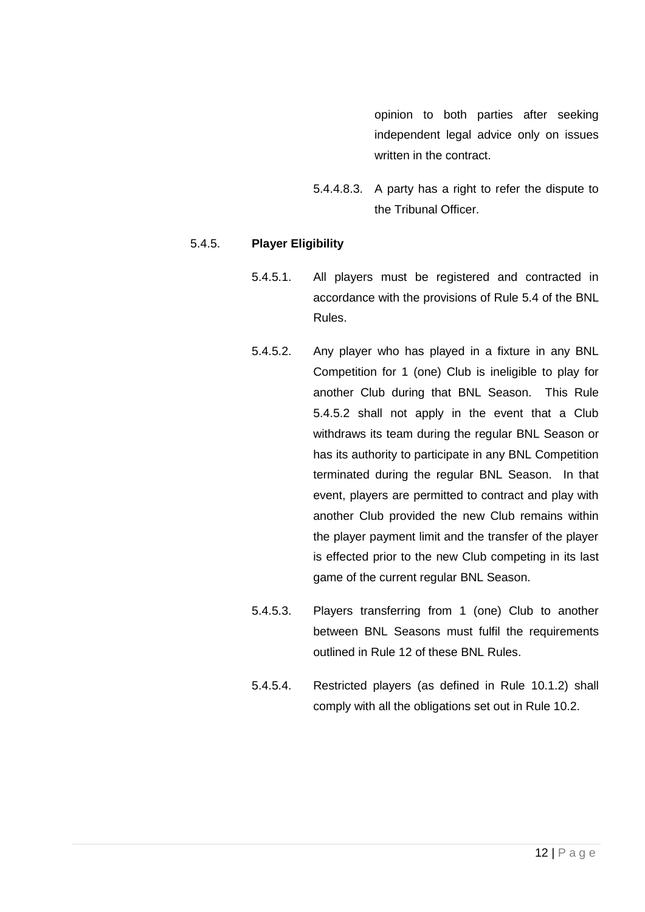opinion to both parties after seeking independent legal advice only on issues written in the contract.

5.4.4.8.3. A party has a right to refer the dispute to the Tribunal Officer.

5.4.5. **Player Eligibility**

5.4.5.1. All players must be registered and contracted in accordance with the provisions of Rule 5.4 of the BNL Rules.

5.4.5.2. Any player who has played in a fixture in any BNL Competition for 1 (one) Club is ineligible to play for another Club during that BNL Season. This Rule 5.4.5.2 shall not apply in the event that a Club withdraws its team during the regular BNL Season or has its authority to participate in any BNL Competition terminated during the regular BNL Season. In that event, players are permitted to contract and play with another Club provided the new Club remains within the player payment limit and the transfer of the player is effected prior to the new Club competing in its last game of the current regular BNL Season.

5.4.5.3. Players transferring from 1 (one) Club to another between BNL Seasons must fulfil the requirements outlined in Rule 12 of these BNL Rules.

5.4.5.4. Restricted players (as defined in Rule 10.1.2) shall comply with all the obligations set out in Rule 10.2.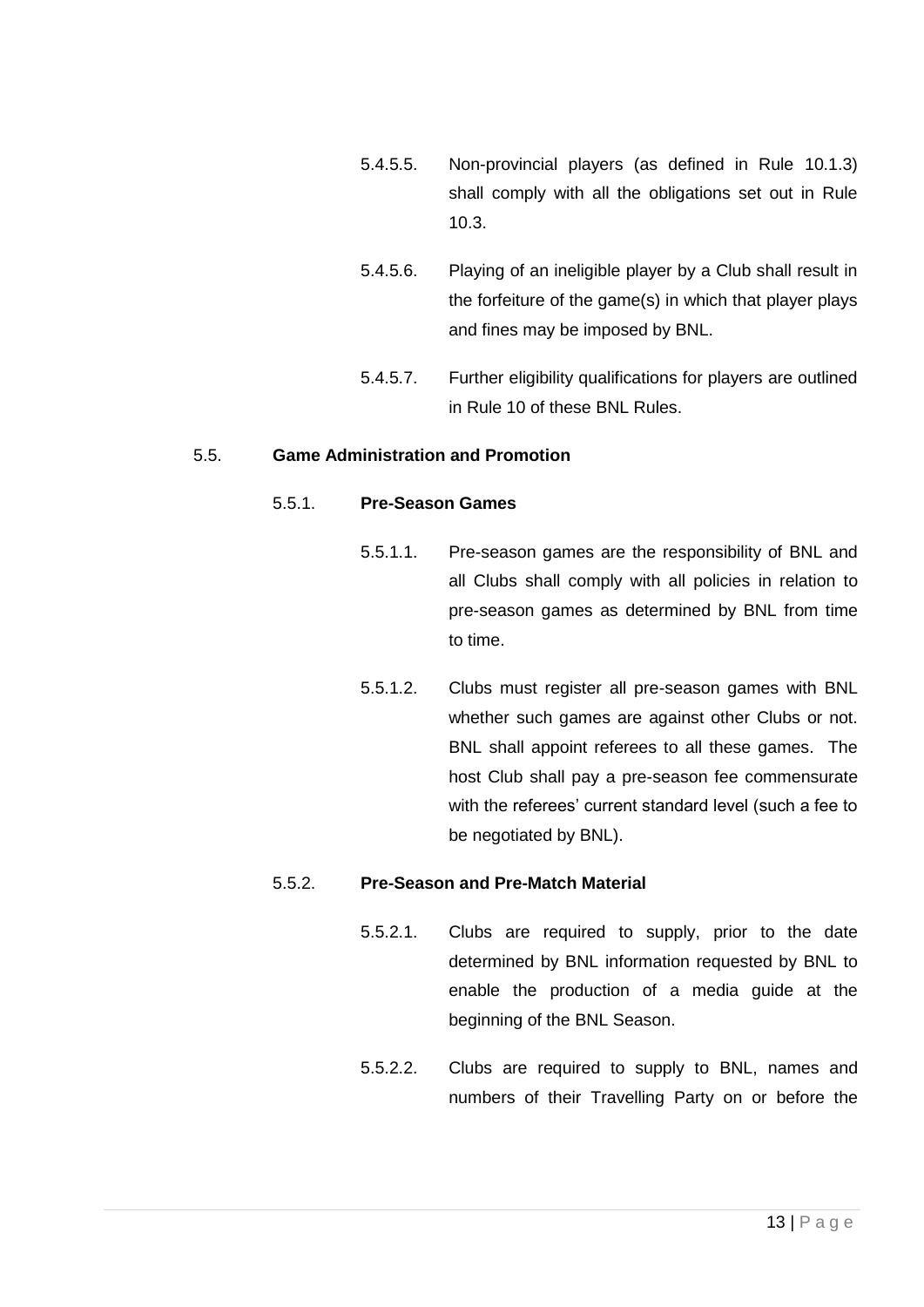5.4.5.5. Non-provincial players (as defined in Rule 10.1.3) shall comply with all the obligations set out in Rule 10.3.

5.4.5.6. Playing of an ineligible player by a Club shall result in the forfeiture of the game(s) in which that player plays and fines may be imposed by BNL.

5.4.5.7. Further eligibility qualifications for players are outlined in Rule 10 of these BNL Rules.

## 5.5. Game Administration and Promotion

### 5.5.1. Pre-Season Games

5.5.1.1. Pre-season games are the responsibility of BNL and all Clubs shall comply with all policies in relation to pre-season games as determined by BNL from time to time.

5.5.1.2. Clubs must register all pre-season games with BNL whether such games are against other Clubs or not. BNL shall appoint referees to all these games. The host Club shall pay a pre-season fee commensurate with the referees' current standard level (such a fee to be negotiated by BNL).

### 5.5.2. Pre-Season and Pre-Match Material

5.5.2.1. Clubs are required to supply, prior to the date determined by BNL information requested by BNL to enable the production of a media guide at the beginning of the BNL Season.

5.5.2.2. Clubs are required to supply to BNL, names and numbers of their Travelling Party on or before the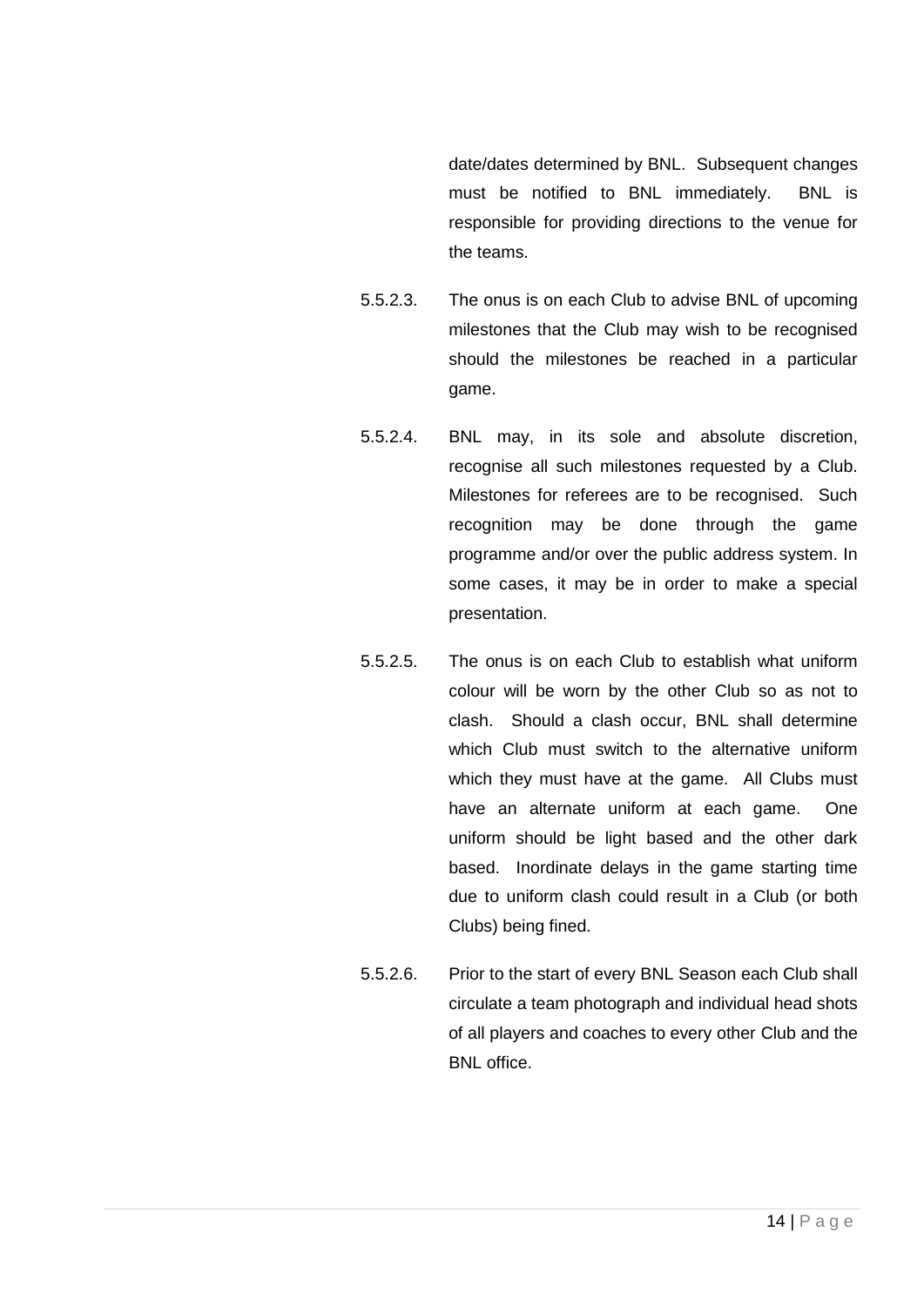date/dates determined by BNL. Subsequent changes must be notified to BNL immediately. BNL is responsible for providing directions to the venue for the teams.

5.5.2.3. The onus is on each Club to advise BNL of upcoming milestones that the Club may wish to be recognised should the milestones be reached in a particular game.

5.5.2.4. BNL may, in its sole and absolute discretion, recognise all such milestones requested by a Club. Milestones for referees are to be recognised. Such recognition may be done through the game programme and/or over the public address system. In some cases, it may be in order to make a special presentation.

5.5.2.5. The onus is on each Club to establish what uniform colour will be worn by the other Club so as not to clash. Should a clash occur, BNL shall determine which Club must switch to the alternative uniform which they must have at the game. All Clubs must have an alternate uniform at each game. One uniform should be light based and the other dark based. Inordinate delays in the game starting time due to uniform clash could result in a Club (or both Clubs) being fined.

5.5.2.6. Prior to the start of every BNL Season each Club shall circulate a team photograph and individual head shots of all players and coaches to every other Club and the BNL office.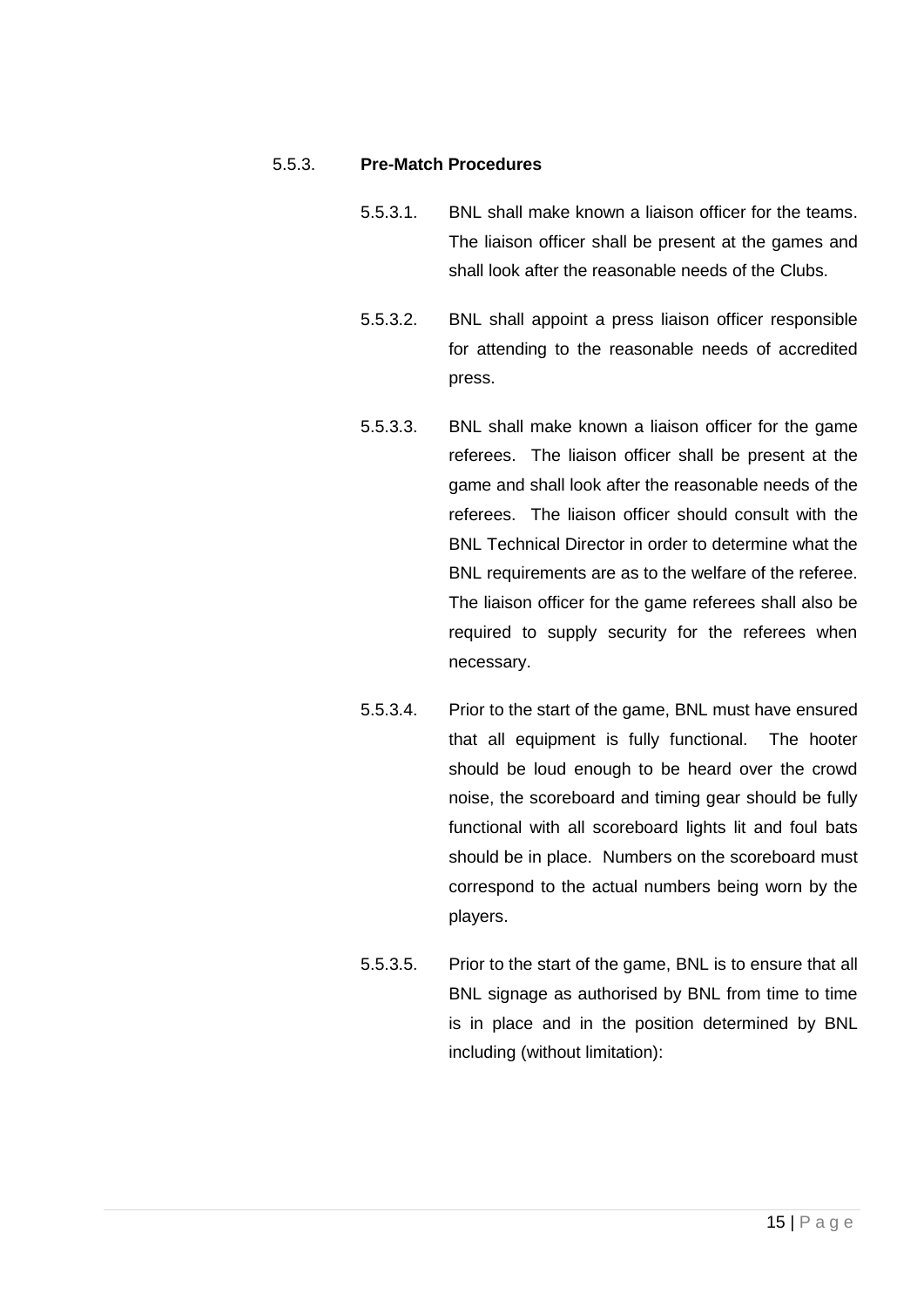### 5.5.3. Pre-Match Procedures

5.5.3.1. BNL shall make known a liaison officer for the teams. The liaison officer shall be present at the games and shall look after the reasonable needs of the Clubs.

5.5.3.2. BNL shall appoint a press liaison officer responsible for attending to the reasonable needs of accredited press.

5.5.3.3. BNL shall make known a liaison officer for the game referees. The liaison officer shall be present at the game and shall look after the reasonable needs of the referees. The liaison officer should consult with the BNL Technical Director in order to determine what the BNL requirements are as to the welfare of the referee. The liaison officer for the game referees shall also be required to supply security for the referees when necessary.

5.5.3.4. Prior to the start of the game, BNL must have ensured that all equipment is fully functional. The hooter should be loud enough to be heard over the crowd noise, the scoreboard and timing gear should be fully functional with all scoreboard lights lit and foul bats should be in place. Numbers on the scoreboard must correspond to the actual numbers being worn by the players.

5.5.3.5. Prior to the start of the game, BNL is to ensure that all BNL signage as authorised by BNL from time to time is in place and in the position determined by BNL including (without limitation):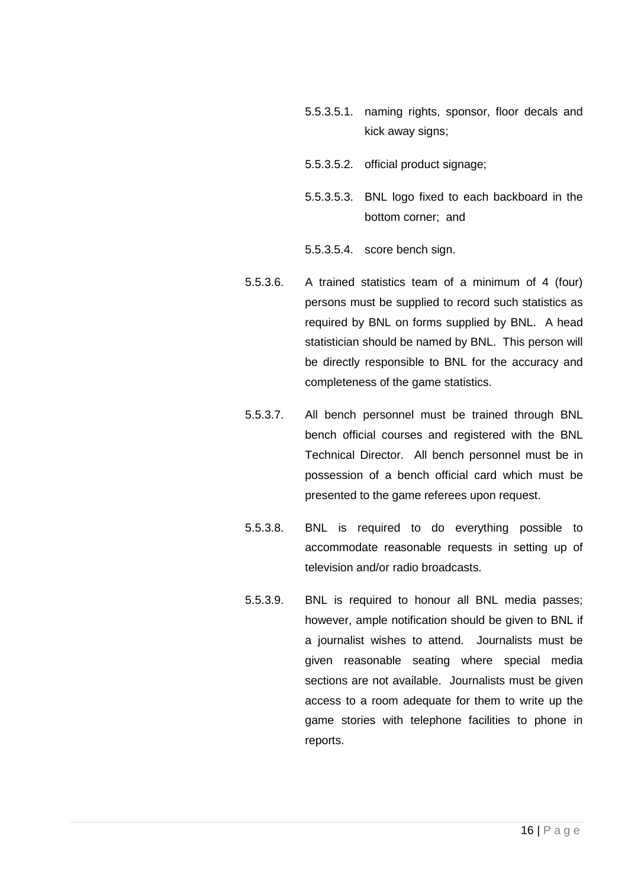5.5.3.5.1. naming rights, sponsor, floor decals and kick away signs;

5.5.3.5.2. official product signage;

5.5.3.5.3. BNL logo fixed to each backboard in the bottom corner; and

5.5.3.5.4. score bench sign.

5.5.3.6. A trained statistics team of a minimum of 4 (four) persons must be supplied to record such statistics as required by BNL on forms supplied by BNL. A head statistician should be named by BNL. This person will be directly responsible to BNL for the accuracy and completeness of the game statistics.

5.5.3.7. All bench personnel must be trained through BNL bench official courses and registered with the BNL Technical Director. All bench personnel must be in possession of a bench official card which must be presented to the game referees upon request.

5.5.3.8. BNL is required to do everything possible to accommodate reasonable requests in setting up of television and/or radio broadcasts.

5.5.3.9. BNL is required to honour all BNL media passes; however, ample notification should be given to BNL if a journalist wishes to attend. Journalists must be given reasonable seating where special media sections are not available. Journalists must be given access to a room adequate for them to write up the game stories with telephone facilities to phone in reports.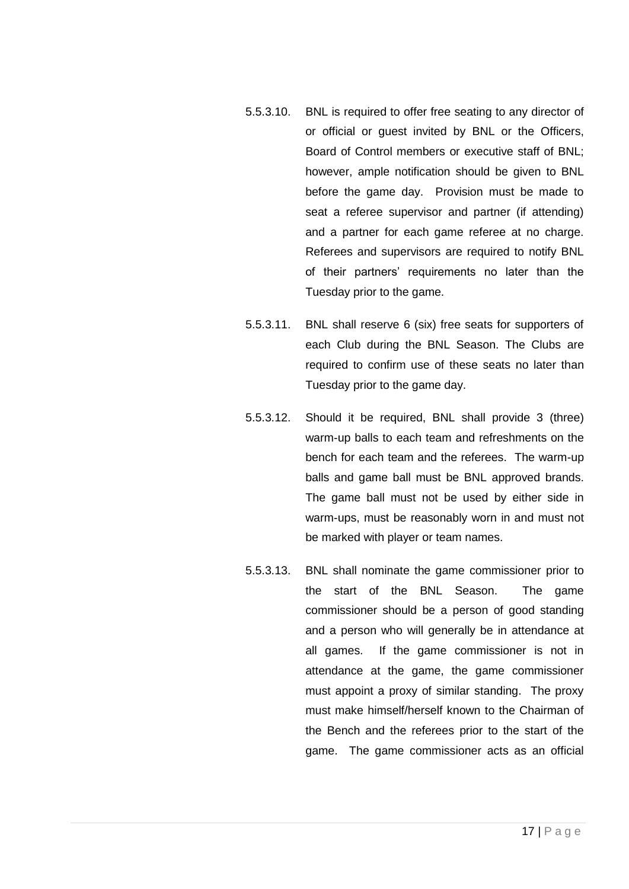5.5.3.10. BNL is required to offer free seating to any director of or official or guest invited by BNL or the Officers, Board of Control members or executive staff of BNL; however, ample notification should be given to BNL before the game day. Provision must be made to seat a referee supervisor and partner (if attending) and a partner for each game referee at no charge. Referees and supervisors are required to notify BNL of their partners' requirements no later than the Tuesday prior to the game.

5.5.3.11. BNL shall reserve 6 (six) free seats for supporters of each Club during the BNL Season. The Clubs are required to confirm use of these seats no later than Tuesday prior to the game day.

5.5.3.12. Should it be required, BNL shall provide 3 (three) warm-up balls to each team and refreshments on the bench for each team and the referees. The warm-up balls and game ball must be BNL approved brands. The game ball must not be used by either side in warm-ups, must be reasonably worn in and must not be marked with player or team names.

5.5.3.13. BNL shall nominate the game commissioner prior to the start of the BNL Season. The game commissioner should be a person of good standing and a person who will generally be in attendance at all games. If the game commissioner is not in attendance at the game, the game commissioner must appoint a proxy of similar standing. The proxy must make himself/herself known to the Chairman of the Bench and the referees prior to the start of the game. The game commissioner acts as an official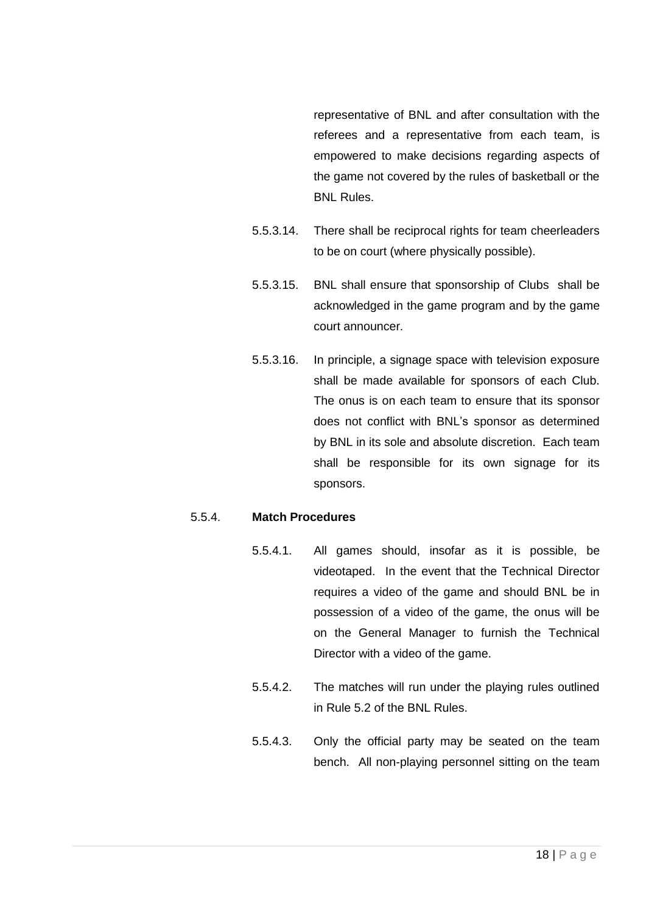representative of BNL and after consultation with the referees and a representative from each team, is empowered to make decisions regarding aspects of the game not covered by the rules of basketball or the BNL Rules.

5.5.3.14. There shall be reciprocal rights for team cheerleaders to be on court (where physically possible).

5.5.3.15. BNL shall ensure that sponsorship of Clubs shall be acknowledged in the game program and by the game court announcer.

5.5.3.16. In principle, a signage space with television exposure shall be made available for sponsors of each Club. The onus is on each team to ensure that its sponsor does not conflict with BNL's sponsor as determined by BNL in its sole and absolute discretion. Each team shall be responsible for its own signage for its sponsors.

5.5.4. **Match Procedures**

5.5.4.1. All games should, insofar as it is possible, be videotaped. In the event that the Technical Director requires a video of the game and should BNL be in possession of a video of the game, the onus will be on the General Manager to furnish the Technical Director with a video of the game.

5.5.4.2. The matches will run under the playing rules outlined in Rule 5.2 of the BNL Rules.

5.5.4.3. Only the official party may be seated on the team bench. All non-playing personnel sitting on the team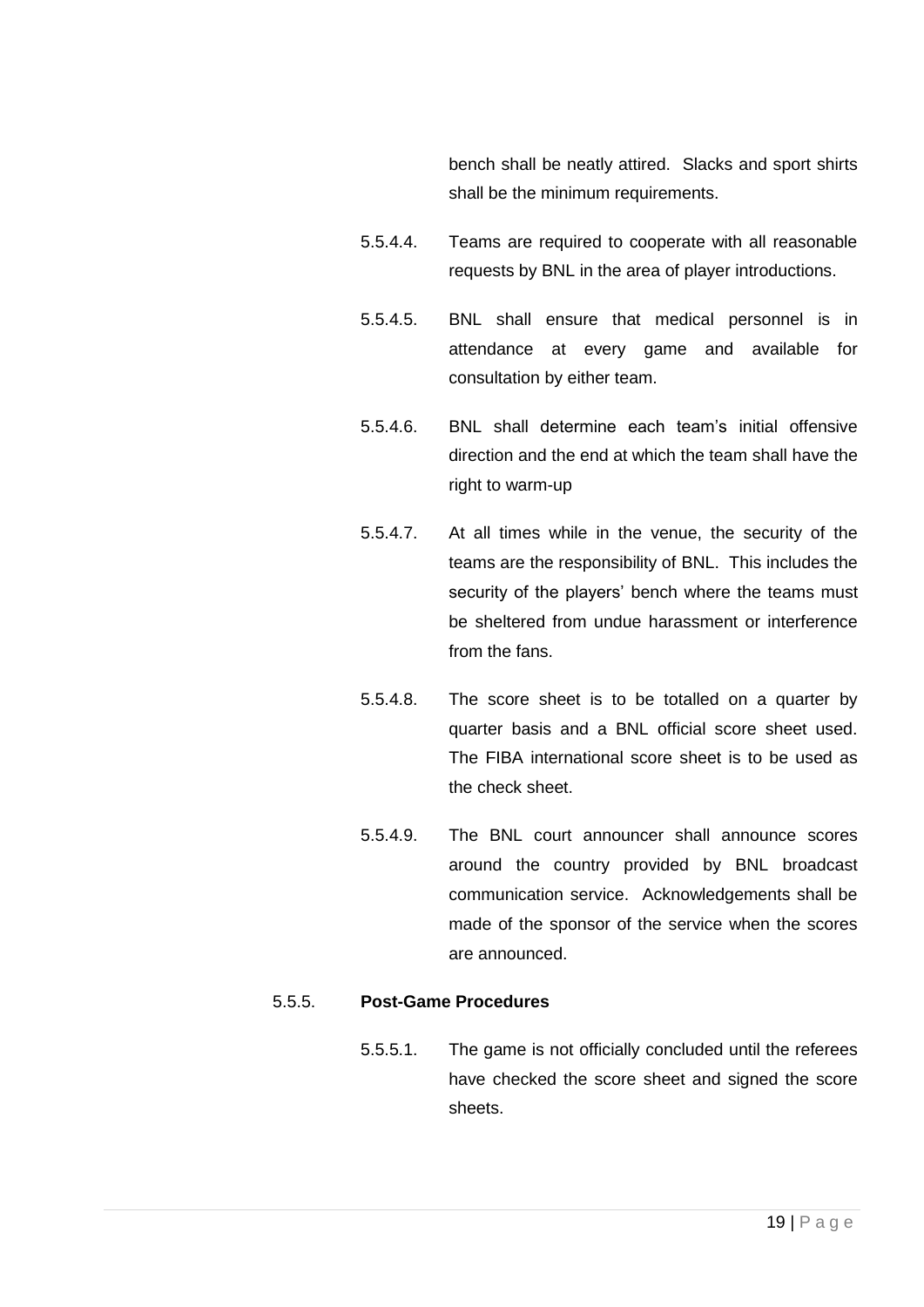bench shall be neatly attired. Slacks and sport shirts shall be the minimum requirements.

5.5.4.4. Teams are required to cooperate with all reasonable requests by BNL in the area of player introductions.

5.5.4.5. BNL shall ensure that medical personnel is in attendance at every game and available for consultation by either team.

5.5.4.6. BNL shall determine each team's initial offensive direction and the end at which the team shall have the right to warm-up

5.5.4.7. At all times while in the venue, the security of the teams are the responsibility of BNL. This includes the security of the players' bench where the teams must be sheltered from undue harassment or interference from the fans.

5.5.4.8. The score sheet is to be totalled on a quarter by quarter basis and a BNL official score sheet used. The FIBA international score sheet is to be used as the check sheet.

5.5.4.9. The BNL court announcer shall announce scores around the country provided by BNL broadcast communication service. Acknowledgements shall be made of the sponsor of the service when the scores are announced.

5.5.5. **Post-Game Procedures**

5.5.5.1. The game is not officially concluded until the referees have checked the score sheet and signed the score sheets.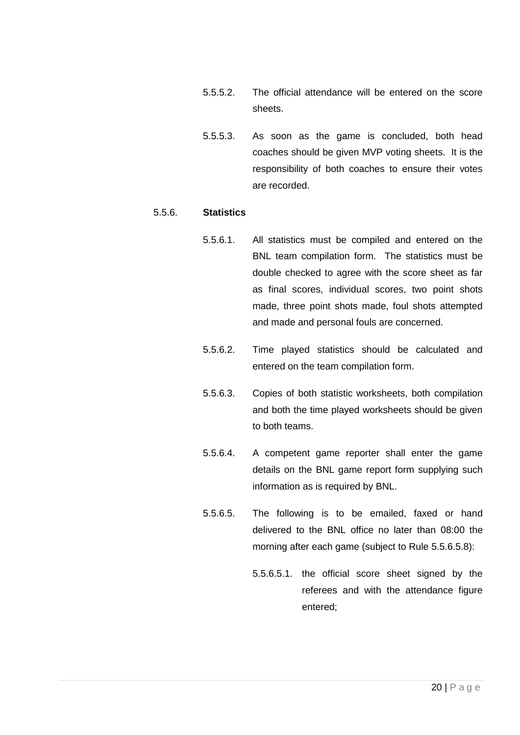5.5.5.2. The official attendance will be entered on the score sheets.

5.5.5.3. As soon as the game is concluded, both head coaches should be given MVP voting sheets. It is the responsibility of both coaches to ensure their votes are recorded.

5.5.6. **Statistics**

5.5.6.1. All statistics must be compiled and entered on the BNL team compilation form. The statistics must be double checked to agree with the score sheet as far as final scores, individual scores, two point shots made, three point shots made, foul shots attempted and made and personal fouls are concerned.

5.5.6.2. Time played statistics should be calculated and entered on the team compilation form.

5.5.6.3. Copies of both statistic worksheets, both compilation and both the time played worksheets should be given to both teams.

5.5.6.4. A competent game reporter shall enter the game details on the BNL game report form supplying such information as is required by BNL.

5.5.6.5. The following is to be emailed, faxed or hand delivered to the BNL office no later than 08:00 the morning after each game (subject to Rule 5.5.6.5.8):

5.5.6.5.1. the official score sheet signed by the referees and with the attendance figure entered;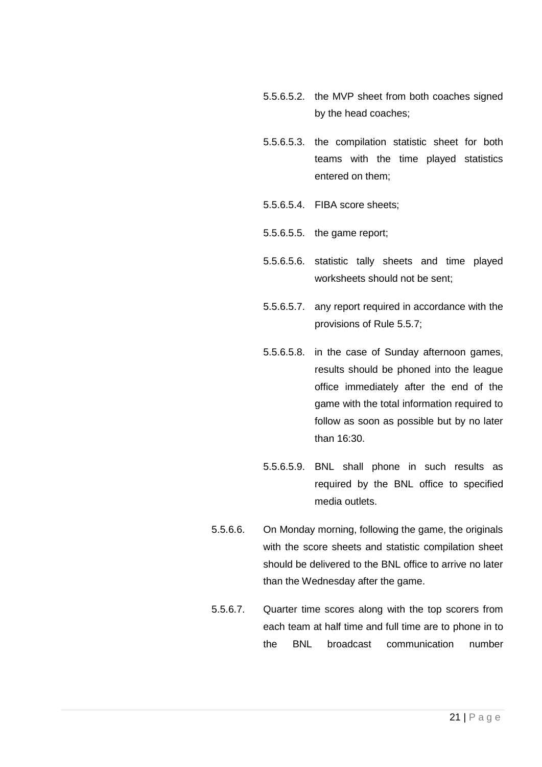5.5.6.5.2. the MVP sheet from both coaches signed by the head coaches;

5.5.6.5.3. the compilation statistic sheet for both teams with the time played statistics entered on them;

5.5.6.5.4. FIBA score sheets;

5.5.6.5.5. the game report;

5.5.6.5.6. statistic tally sheets and time played worksheets should not be sent;

5.5.6.5.7. any report required in accordance with the provisions of Rule 5.5.7;

5.5.6.5.8. in the case of Sunday afternoon games, results should be phoned into the league office immediately after the end of the game with the total information required to follow as soon as possible but by no later than 16:30.

5.5.6.5.9. BNL shall phone in such results as required by the BNL office to specified media outlets.

5.5.6.6. On Monday morning, following the game, the originals with the score sheets and statistic compilation sheet should be delivered to the BNL office to arrive no later than the Wednesday after the game.

5.5.6.7. Quarter time scores along with the top scorers from each team at half time and full time are to phone in to the BNL broadcast communication number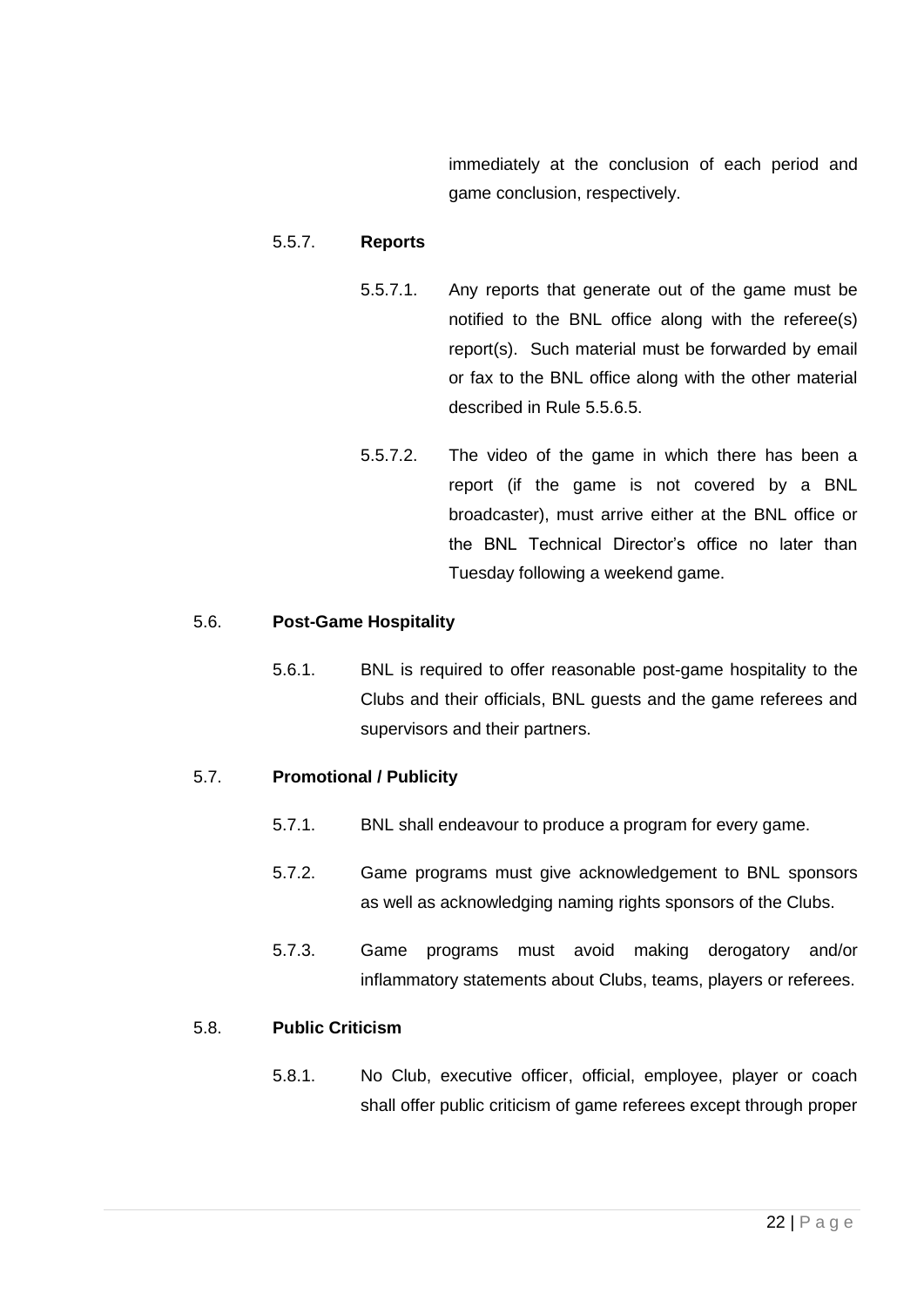immediately at the conclusion of each period and game conclusion, respectively.

5.5.7. **Reports**

5.5.7.1. Any reports that generate out of the game must be notified to the BNL office along with the referee(s) report(s). Such material must be forwarded by email or fax to the BNL office along with the other material described in Rule 5.5.6.5.

5.5.7.2. The video of the game in which there has been a report (if the game is not covered by a BNL broadcaster), must arrive either at the BNL office or the BNL Technical Director's office no later than Tuesday following a weekend game.

5.6. **Post-Game Hospitality**

5.6.1. BNL is required to offer reasonable post-game hospitality to the Clubs and their officials, BNL guests and the game referees and supervisors and their partners.

5.7. **Promotional / Publicity**

5.7.1. BNL shall endeavour to produce a program for every game.

5.7.2. Game programs must give acknowledgement to BNL sponsors as well as acknowledging naming rights sponsors of the Clubs.

5.7.3. Game programs must avoid making derogatory and/or inflammatory statements about Clubs, teams, players or referees.

5.8. **Public Criticism**

5.8.1. No Club, executive officer, official, employee, player or coach shall offer public criticism of game referees except through proper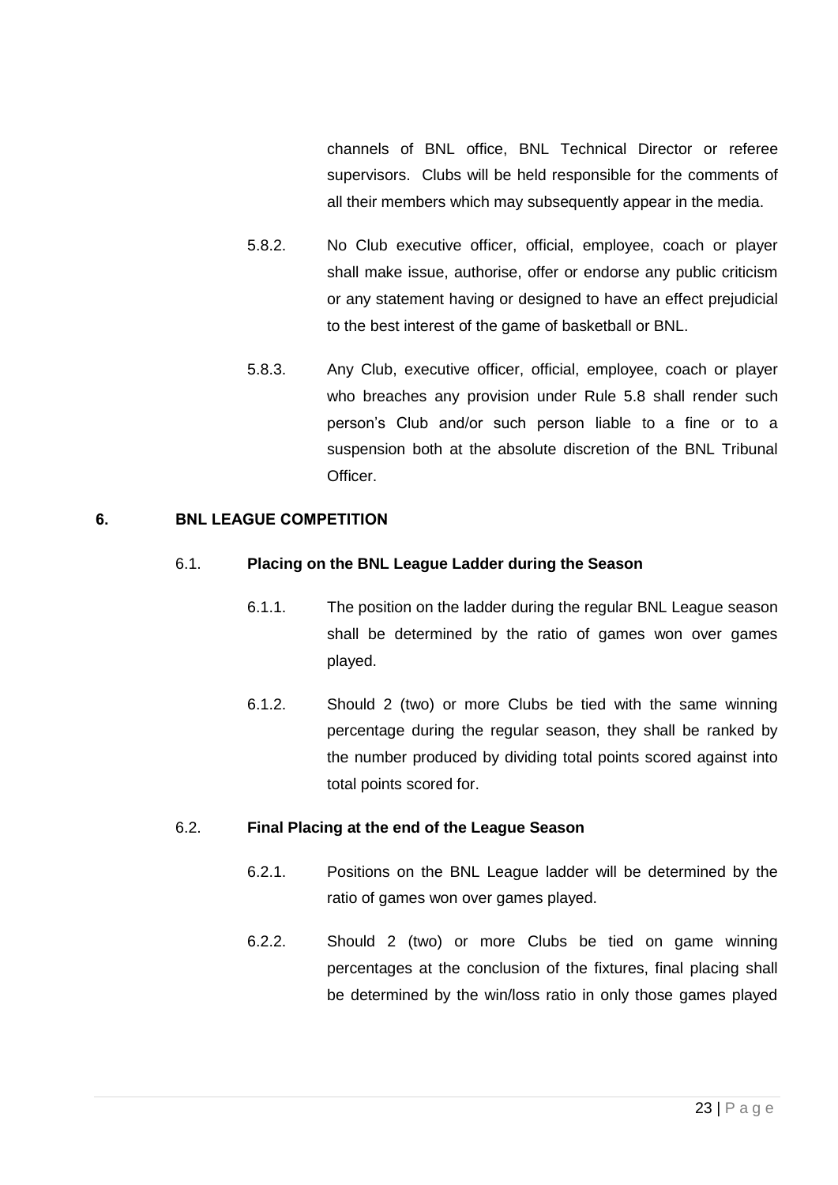channels of BNL office, BNL Technical Director or referee supervisors. Clubs will be held responsible for the comments of all their members which may subsequently appear in the media.

5.8.2. No Club executive officer, official, employee, coach or player shall make issue, authorise, offer or endorse any public criticism or any statement having or designed to have an effect prejudicial to the best interest of the game of basketball or BNL.

5.8.3. Any Club, executive officer, official, employee, coach or player who breaches any provision under Rule 5.8 shall render such person's Club and/or such person liable to a fine or to a suspension both at the absolute discretion of the BNL Tribunal Officer.

## 6. BNL LEAGUE COMPETITION

### 6.1. Placing on the BNL League Ladder during the Season

6.1.1. The position on the ladder during the regular BNL League season shall be determined by the ratio of games won over games played.

6.1.2. Should 2 (two) or more Clubs be tied with the same winning percentage during the regular season, they shall be ranked by the number produced by dividing total points scored against into total points scored for.

### 6.2. Final Placing at the end of the League Season

6.2.1. Positions on the BNL League ladder will be determined by the ratio of games won over games played.

6.2.2. Should 2 (two) or more Clubs be tied on game winning percentages at the conclusion of the fixtures, final placing shall be determined by the win/loss ratio in only those games played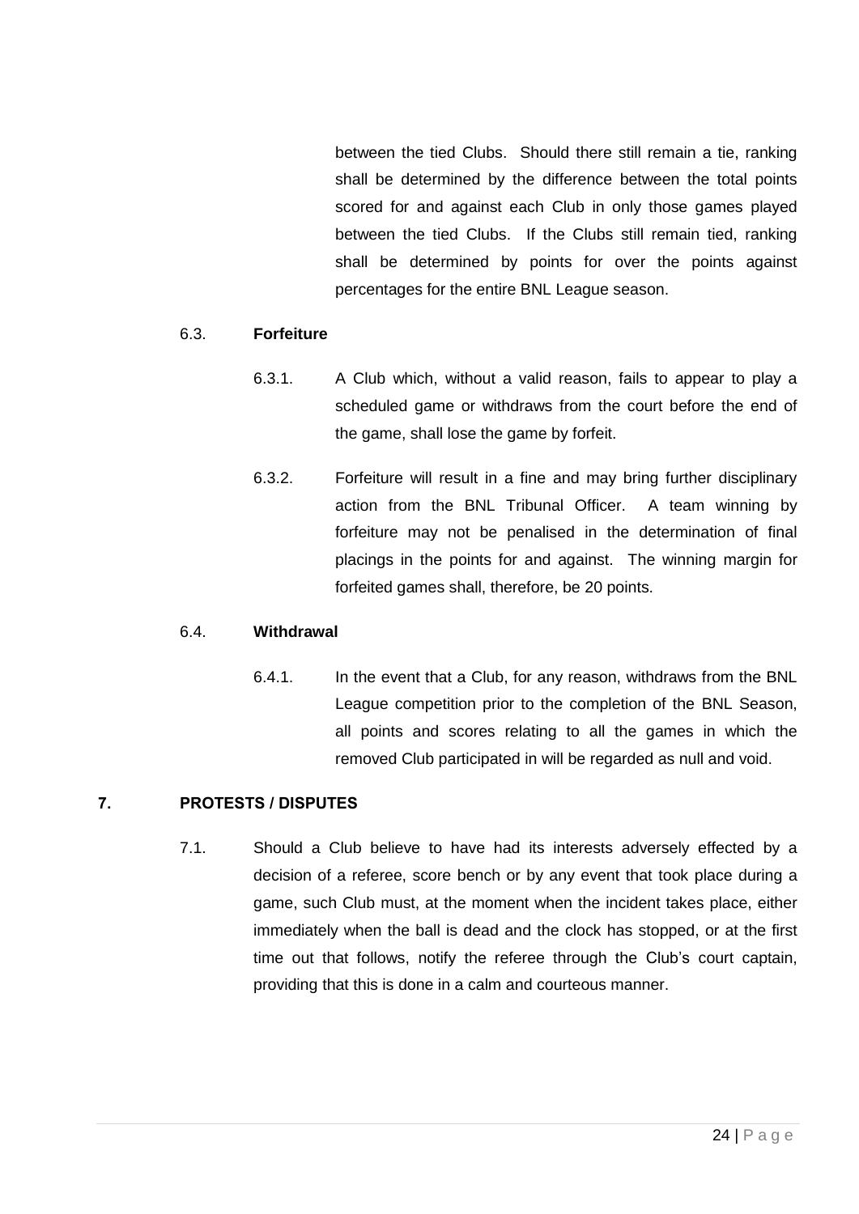between the tied Clubs. Should there still remain a tie, ranking shall be determined by the difference between the total points scored for and against each Club in only those games played between the tied Clubs. If the Clubs still remain tied, ranking shall be determined by points for over the points against percentages for the entire BNL League season.

6.3. **Forfeiture**

6.3.1. A Club which, without a valid reason, fails to appear to play a scheduled game or withdraws from the court before the end of the game, shall lose the game by forfeit.

6.3.2. Forfeiture will result in a fine and may bring further disciplinary action from the BNL Tribunal Officer. A team winning by forfeiture may not be penalised in the determination of final placings in the points for and against. The winning margin for forfeited games shall, therefore, be 20 points.

6.4. **Withdrawal**

6.4.1. In the event that a Club, for any reason, withdraws from the BNL League competition prior to the completion of the BNL Season, all points and scores relating to all the games in which the removed Club participated in will be regarded as null and void.

## 7. PROTESTS / DISPUTES

7.1. Should a Club believe to have had its interests adversely effected by a decision of a referee, score bench or by any event that took place during a game, such Club must, at the moment when the incident takes place, either immediately when the ball is dead and the clock has stopped, or at the first time out that follows, notify the referee through the Club's court captain, providing that this is done in a calm and courteous manner.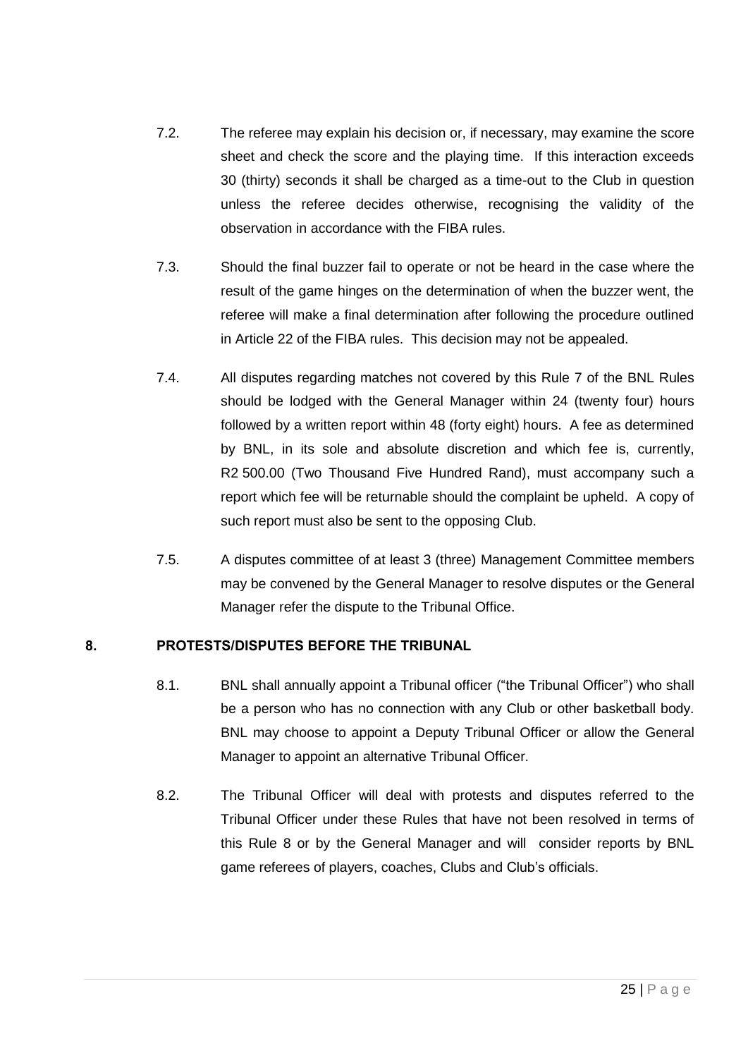7.2. The referee may explain his decision or, if necessary, may examine the score sheet and check the score and the playing time. If this interaction exceeds 30 (thirty) seconds it shall be charged as a time-out to the Club in question unless the referee decides otherwise, recognising the validity of the observation in accordance with the FIBA rules.

7.3. Should the final buzzer fail to operate or not be heard in the case where the result of the game hinges on the determination of when the buzzer went, the referee will make a final determination after following the procedure outlined in Article 22 of the FIBA rules. This decision may not be appealed.

7.4. All disputes regarding matches not covered by this Rule 7 of the BNL Rules should be lodged with the General Manager within 24 (twenty four) hours followed by a written report within 48 (forty eight) hours. A fee as determined by BNL, in its sole and absolute discretion and which fee is, currently, R2 500.00 (Two Thousand Five Hundred Rand), must accompany such a report which fee will be returnable should the complaint be upheld. A copy of such report must also be sent to the opposing Club.

7.5. A disputes committee of at least 3 (three) Management Committee members may be convened by the General Manager to resolve disputes or the General Manager refer the dispute to the Tribunal Office.

## 8. PROTESTS/DISPUTES BEFORE THE TRIBUNAL

8.1. BNL shall annually appoint a Tribunal officer ("the Tribunal Officer") who shall be a person who has no connection with any Club or other basketball body. BNL may choose to appoint a Deputy Tribunal Officer or allow the General Manager to appoint an alternative Tribunal Officer.

8.2. The Tribunal Officer will deal with protests and disputes referred to the Tribunal Officer under these Rules that have not been resolved in terms of this Rule 8 or by the General Manager and will consider reports by BNL game referees of players, coaches, Clubs and Club's officials.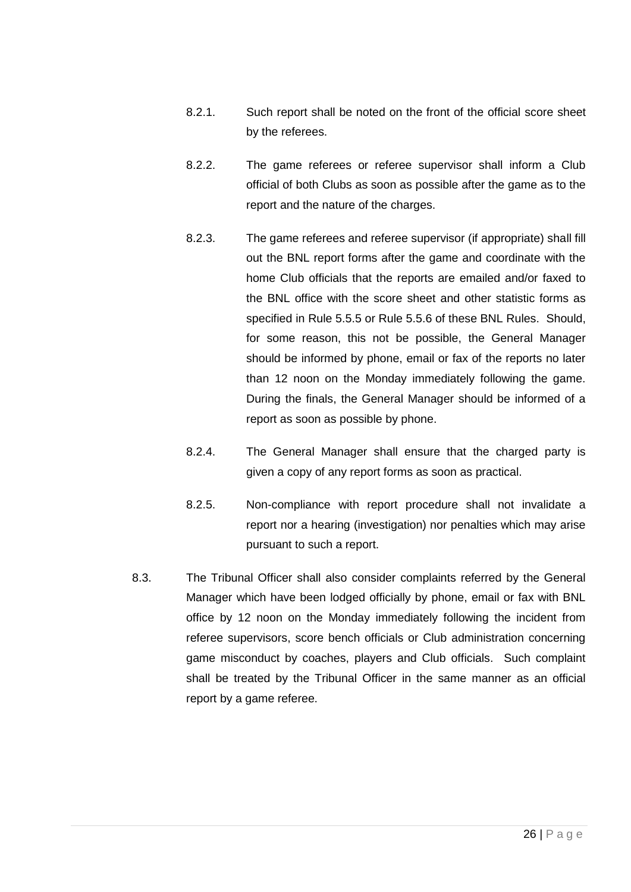8.2.1. Such report shall be noted on the front of the official score sheet by the referees.

8.2.2. The game referees or referee supervisor shall inform a Club official of both Clubs as soon as possible after the game as to the report and the nature of the charges.

8.2.3. The game referees and referee supervisor (if appropriate) shall fill out the BNL report forms after the game and coordinate with the home Club officials that the reports are emailed and/or faxed to the BNL office with the score sheet and other statistic forms as specified in Rule 5.5.5 or Rule 5.5.6 of these BNL Rules. Should, for some reason, this not be possible, the General Manager should be informed by phone, email or fax of the reports no later than 12 noon on the Monday immediately following the game. During the finals, the General Manager should be informed of a report as soon as possible by phone.

8.2.4. The General Manager shall ensure that the charged party is given a copy of any report forms as soon as practical.

8.2.5. Non-compliance with report procedure shall not invalidate a report nor a hearing (investigation) nor penalties which may arise pursuant to such a report.

8.3. The Tribunal Officer shall also consider complaints referred by the General Manager which have been lodged officially by phone, email or fax with BNL office by 12 noon on the Monday immediately following the incident from referee supervisors, score bench officials or Club administration concerning game misconduct by coaches, players and Club officials. Such complaint shall be treated by the Tribunal Officer in the same manner as an official report by a game referee.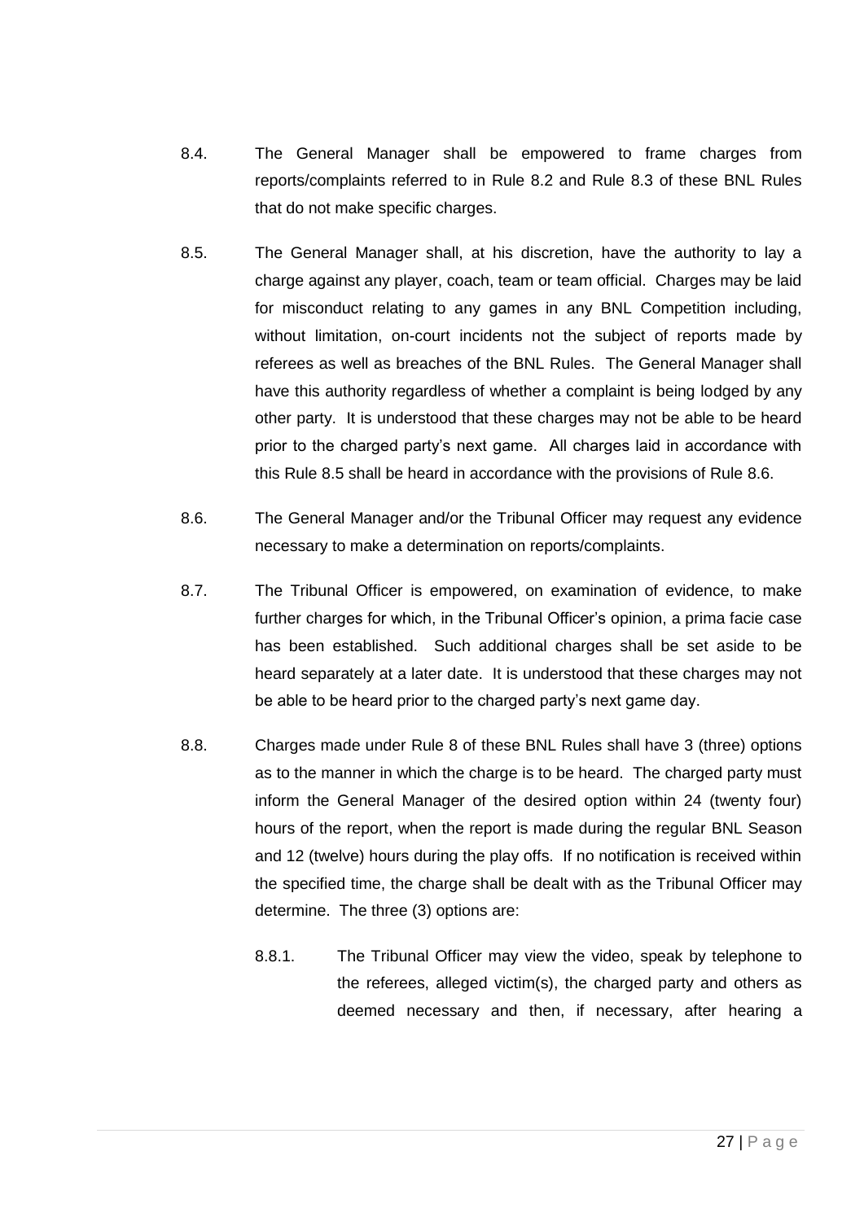8.4. The General Manager shall be empowered to frame charges from reports/complaints referred to in Rule 8.2 and Rule 8.3 of these BNL Rules that do not make specific charges.

8.5. The General Manager shall, at his discretion, have the authority to lay a charge against any player, coach, team or team official. Charges may be laid for misconduct relating to any games in any BNL Competition including, without limitation, on-court incidents not the subject of reports made by referees as well as breaches of the BNL Rules. The General Manager shall have this authority regardless of whether a complaint is being lodged by any other party. It is understood that these charges may not be able to be heard prior to the charged party's next game. All charges laid in accordance with this Rule 8.5 shall be heard in accordance with the provisions of Rule 8.6.

8.6. The General Manager and/or the Tribunal Officer may request any evidence necessary to make a determination on reports/complaints.

8.7. The Tribunal Officer is empowered, on examination of evidence, to make further charges for which, in the Tribunal Officer's opinion, a prima facie case has been established. Such additional charges shall be set aside to be heard separately at a later date. It is understood that these charges may not be able to be heard prior to the charged party's next game day.

8.8. Charges made under Rule 8 of these BNL Rules shall have 3 (three) options as to the manner in which the charge is to be heard. The charged party must inform the General Manager of the desired option within 24 (twenty four) hours of the report, when the report is made during the regular BNL Season and 12 (twelve) hours during the play offs. If no notification is received within the specified time, the charge shall be dealt with as the Tribunal Officer may determine. The three (3) options are:

8.8.1. The Tribunal Officer may view the video, speak by telephone to the referees, alleged victim(s), the charged party and others as deemed necessary and then, if necessary, after hearing a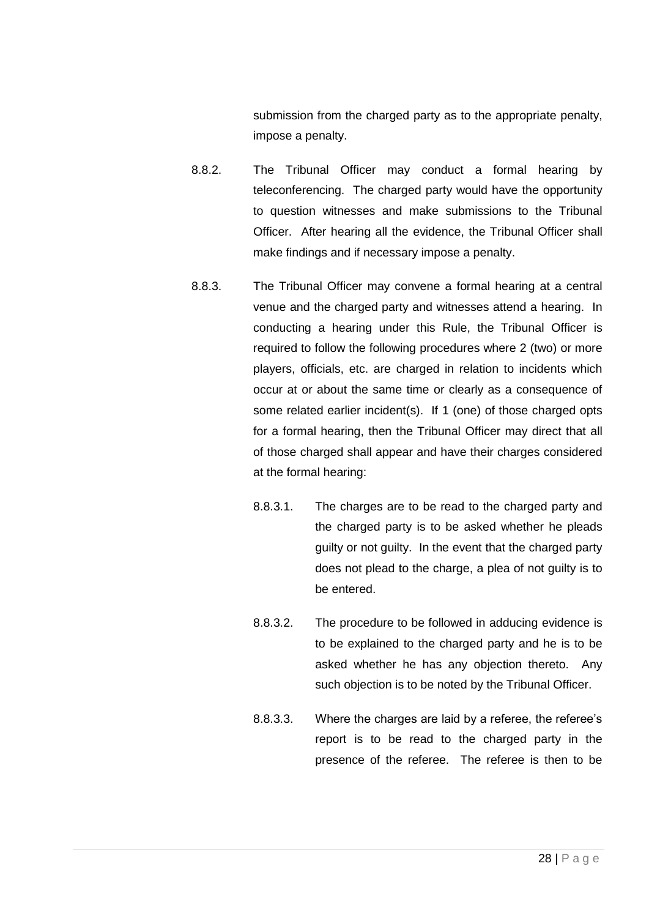submission from the charged party as to the appropriate penalty, impose a penalty.

8.8.2. The Tribunal Officer may conduct a formal hearing by teleconferencing. The charged party would have the opportunity to question witnesses and make submissions to the Tribunal Officer. After hearing all the evidence, the Tribunal Officer shall make findings and if necessary impose a penalty.

8.8.3. The Tribunal Officer may convene a formal hearing at a central venue and the charged party and witnesses attend a hearing. In conducting a hearing under this Rule, the Tribunal Officer is required to follow the following procedures where 2 (two) or more players, officials, etc. are charged in relation to incidents which occur at or about the same time or clearly as a consequence of some related earlier incident(s). If 1 (one) of those charged opts for a formal hearing, then the Tribunal Officer may direct that all of those charged shall appear and have their charges considered at the formal hearing:

8.8.3.1. The charges are to be read to the charged party and the charged party is to be asked whether he pleads guilty or not guilty. In the event that the charged party does not plead to the charge, a plea of not guilty is to be entered.

8.8.3.2. The procedure to be followed in adducing evidence is to be explained to the charged party and he is to be asked whether he has any objection thereto. Any such objection is to be noted by the Tribunal Officer.

8.8.3.3. Where the charges are laid by a referee, the referee's report is to be read to the charged party in the presence of the referee. The referee is then to be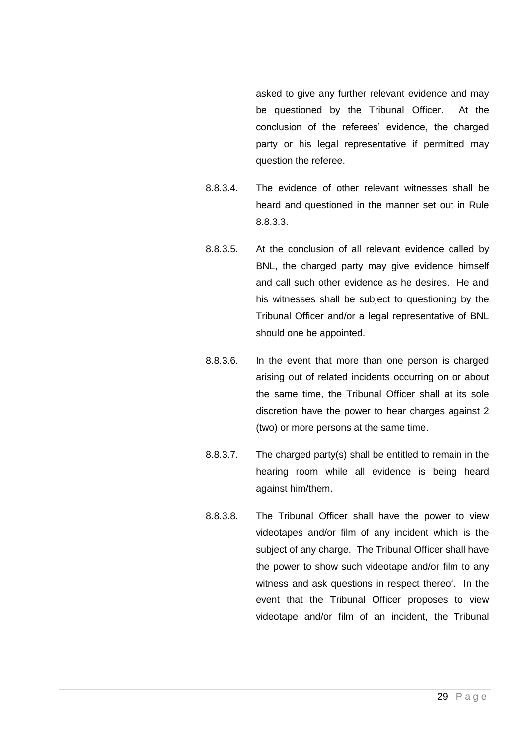asked to give any further relevant evidence and may be questioned by the Tribunal Officer. At the conclusion of the referees' evidence, the charged party or his legal representative if permitted may question the referee.

8.8.3.4. The evidence of other relevant witnesses shall be heard and questioned in the manner set out in Rule 8.8.3.3.

8.8.3.5. At the conclusion of all relevant evidence called by BNL, the charged party may give evidence himself and call such other evidence as he desires. He and his witnesses shall be subject to questioning by the Tribunal Officer and/or a legal representative of BNL should one be appointed.

8.8.3.6. In the event that more than one person is charged arising out of related incidents occurring on or about the same time, the Tribunal Officer shall at its sole discretion have the power to hear charges against 2 (two) or more persons at the same time.

8.8.3.7. The charged party(s) shall be entitled to remain in the hearing room while all evidence is being heard against him/them.

8.8.3.8. The Tribunal Officer shall have the power to view videotapes and/or film of any incident which is the subject of any charge. The Tribunal Officer shall have the power to show such videotape and/or film to any witness and ask questions in respect thereof. In the event that the Tribunal Officer proposes to view videotape and/or film of an incident, the Tribunal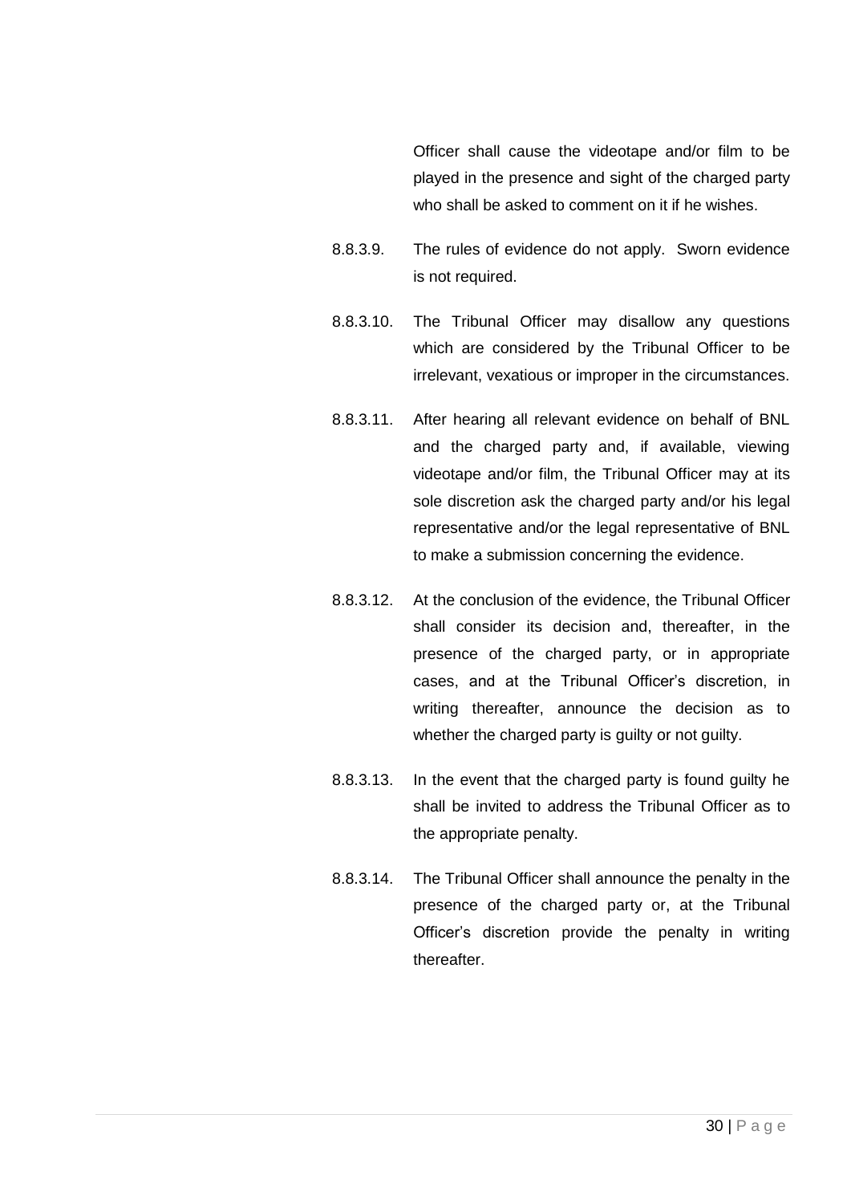Officer shall cause the videotape and/or film to be played in the presence and sight of the charged party who shall be asked to comment on it if he wishes.

8.8.3.9. The rules of evidence do not apply. Sworn evidence is not required.

8.8.3.10. The Tribunal Officer may disallow any questions which are considered by the Tribunal Officer to be irrelevant, vexatious or improper in the circumstances.

8.8.3.11. After hearing all relevant evidence on behalf of BNL and the charged party and, if available, viewing videotape and/or film, the Tribunal Officer may at its sole discretion ask the charged party and/or his legal representative and/or the legal representative of BNL to make a submission concerning the evidence.

8.8.3.12. At the conclusion of the evidence, the Tribunal Officer shall consider its decision and, thereafter, in the presence of the charged party, or in appropriate cases, and at the Tribunal Officer's discretion, in writing thereafter, announce the decision as to whether the charged party is guilty or not guilty.

8.8.3.13. In the event that the charged party is found guilty he shall be invited to address the Tribunal Officer as to the appropriate penalty.

8.8.3.14. The Tribunal Officer shall announce the penalty in the presence of the charged party or, at the Tribunal Officer's discretion provide the penalty in writing thereafter.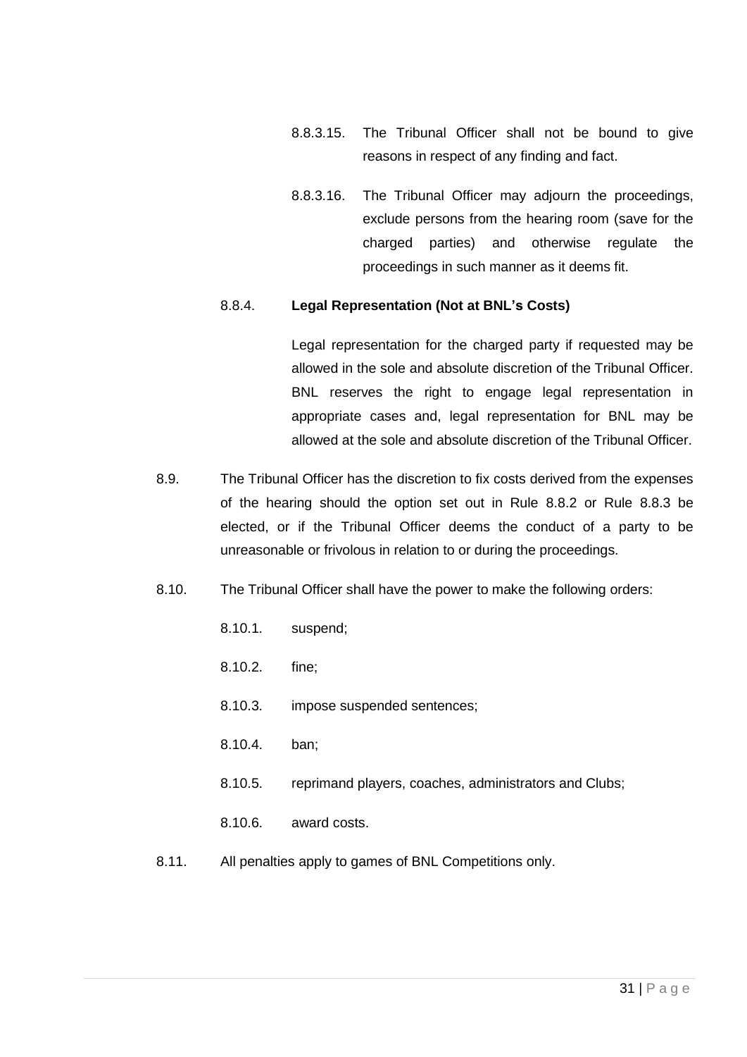8.8.3.15. The Tribunal Officer shall not be bound to give reasons in respect of any finding and fact.

8.8.3.16. The Tribunal Officer may adjourn the proceedings, exclude persons from the hearing room (save for the charged parties) and otherwise regulate the proceedings in such manner as it deems fit.

8.8.4. **Legal Representation (Not at BNL's Costs)**

Legal representation for the charged party if requested may be allowed in the sole and absolute discretion of the Tribunal Officer. BNL reserves the right to engage legal representation in appropriate cases and, legal representation for BNL may be allowed at the sole and absolute discretion of the Tribunal Officer.

8.9. The Tribunal Officer has the discretion to fix costs derived from the expenses of the hearing should the option set out in Rule 8.8.2 or Rule 8.8.3 be elected, or if the Tribunal Officer deems the conduct of a party to be unreasonable or frivolous in relation to or during the proceedings.

8.10. The Tribunal Officer shall have the power to make the following orders:

8.10.1. suspend;

8.10.2. fine;

8.10.3. impose suspended sentences;

8.10.4. ban;

8.10.5. reprimand players, coaches, administrators and Clubs;

8.10.6. award costs.

8.11. All penalties apply to games of BNL Competitions only.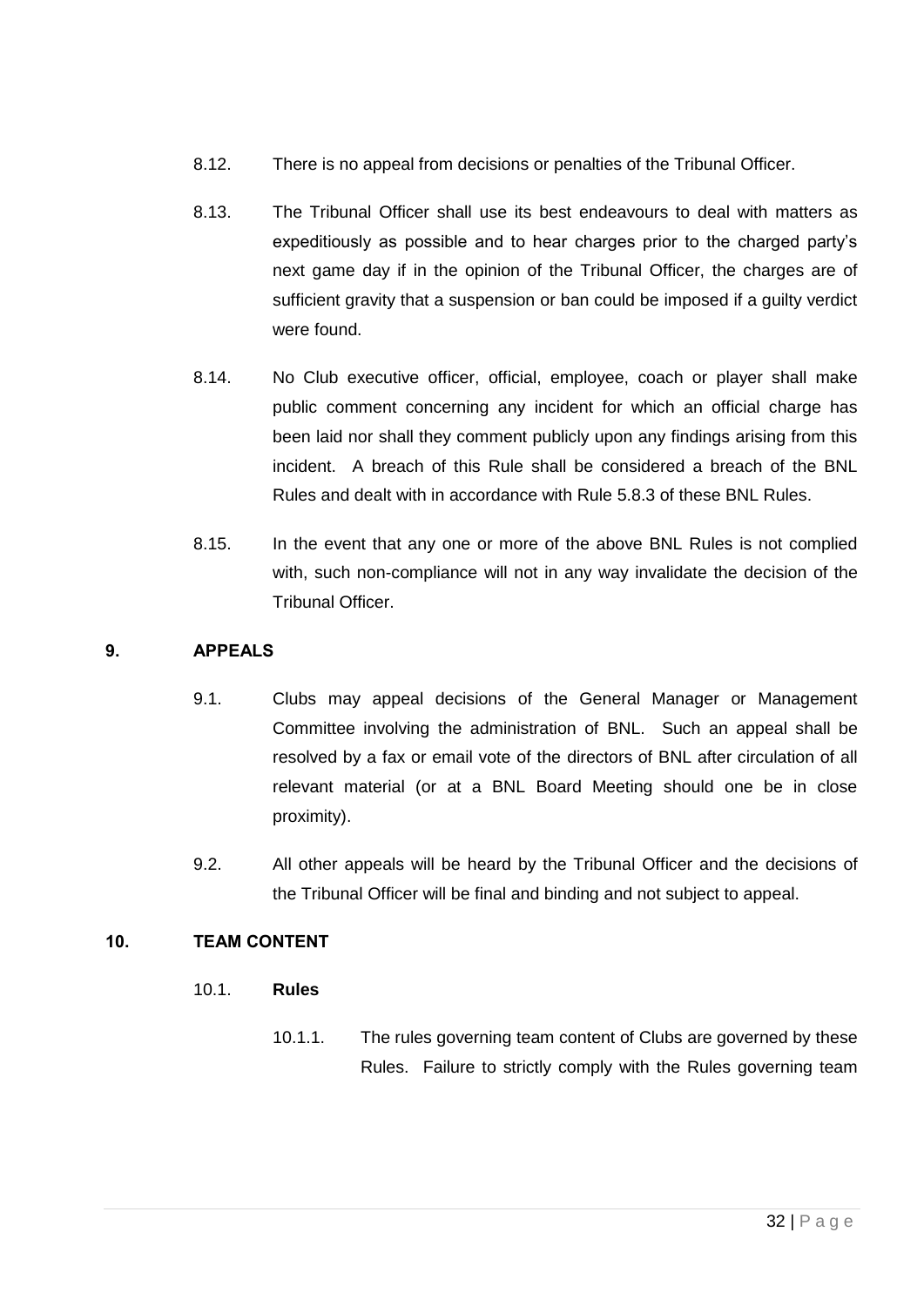8.12. There is no appeal from decisions or penalties of the Tribunal Officer.

8.13. The Tribunal Officer shall use its best endeavours to deal with matters as expeditiously as possible and to hear charges prior to the charged party's next game day if in the opinion of the Tribunal Officer, the charges are of sufficient gravity that a suspension or ban could be imposed if a guilty verdict were found.

8.14. No Club executive officer, official, employee, coach or player shall make public comment concerning any incident for which an official charge has been laid nor shall they comment publicly upon any findings arising from this incident. A breach of this Rule shall be considered a breach of the BNL Rules and dealt with in accordance with Rule 5.8.3 of these BNL Rules.

8.15. In the event that any one or more of the above BNL Rules is not complied with, such non-compliance will not in any way invalidate the decision of the Tribunal Officer.

## 9. APPEALS

9.1. Clubs may appeal decisions of the General Manager or Management Committee involving the administration of BNL. Such an appeal shall be resolved by a fax or email vote of the directors of BNL after circulation of all relevant material (or at a BNL Board Meeting should one be in close proximity).

9.2. All other appeals will be heard by the Tribunal Officer and the decisions of the Tribunal Officer will be final and binding and not subject to appeal.

## 10. TEAM CONTENT

### 10.1. Rules

10.1.1. The rules governing team content of Clubs are governed by these Rules. Failure to strictly comply with the Rules governing team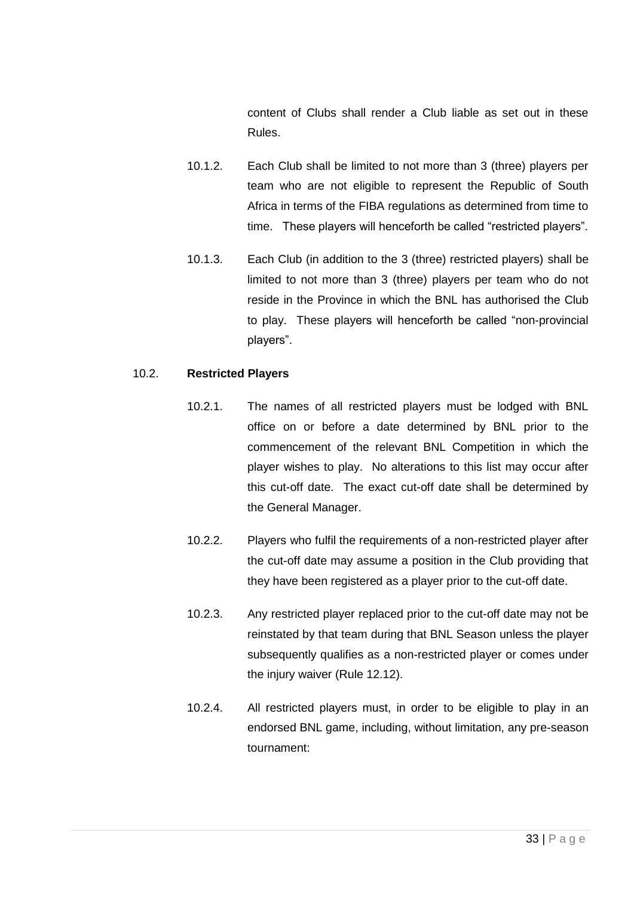content of Clubs shall render a Club liable as set out in these Rules.

10.1.2. Each Club shall be limited to not more than 3 (three) players per team who are not eligible to represent the Republic of South Africa in terms of the FIBA regulations as determined from time to time. These players will henceforth be called "restricted players".

10.1.3. Each Club (in addition to the 3 (three) restricted players) shall be limited to not more than 3 (three) players per team who do not reside in the Province in which the BNL has authorised the Club to play. These players will henceforth be called "non-provincial players".

### 10.2. **Restricted Players**

10.2.1. The names of all restricted players must be lodged with BNL office on or before a date determined by BNL prior to the commencement of the relevant BNL Competition in which the player wishes to play. No alterations to this list may occur after this cut-off date. The exact cut-off date shall be determined by the General Manager.

10.2.2. Players who fulfil the requirements of a non-restricted player after the cut-off date may assume a position in the Club providing that they have been registered as a player prior to the cut-off date.

10.2.3. Any restricted player replaced prior to the cut-off date may not be reinstated by that team during that BNL Season unless the player subsequently qualifies as a non-restricted player or comes under the injury waiver (Rule 12.12).

10.2.4. All restricted players must, in order to be eligible to play in an endorsed BNL game, including, without limitation, any pre-season tournament: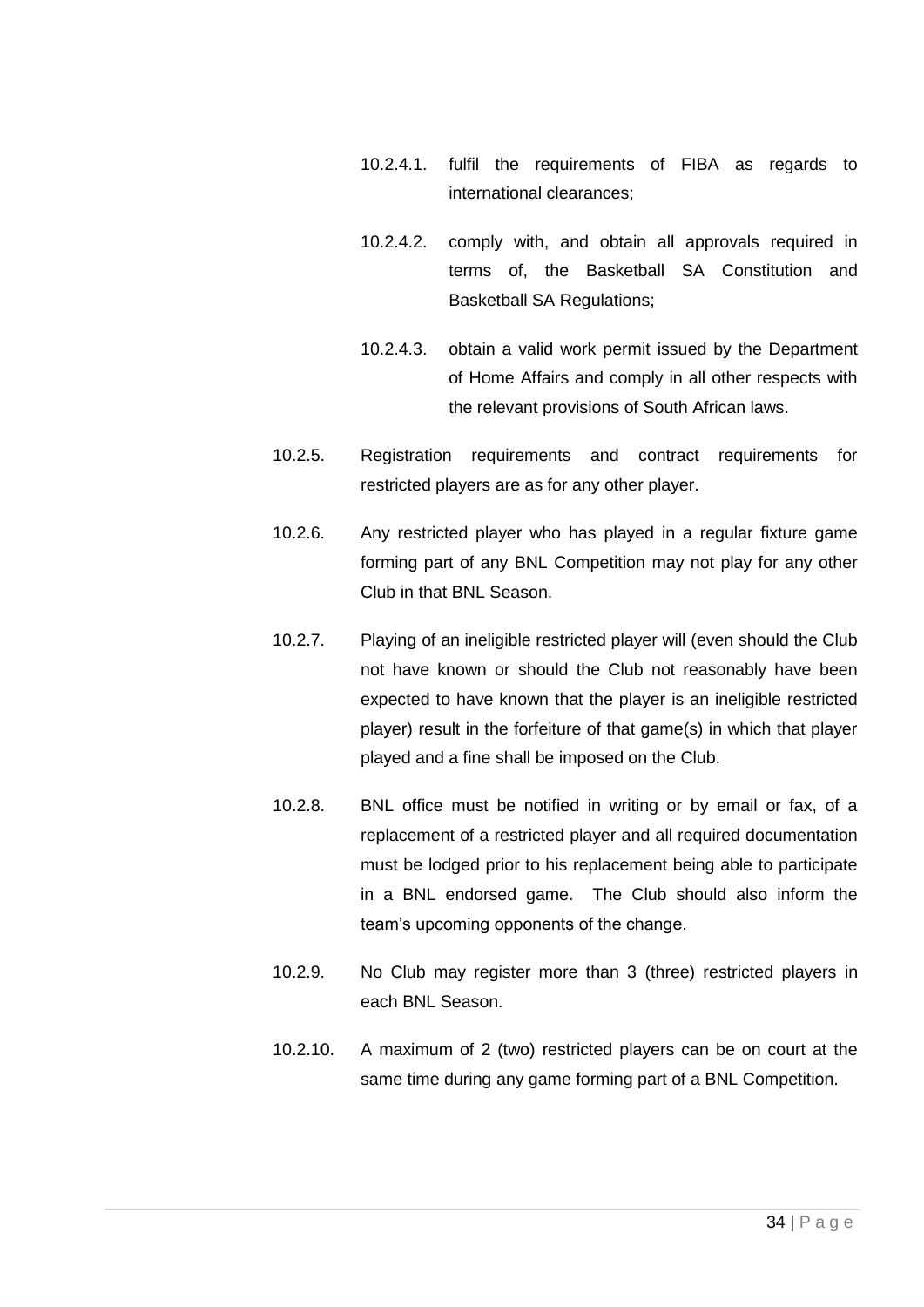10.2.4.1. fulfil the requirements of FIBA as regards to international clearances;

10.2.4.2. comply with, and obtain all approvals required in terms of, the Basketball SA Constitution and Basketball SA Regulations;

10.2.4.3. obtain a valid work permit issued by the Department of Home Affairs and comply in all other respects with the relevant provisions of South African laws.

10.2.5. Registration requirements and contract requirements for restricted players are as for any other player.

10.2.6. Any restricted player who has played in a regular fixture game forming part of any BNL Competition may not play for any other Club in that BNL Season.

10.2.7. Playing of an ineligible restricted player will (even should the Club not have known or should the Club not reasonably have been expected to have known that the player is an ineligible restricted player) result in the forfeiture of that game(s) in which that player played and a fine shall be imposed on the Club.

10.2.8. BNL office must be notified in writing or by email or fax, of a replacement of a restricted player and all required documentation must be lodged prior to his replacement being able to participate in a BNL endorsed game. The Club should also inform the team's upcoming opponents of the change.

10.2.9. No Club may register more than 3 (three) restricted players in each BNL Season.

10.2.10. A maximum of 2 (two) restricted players can be on court at the same time during any game forming part of a BNL Competition.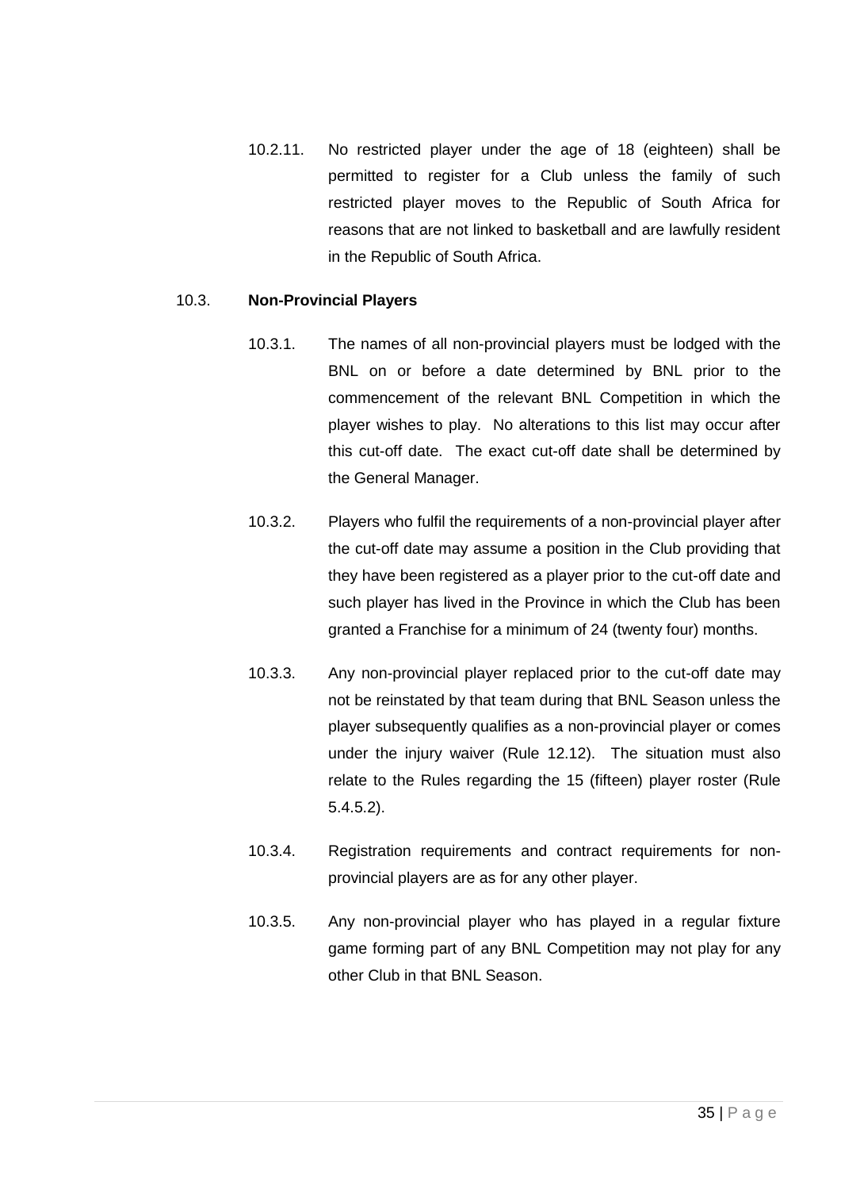10.2.11. No restricted player under the age of 18 (eighteen) shall be permitted to register for a Club unless the family of such restricted player moves to the Republic of South Africa for reasons that are not linked to basketball and are lawfully resident in the Republic of South Africa.

10.3. **Non-Provincial Players**

10.3.1. The names of all non-provincial players must be lodged with the BNL on or before a date determined by BNL prior to the commencement of the relevant BNL Competition in which the player wishes to play. No alterations to this list may occur after this cut-off date. The exact cut-off date shall be determined by the General Manager.

10.3.2. Players who fulfil the requirements of a non-provincial player after the cut-off date may assume a position in the Club providing that they have been registered as a player prior to the cut-off date and such player has lived in the Province in which the Club has been granted a Franchise for a minimum of 24 (twenty four) months.

10.3.3. Any non-provincial player replaced prior to the cut-off date may not be reinstated by that team during that BNL Season unless the player subsequently qualifies as a non-provincial player or comes under the injury waiver (Rule 12.12). The situation must also relate to the Rules regarding the 15 (fifteen) player roster (Rule 5.4.5.2).

10.3.4. Registration requirements and contract requirements for non-provincial players are as for any other player.

10.3.5. Any non-provincial player who has played in a regular fixture game forming part of any BNL Competition may not play for any other Club in that BNL Season.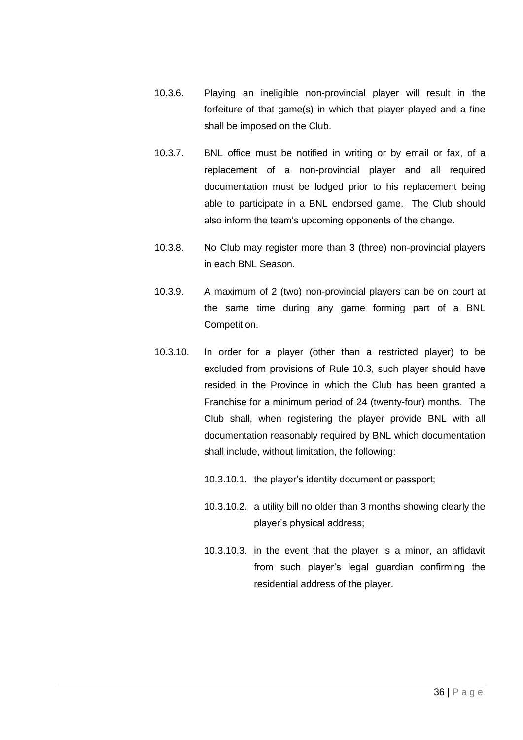10.3.6. Playing an ineligible non-provincial player will result in the forfeiture of that game(s) in which that player played and a fine shall be imposed on the Club.

10.3.7. BNL office must be notified in writing or by email or fax, of a replacement of a non-provincial player and all required documentation must be lodged prior to his replacement being able to participate in a BNL endorsed game. The Club should also inform the team's upcoming opponents of the change.

10.3.8. No Club may register more than 3 (three) non-provincial players in each BNL Season.

10.3.9. A maximum of 2 (two) non-provincial players can be on court at the same time during any game forming part of a BNL Competition.

10.3.10. In order for a player (other than a restricted player) to be excluded from provisions of Rule 10.3, such player should have resided in the Province in which the Club has been granted a Franchise for a minimum period of 24 (twenty-four) months. The Club shall, when registering the player provide BNL with all documentation reasonably required by BNL which documentation shall include, without limitation, the following:

10.3.10.1. the player's identity document or passport;

10.3.10.2. a utility bill no older than 3 months showing clearly the player's physical address;

10.3.10.3. in the event that the player is a minor, an affidavit from such player's legal guardian confirming the residential address of the player.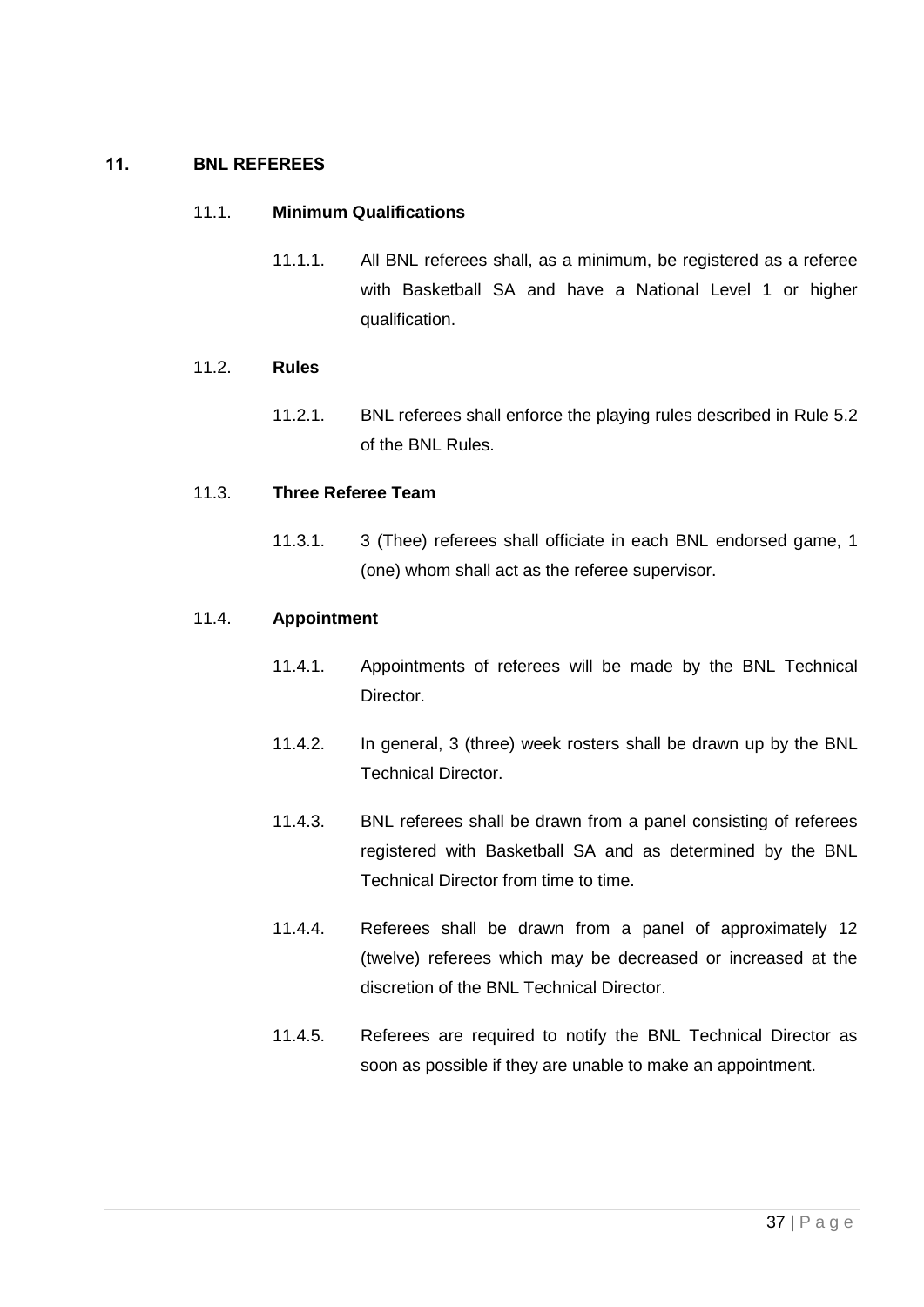## 11. BNL REFEREES

### 11.1. Minimum Qualifications

11.1.1. All BNL referees shall, as a minimum, be registered as a referee with Basketball SA and have a National Level 1 or higher qualification.

### 11.2. Rules

11.2.1. BNL referees shall enforce the playing rules described in Rule 5.2 of the BNL Rules.

### 11.3. Three Referee Team

11.3.1. 3 (Thee) referees shall officiate in each BNL endorsed game, 1 (one) whom shall act as the referee supervisor.

### 11.4. Appointment

11.4.1. Appointments of referees will be made by the BNL Technical Director.

11.4.2. In general, 3 (three) week rosters shall be drawn up by the BNL Technical Director.

11.4.3. BNL referees shall be drawn from a panel consisting of referees registered with Basketball SA and as determined by the BNL Technical Director from time to time.

11.4.4. Referees shall be drawn from a panel of approximately 12 (twelve) referees which may be decreased or increased at the discretion of the BNL Technical Director.

11.4.5. Referees are required to notify the BNL Technical Director as soon as possible if they are unable to make an appointment.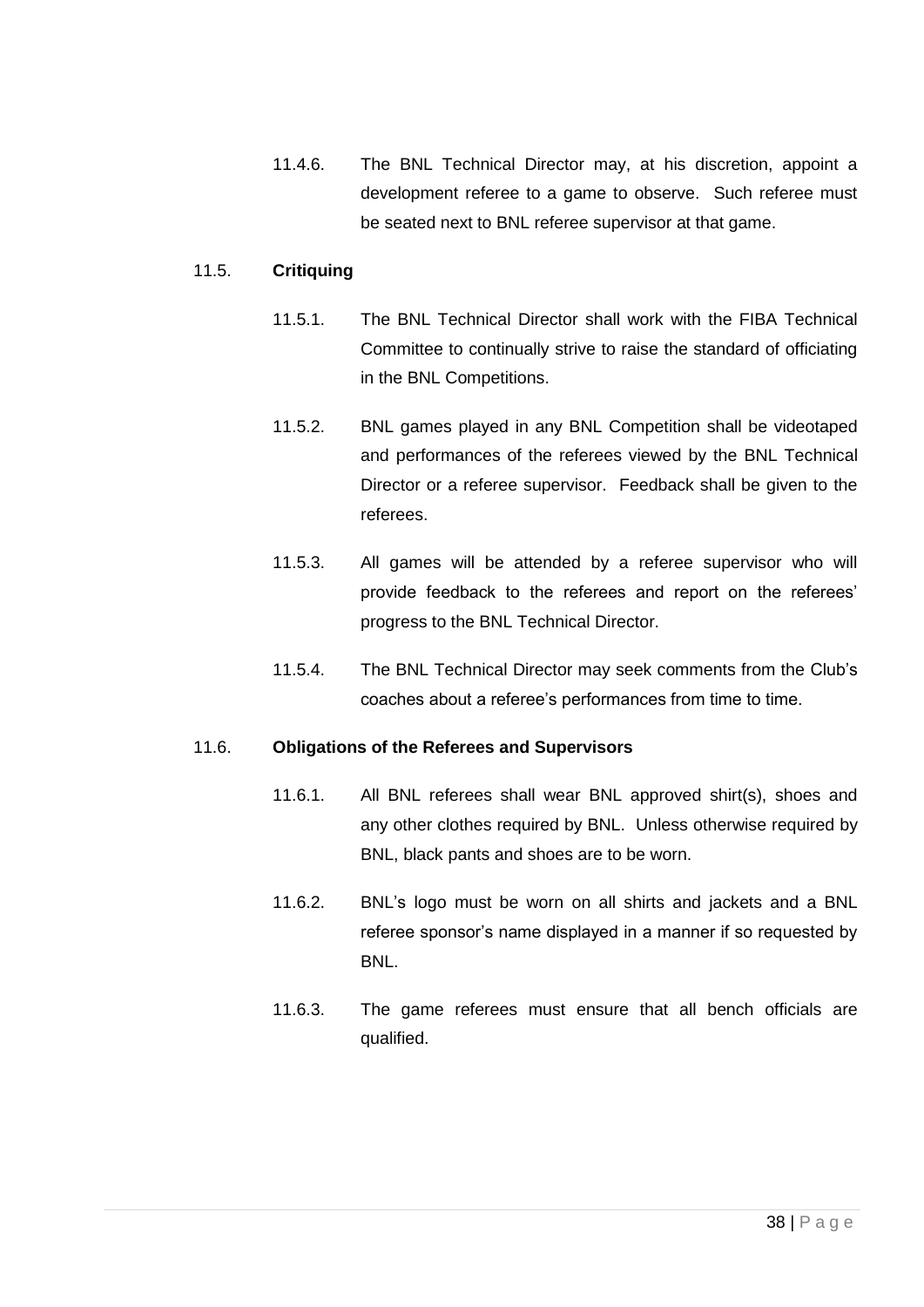11.4.6. The BNL Technical Director may, at his discretion, appoint a development referee to a game to observe. Such referee must be seated next to BNL referee supervisor at that game.

### 11.5. **Critiquing**

11.5.1. The BNL Technical Director shall work with the FIBA Technical Committee to continually strive to raise the standard of officiating in the BNL Competitions.

11.5.2. BNL games played in any BNL Competition shall be videotaped and performances of the referees viewed by the BNL Technical Director or a referee supervisor. Feedback shall be given to the referees.

11.5.3. All games will be attended by a referee supervisor who will provide feedback to the referees and report on the referees' progress to the BNL Technical Director.

11.5.4. The BNL Technical Director may seek comments from the Club's coaches about a referee's performances from time to time.

### 11.6. **Obligations of the Referees and Supervisors**

11.6.1. All BNL referees shall wear BNL approved shirt(s), shoes and any other clothes required by BNL. Unless otherwise required by BNL, black pants and shoes are to be worn.

11.6.2. BNL's logo must be worn on all shirts and jackets and a BNL referee sponsor's name displayed in a manner if so requested by BNL.

11.6.3. The game referees must ensure that all bench officials are qualified.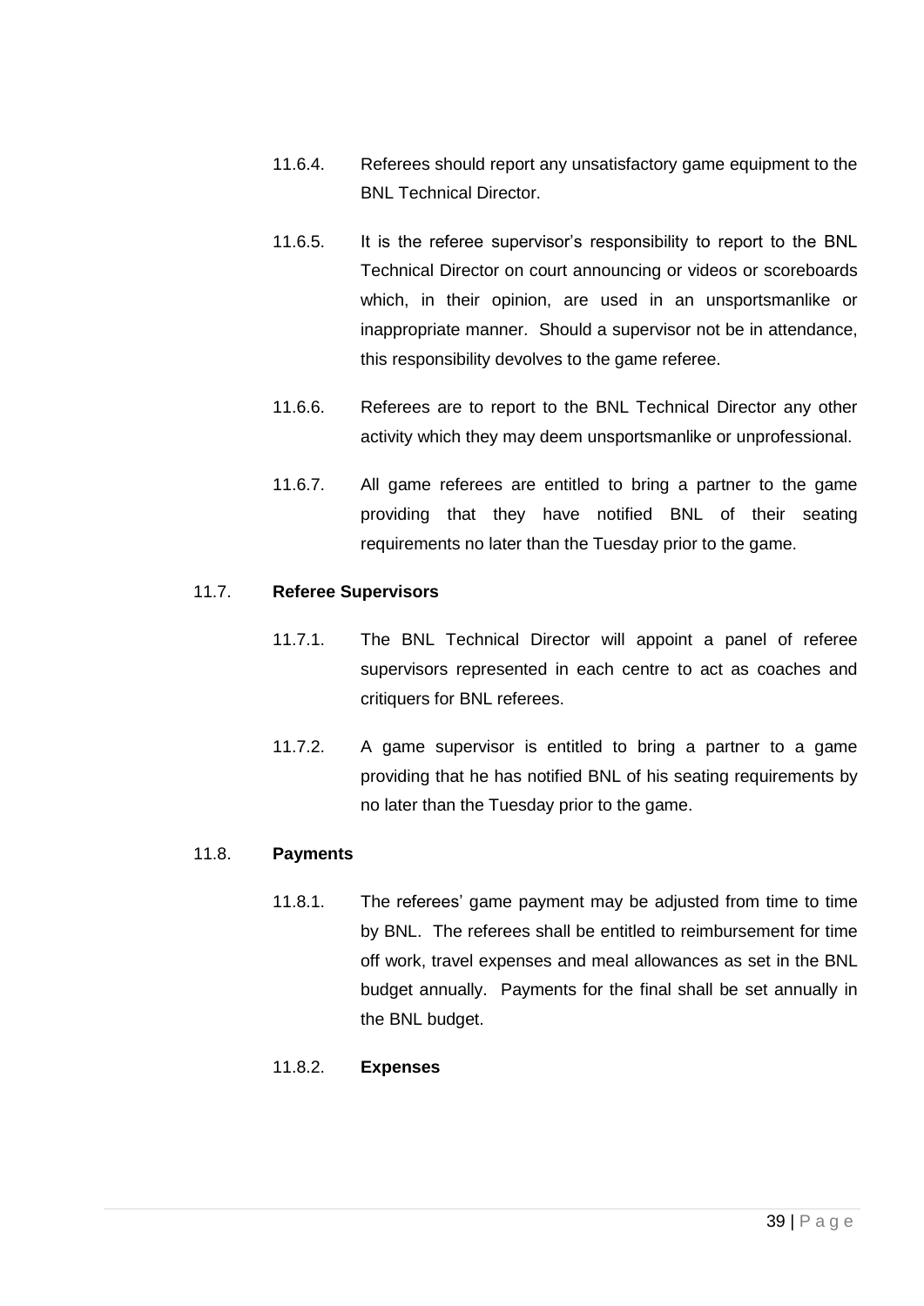11.6.4. Referees should report any unsatisfactory game equipment to the BNL Technical Director.

11.6.5. It is the referee supervisor's responsibility to report to the BNL Technical Director on court announcing or videos or scoreboards which, in their opinion, are used in an unsportsmanlike or inappropriate manner. Should a supervisor not be in attendance, this responsibility devolves to the game referee.

11.6.6. Referees are to report to the BNL Technical Director any other activity which they may deem unsportsmanlike or unprofessional.

11.6.7. All game referees are entitled to bring a partner to the game providing that they have notified BNL of their seating requirements no later than the Tuesday prior to the game.

11.7. **Referee Supervisors**

11.7.1. The BNL Technical Director will appoint a panel of referee supervisors represented in each centre to act as coaches and critiquers for BNL referees.

11.7.2. A game supervisor is entitled to bring a partner to a game providing that he has notified BNL of his seating requirements by no later than the Tuesday prior to the game.

11.8. **Payments**

11.8.1. The referees' game payment may be adjusted from time to time by BNL. The referees shall be entitled to reimbursement for time off work, travel expenses and meal allowances as set in the BNL budget annually. Payments for the final shall be set annually in the BNL budget.

11.8.2. **Expenses**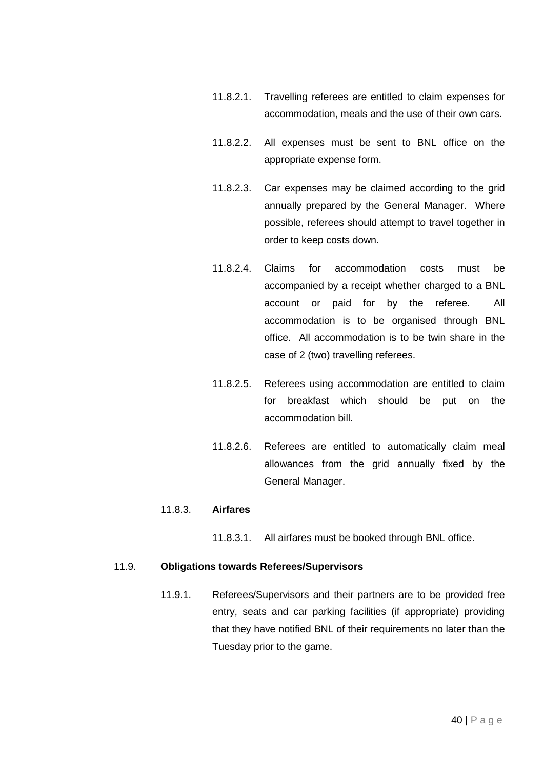11.8.2.1. Travelling referees are entitled to claim expenses for accommodation, meals and the use of their own cars.

11.8.2.2. All expenses must be sent to BNL office on the appropriate expense form.

11.8.2.3. Car expenses may be claimed according to the grid annually prepared by the General Manager. Where possible, referees should attempt to travel together in order to keep costs down.

11.8.2.4. Claims for accommodation costs must be accompanied by a receipt whether charged to a BNL account or paid for by the referee. All accommodation is to be organised through BNL office. All accommodation is to be twin share in the case of 2 (two) travelling referees.

11.8.2.5. Referees using accommodation are entitled to claim for breakfast which should be put on the accommodation bill.

11.8.2.6. Referees are entitled to automatically claim meal allowances from the grid annually fixed by the General Manager.

11.8.3. **Airfares**

11.8.3.1. All airfares must be booked through BNL office.

11.9. **Obligations towards Referees/Supervisors**

11.9.1. Referees/Supervisors and their partners are to be provided free entry, seats and car parking facilities (if appropriate) providing that they have notified BNL of their requirements no later than the Tuesday prior to the game.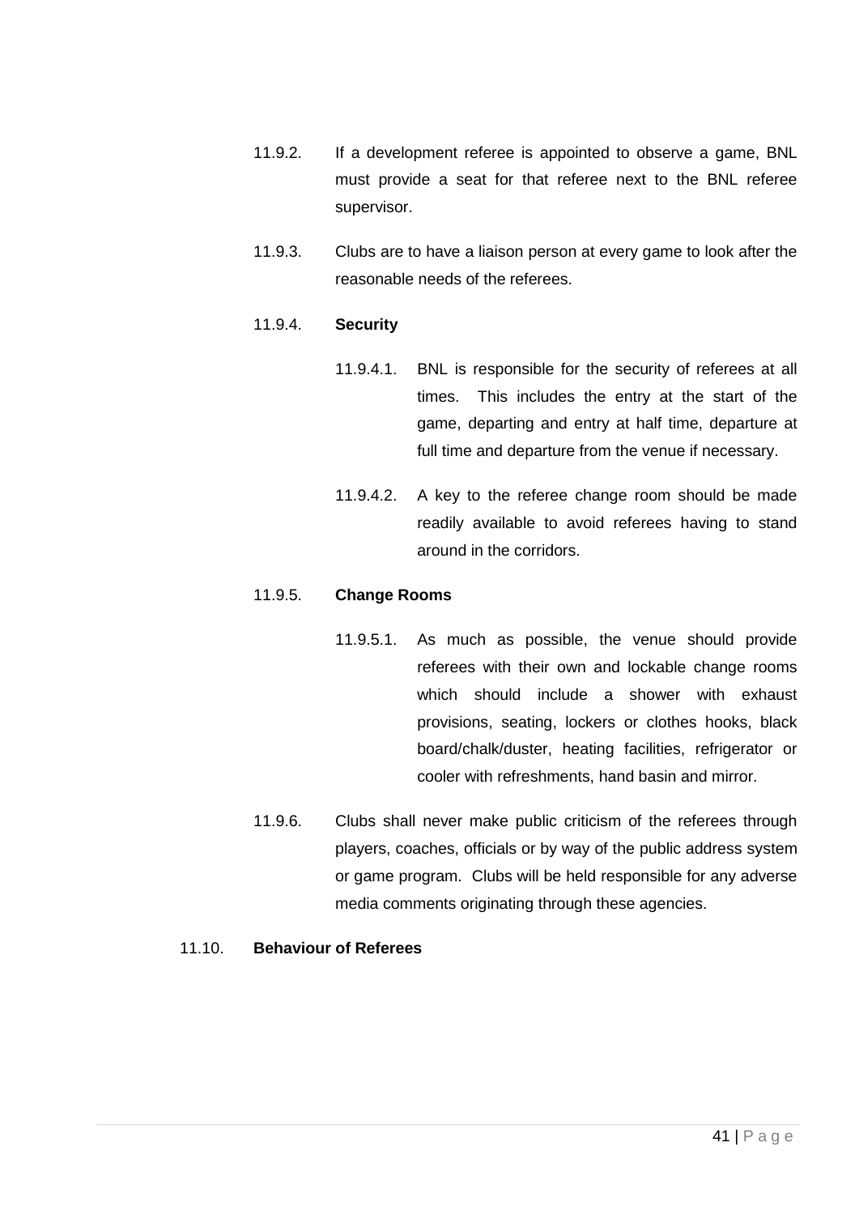11.9.2. If a development referee is appointed to observe a game, BNL must provide a seat for that referee next to the BNL referee supervisor.

11.9.3. Clubs are to have a liaison person at every game to look after the reasonable needs of the referees.

11.9.4. **Security**

11.9.4.1. BNL is responsible for the security of referees at all times. This includes the entry at the start of the game, departing and entry at half time, departure at full time and departure from the venue if necessary.

11.9.4.2. A key to the referee change room should be made readily available to avoid referees having to stand around in the corridors.

11.9.5. **Change Rooms**

11.9.5.1. As much as possible, the venue should provide referees with their own and lockable change rooms which should include a shower with exhaust provisions, seating, lockers or clothes hooks, black board/chalk/duster, heating facilities, refrigerator or cooler with refreshments, hand basin and mirror.

11.9.6. Clubs shall never make public criticism of the referees through players, coaches, officials or by way of the public address system or game program. Clubs will be held responsible for any adverse media comments originating through these agencies.

11.10. **Behaviour of Referees**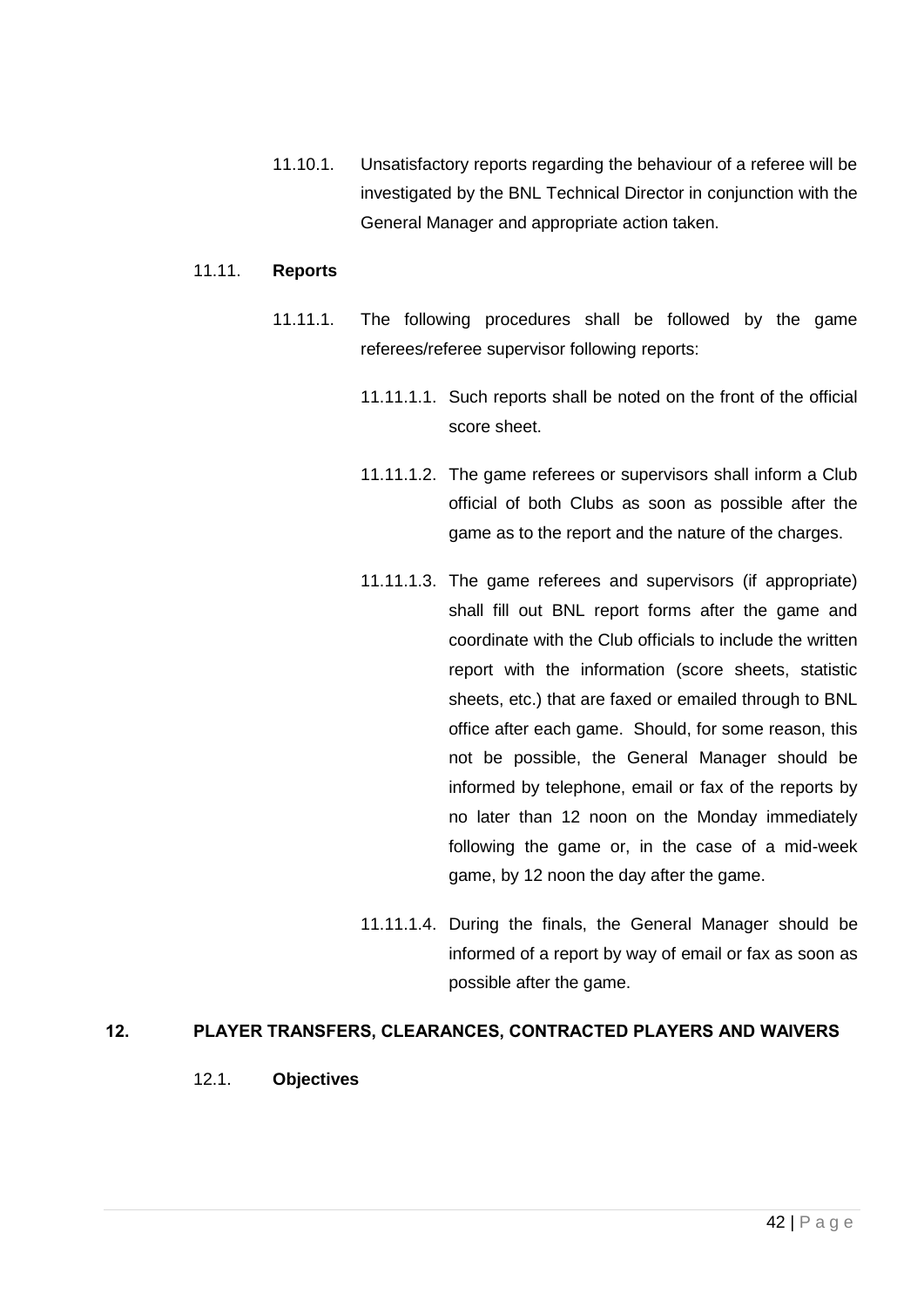11.10.1. Unsatisfactory reports regarding the behaviour of a referee will be investigated by the BNL Technical Director in conjunction with the General Manager and appropriate action taken.

11.11. **Reports**

11.11.1. The following procedures shall be followed by the game referees/referee supervisor following reports:

11.11.1.1. Such reports shall be noted on the front of the official score sheet.

11.11.1.2. The game referees or supervisors shall inform a Club official of both Clubs as soon as possible after the game as to the report and the nature of the charges.

11.11.1.3. The game referees and supervisors (if appropriate) shall fill out BNL report forms after the game and coordinate with the Club officials to include the written report with the information (score sheets, statistic sheets, etc.) that are faxed or emailed through to BNL office after each game. Should, for some reason, this not be possible, the General Manager should be informed by telephone, email or fax of the reports by no later than 12 noon on the Monday immediately following the game or, in the case of a mid-week game, by 12 noon the day after the game.

11.11.1.4. During the finals, the General Manager should be informed of a report by way of email or fax as soon as possible after the game.

## 12. PLAYER TRANSFERS, CLEARANCES, CONTRACTED PLAYERS AND WAIVERS

12.1. **Objectives**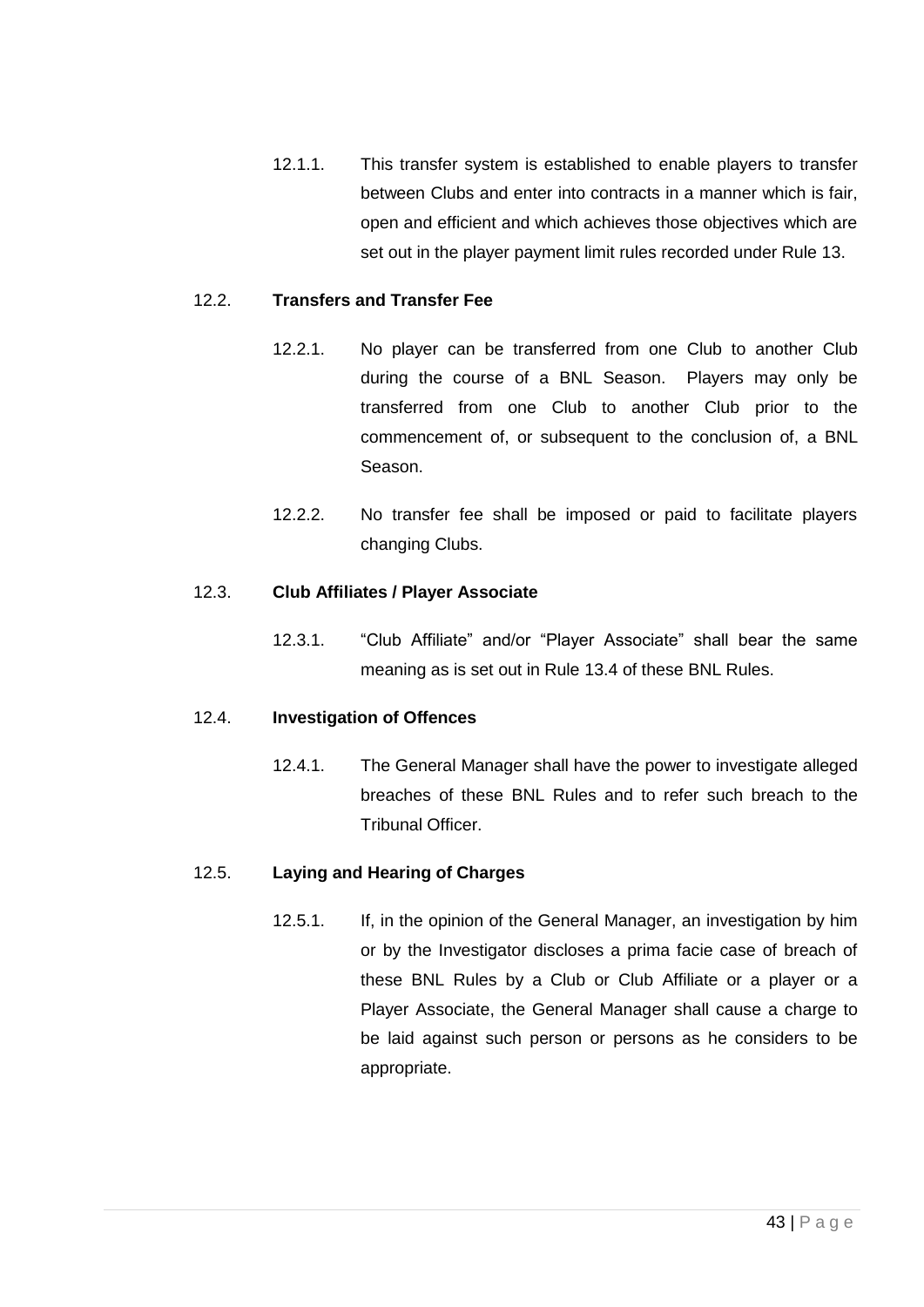12.1.1. This transfer system is established to enable players to transfer between Clubs and enter into contracts in a manner which is fair, open and efficient and which achieves those objectives which are set out in the player payment limit rules recorded under Rule 13.

12.2. **Transfers and Transfer Fee**

12.2.1. No player can be transferred from one Club to another Club during the course of a BNL Season. Players may only be transferred from one Club to another Club prior to the commencement of, or subsequent to the conclusion of, a BNL Season.

12.2.2. No transfer fee shall be imposed or paid to facilitate players changing Clubs.

12.3. **Club Affiliates / Player Associate**

12.3.1. "Club Affiliate" and/or "Player Associate" shall bear the same meaning as is set out in Rule 13.4 of these BNL Rules.

12.4. **Investigation of Offences**

12.4.1. The General Manager shall have the power to investigate alleged breaches of these BNL Rules and to refer such breach to the Tribunal Officer.

12.5. **Laying and Hearing of Charges**

12.5.1. If, in the opinion of the General Manager, an investigation by him or by the Investigator discloses a prima facie case of breach of these BNL Rules by a Club or Club Affiliate or a player or a Player Associate, the General Manager shall cause a charge to be laid against such person or persons as he considers to be appropriate.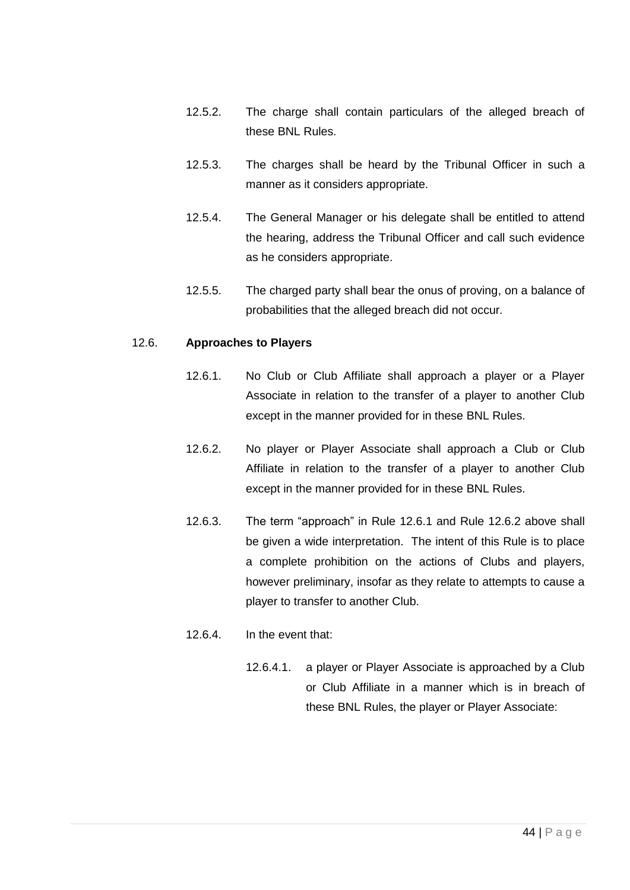12.5.2. The charge shall contain particulars of the alleged breach of these BNL Rules.

12.5.3. The charges shall be heard by the Tribunal Officer in such a manner as it considers appropriate.

12.5.4. The General Manager or his delegate shall be entitled to attend the hearing, address the Tribunal Officer and call such evidence as he considers appropriate.

12.5.5. The charged party shall bear the onus of proving, on a balance of probabilities that the alleged breach did not occur.

12.6. **Approaches to Players**

12.6.1. No Club or Club Affiliate shall approach a player or a Player Associate in relation to the transfer of a player to another Club except in the manner provided for in these BNL Rules.

12.6.2. No player or Player Associate shall approach a Club or Club Affiliate in relation to the transfer of a player to another Club except in the manner provided for in these BNL Rules.

12.6.3. The term "approach" in Rule 12.6.1 and Rule 12.6.2 above shall be given a wide interpretation. The intent of this Rule is to place a complete prohibition on the actions of Clubs and players, however preliminary, insofar as they relate to attempts to cause a player to transfer to another Club.

12.6.4. In the event that:

12.6.4.1. a player or Player Associate is approached by a Club or Club Affiliate in a manner which is in breach of these BNL Rules, the player or Player Associate: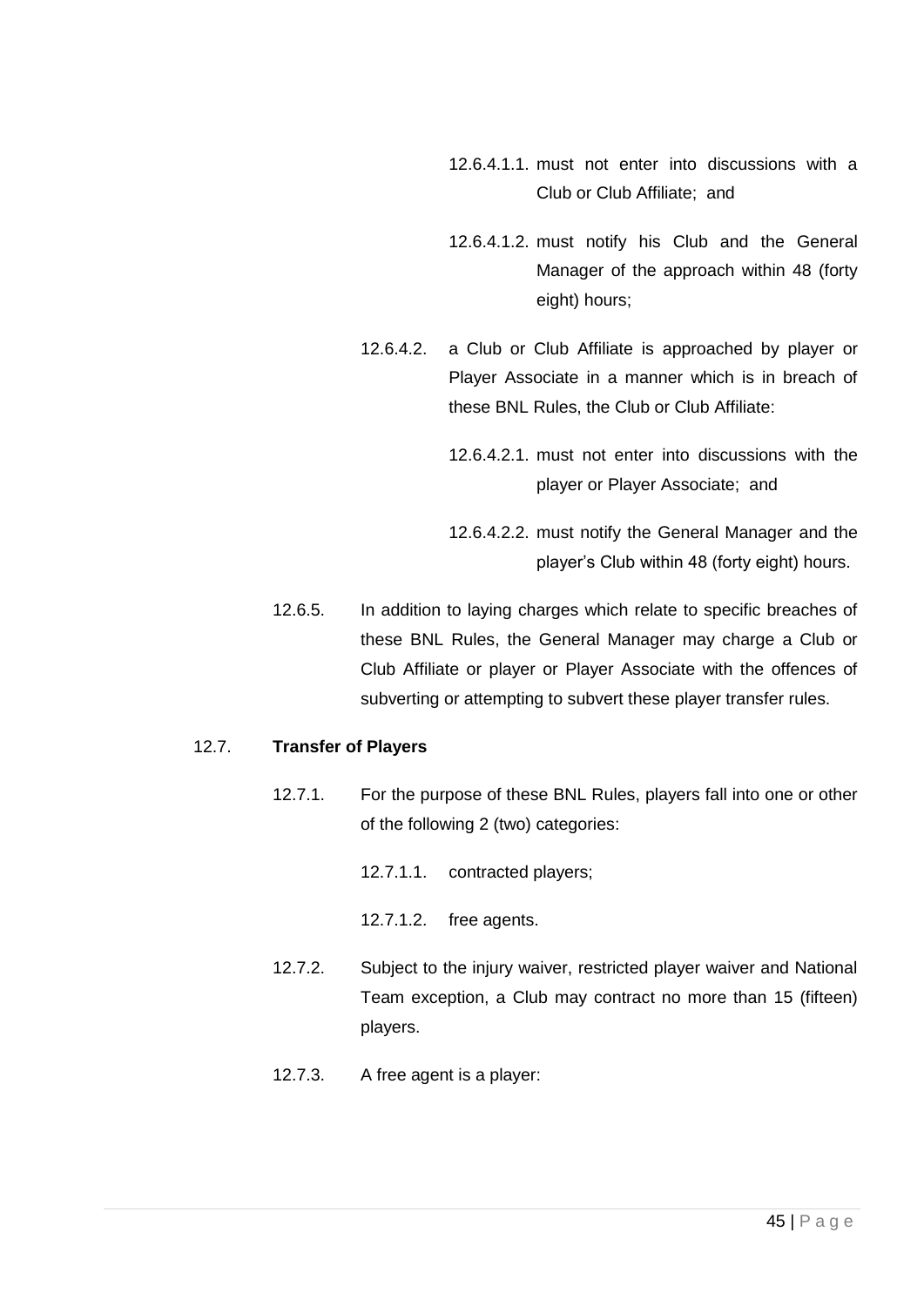12.6.4.1.1. must not enter into discussions with a Club or Club Affiliate; and

12.6.4.1.2. must notify his Club and the General Manager of the approach within 48 (forty eight) hours;

12.6.4.2. a Club or Club Affiliate is approached by player or Player Associate in a manner which is in breach of these BNL Rules, the Club or Club Affiliate:

12.6.4.2.1. must not enter into discussions with the player or Player Associate; and

12.6.4.2.2. must notify the General Manager and the player's Club within 48 (forty eight) hours.

12.6.5. In addition to laying charges which relate to specific breaches of these BNL Rules, the General Manager may charge a Club or Club Affiliate or player or Player Associate with the offences of subverting or attempting to subvert these player transfer rules.

12.7. **Transfer of Players**

12.7.1. For the purpose of these BNL Rules, players fall into one or other of the following 2 (two) categories:

12.7.1.1. contracted players;

12.7.1.2. free agents.

12.7.2. Subject to the injury waiver, restricted player waiver and National Team exception, a Club may contract no more than 15 (fifteen) players.

12.7.3. A free agent is a player: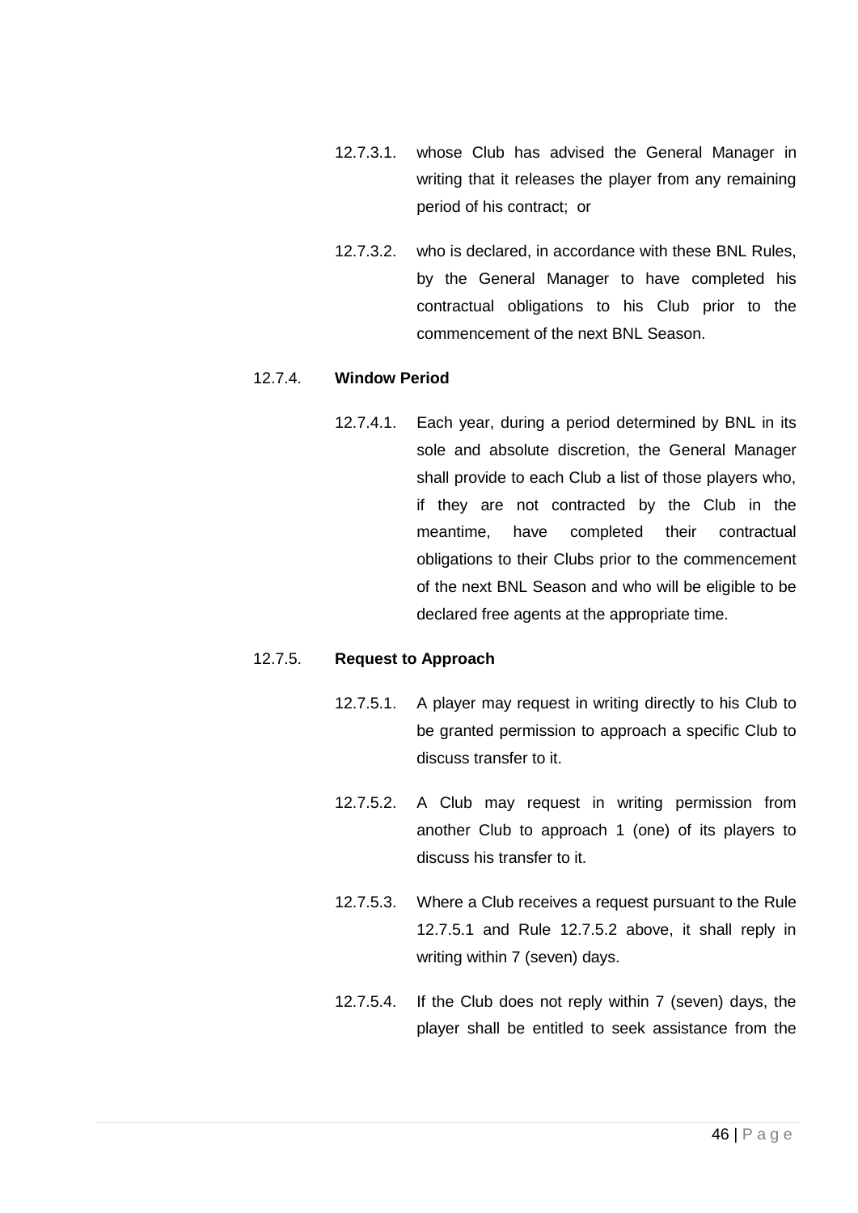12.7.3.1. whose Club has advised the General Manager in writing that it releases the player from any remaining period of his contract; or

12.7.3.2. who is declared, in accordance with these BNL Rules, by the General Manager to have completed his contractual obligations to his Club prior to the commencement of the next BNL Season.

12.7.4. **Window Period**

12.7.4.1. Each year, during a period determined by BNL in its sole and absolute discretion, the General Manager shall provide to each Club a list of those players who, if they are not contracted by the Club in the meantime, have completed their contractual obligations to their Clubs prior to the commencement of the next BNL Season and who will be eligible to be declared free agents at the appropriate time.

12.7.5. **Request to Approach**

12.7.5.1. A player may request in writing directly to his Club to be granted permission to approach a specific Club to discuss transfer to it.

12.7.5.2. A Club may request in writing permission from another Club to approach 1 (one) of its players to discuss his transfer to it.

12.7.5.3. Where a Club receives a request pursuant to the Rule 12.7.5.1 and Rule 12.7.5.2 above, it shall reply in writing within 7 (seven) days.

12.7.5.4. If the Club does not reply within 7 (seven) days, the player shall be entitled to seek assistance from the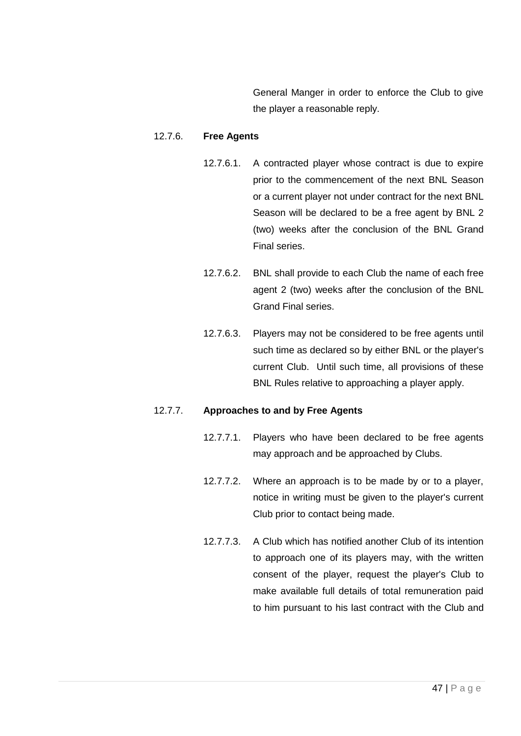General Manger in order to enforce the Club to give the player a reasonable reply.

12.7.6. **Free Agents**

12.7.6.1. A contracted player whose contract is due to expire prior to the commencement of the next BNL Season or a current player not under contract for the next BNL Season will be declared to be a free agent by BNL 2 (two) weeks after the conclusion of the BNL Grand Final series.

12.7.6.2. BNL shall provide to each Club the name of each free agent 2 (two) weeks after the conclusion of the BNL Grand Final series.

12.7.6.3. Players may not be considered to be free agents until such time as declared so by either BNL or the player's current Club. Until such time, all provisions of these BNL Rules relative to approaching a player apply.

12.7.7. **Approaches to and by Free Agents**

12.7.7.1. Players who have been declared to be free agents may approach and be approached by Clubs.

12.7.7.2. Where an approach is to be made by or to a player, notice in writing must be given to the player's current Club prior to contact being made.

12.7.7.3. A Club which has notified another Club of its intention to approach one of its players may, with the written consent of the player, request the player's Club to make available full details of total remuneration paid to him pursuant to his last contract with the Club and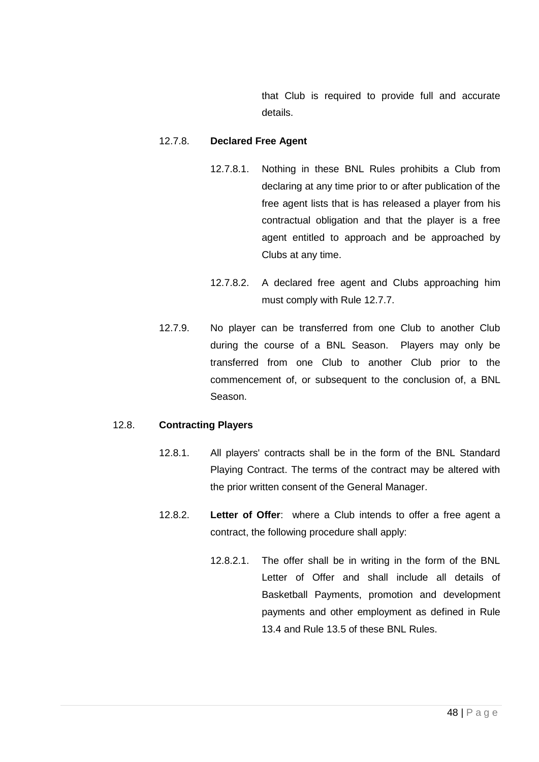that Club is required to provide full and accurate details.

12.7.8. **Declared Free Agent**

12.7.8.1. Nothing in these BNL Rules prohibits a Club from declaring at any time prior to or after publication of the free agent lists that is has released a player from his contractual obligation and that the player is a free agent entitled to approach and be approached by Clubs at any time.

12.7.8.2. A declared free agent and Clubs approaching him must comply with Rule 12.7.7.

12.7.9. No player can be transferred from one Club to another Club during the course of a BNL Season. Players may only be transferred from one Club to another Club prior to the commencement of, or subsequent to the conclusion of, a BNL Season.

12.8. **Contracting Players**

12.8.1. All players' contracts shall be in the form of the BNL Standard Playing Contract. The terms of the contract may be altered with the prior written consent of the General Manager.

12.8.2. **Letter of Offer**: where a Club intends to offer a free agent a contract, the following procedure shall apply:

12.8.2.1. The offer shall be in writing in the form of the BNL Letter of Offer and shall include all details of Basketball Payments, promotion and development payments and other employment as defined in Rule 13.4 and Rule 13.5 of these BNL Rules.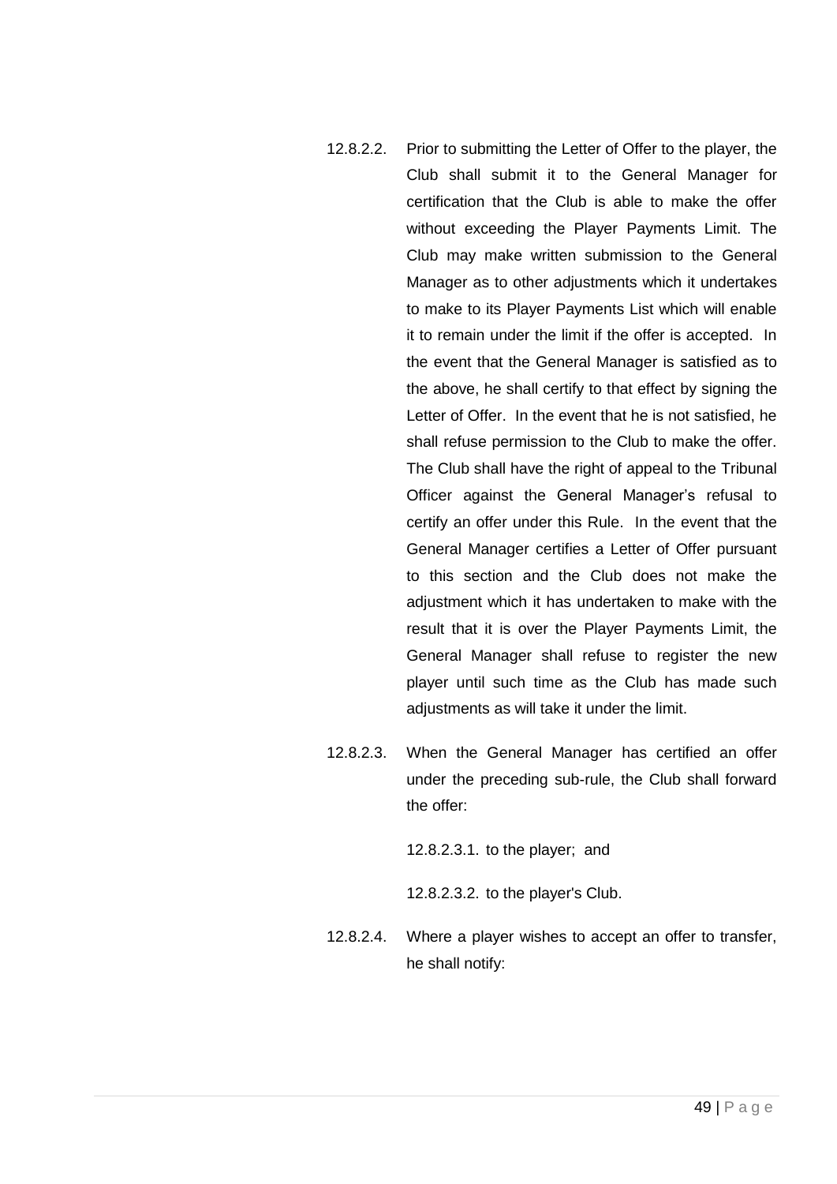12.8.2.2. Prior to submitting the Letter of Offer to the player, the Club shall submit it to the General Manager for certification that the Club is able to make the offer without exceeding the Player Payments Limit. The Club may make written submission to the General Manager as to other adjustments which it undertakes to make to its Player Payments List which will enable it to remain under the limit if the offer is accepted. In the event that the General Manager is satisfied as to the above, he shall certify to that effect by signing the Letter of Offer. In the event that he is not satisfied, he shall refuse permission to the Club to make the offer. The Club shall have the right of appeal to the Tribunal Officer against the General Manager's refusal to certify an offer under this Rule. In the event that the General Manager certifies a Letter of Offer pursuant to this section and the Club does not make the adjustment which it has undertaken to make with the result that it is over the Player Payments Limit, the General Manager shall refuse to register the new player until such time as the Club has made such adjustments as will take it under the limit.

12.8.2.3. When the General Manager has certified an offer under the preceding sub-rule, the Club shall forward the offer:

12.8.2.3.1. to the player; and

12.8.2.3.2. to the player's Club.

12.8.2.4. Where a player wishes to accept an offer to transfer, he shall notify: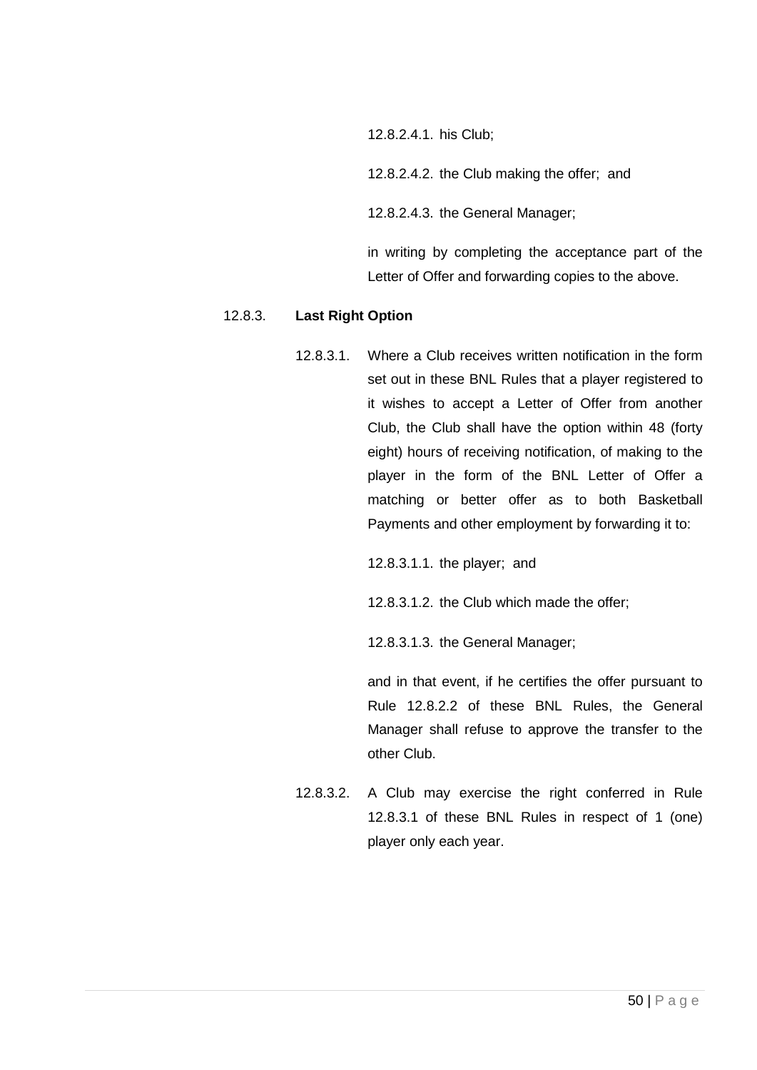12.8.2.4.1. his Club;

12.8.2.4.2. the Club making the offer; and

12.8.2.4.3. the General Manager;

in writing by completing the acceptance part of the Letter of Offer and forwarding copies to the above.

12.8.3. **Last Right Option**

12.8.3.1. Where a Club receives written notification in the form set out in these BNL Rules that a player registered to it wishes to accept a Letter of Offer from another Club, the Club shall have the option within 48 (forty eight) hours of receiving notification, of making to the player in the form of the BNL Letter of Offer a matching or better offer as to both Basketball Payments and other employment by forwarding it to:

12.8.3.1.1. the player; and

12.8.3.1.2. the Club which made the offer;

12.8.3.1.3. the General Manager;

and in that event, if he certifies the offer pursuant to Rule 12.8.2.2 of these BNL Rules, the General Manager shall refuse to approve the transfer to the other Club.

12.8.3.2. A Club may exercise the right conferred in Rule 12.8.3.1 of these BNL Rules in respect of 1 (one) player only each year.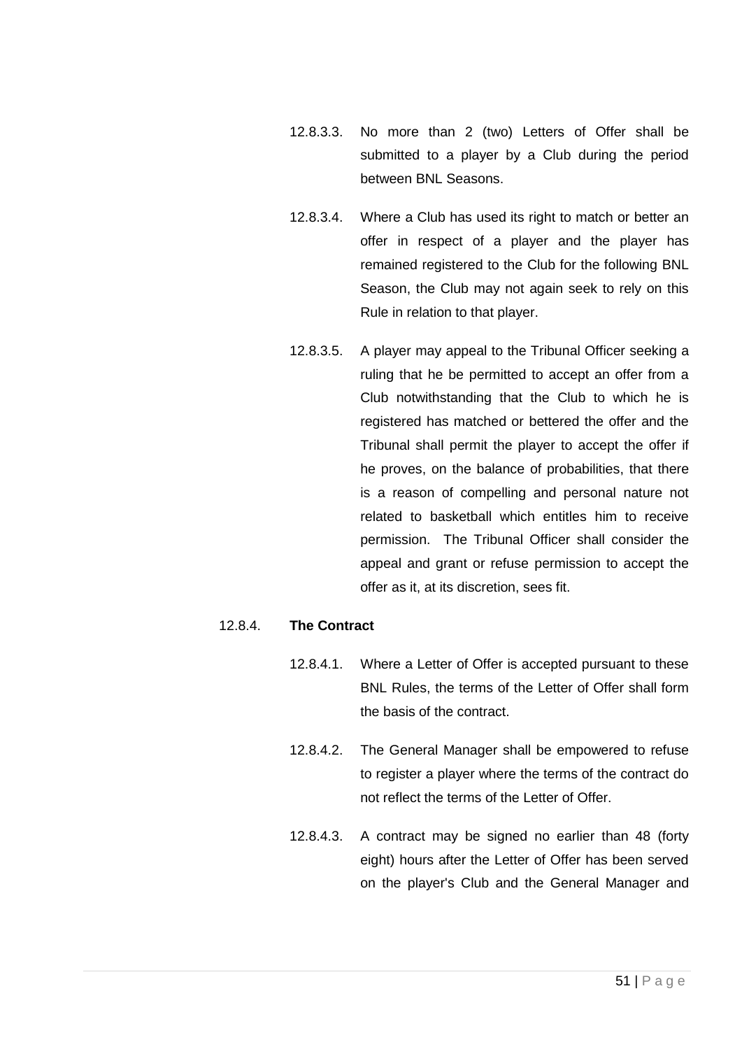12.8.3.3. No more than 2 (two) Letters of Offer shall be submitted to a player by a Club during the period between BNL Seasons.

12.8.3.4. Where a Club has used its right to match or better an offer in respect of a player and the player has remained registered to the Club for the following BNL Season, the Club may not again seek to rely on this Rule in relation to that player.

12.8.3.5. A player may appeal to the Tribunal Officer seeking a ruling that he be permitted to accept an offer from a Club notwithstanding that the Club to which he is registered has matched or bettered the offer and the Tribunal shall permit the player to accept the offer if he proves, on the balance of probabilities, that there is a reason of compelling and personal nature not related to basketball which entitles him to receive permission. The Tribunal Officer shall consider the appeal and grant or refuse permission to accept the offer as it, at its discretion, sees fit.

12.8.4. **The Contract**

12.8.4.1. Where a Letter of Offer is accepted pursuant to these BNL Rules, the terms of the Letter of Offer shall form the basis of the contract.

12.8.4.2. The General Manager shall be empowered to refuse to register a player where the terms of the contract do not reflect the terms of the Letter of Offer.

12.8.4.3. A contract may be signed no earlier than 48 (forty eight) hours after the Letter of Offer has been served on the player's Club and the General Manager and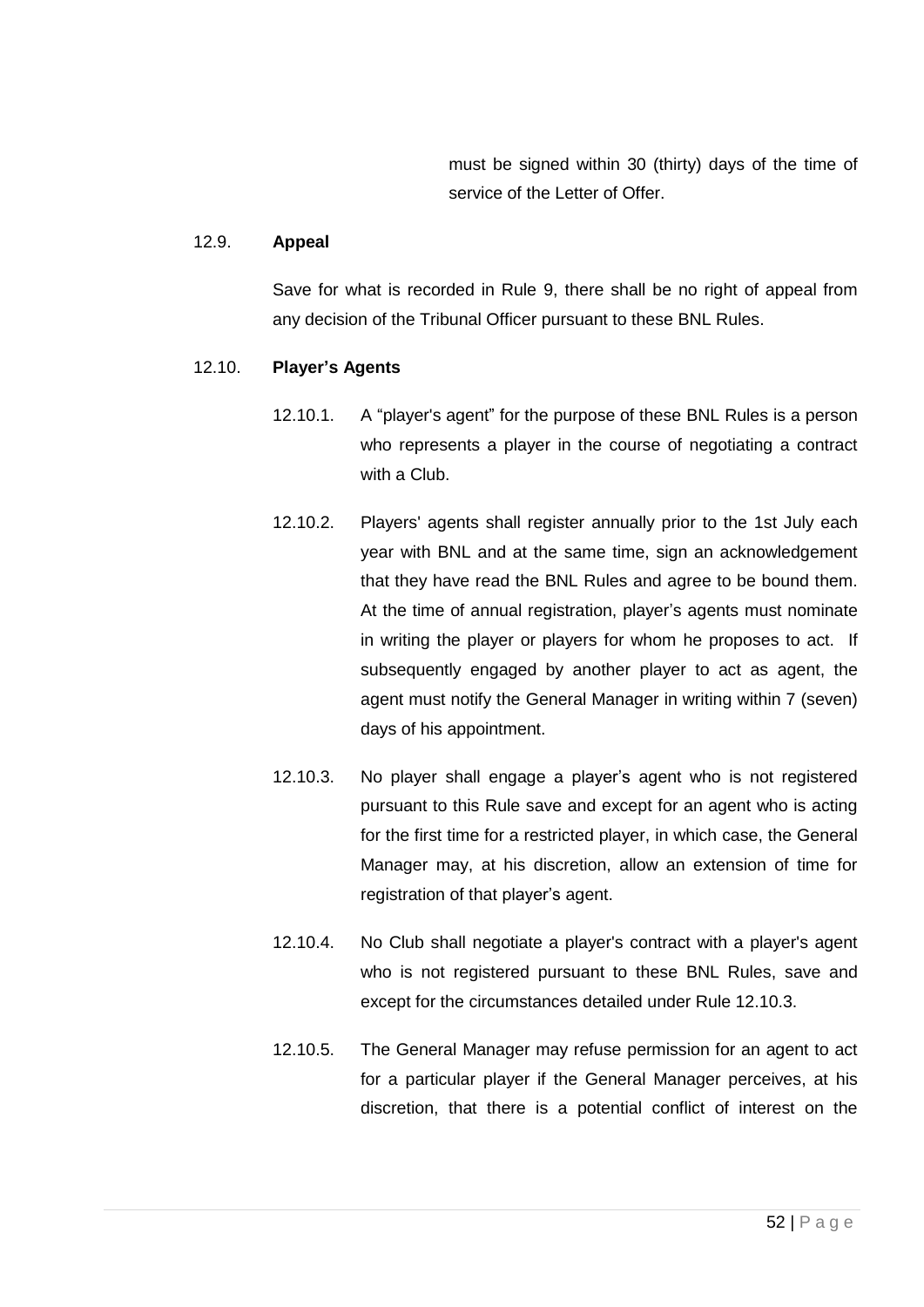must be signed within 30 (thirty) days of the time of service of the Letter of Offer.

12.9. **Appeal**

Save for what is recorded in Rule 9, there shall be no right of appeal from any decision of the Tribunal Officer pursuant to these BNL Rules.

12.10. **Player's Agents**

12.10.1. A "player's agent" for the purpose of these BNL Rules is a person who represents a player in the course of negotiating a contract with a Club.

12.10.2. Players' agents shall register annually prior to the 1st July each year with BNL and at the same time, sign an acknowledgement that they have read the BNL Rules and agree to be bound them. At the time of annual registration, player's agents must nominate in writing the player or players for whom he proposes to act. If subsequently engaged by another player to act as agent, the agent must notify the General Manager in writing within 7 (seven) days of his appointment.

12.10.3. No player shall engage a player's agent who is not registered pursuant to this Rule save and except for an agent who is acting for the first time for a restricted player, in which case, the General Manager may, at his discretion, allow an extension of time for registration of that player's agent.

12.10.4. No Club shall negotiate a player's contract with a player's agent who is not registered pursuant to these BNL Rules, save and except for the circumstances detailed under Rule 12.10.3.

12.10.5. The General Manager may refuse permission for an agent to act for a particular player if the General Manager perceives, at his discretion, that there is a potential conflict of interest on the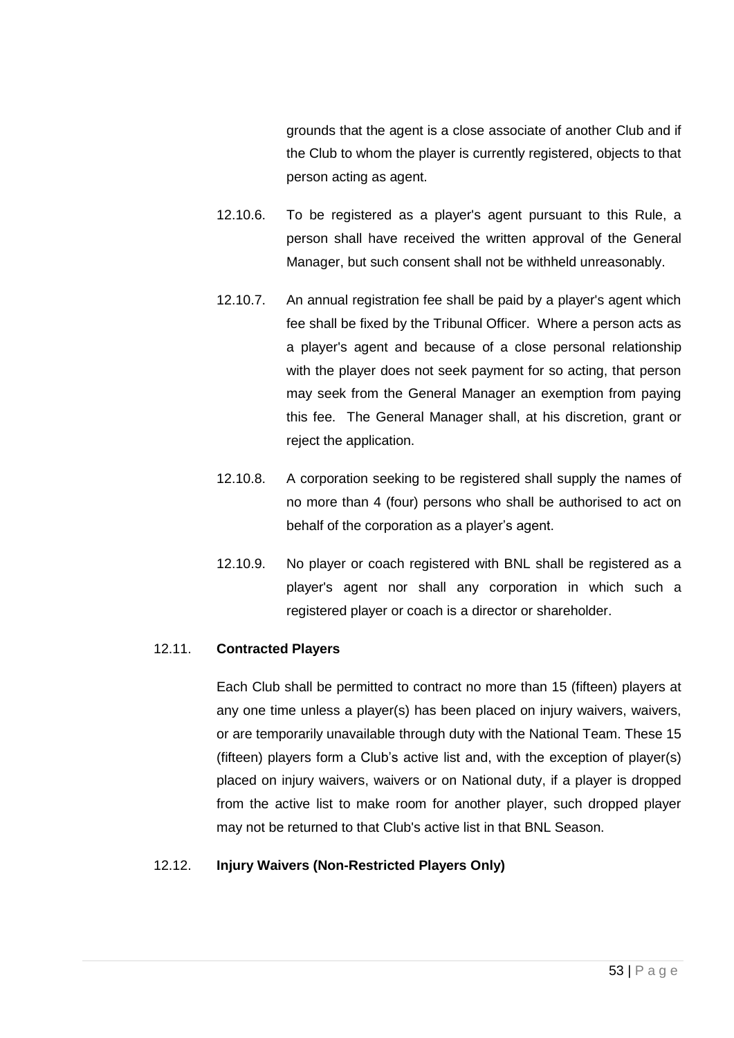grounds that the agent is a close associate of another Club and if the Club to whom the player is currently registered, objects to that person acting as agent.

12.10.6. To be registered as a player's agent pursuant to this Rule, a person shall have received the written approval of the General Manager, but such consent shall not be withheld unreasonably.

12.10.7. An annual registration fee shall be paid by a player's agent which fee shall be fixed by the Tribunal Officer. Where a person acts as a player's agent and because of a close personal relationship with the player does not seek payment for so acting, that person may seek from the General Manager an exemption from paying this fee. The General Manager shall, at his discretion, grant or reject the application.

12.10.8. A corporation seeking to be registered shall supply the names of no more than 4 (four) persons who shall be authorised to act on behalf of the corporation as a player's agent.

12.10.9. No player or coach registered with BNL shall be registered as a player's agent nor shall any corporation in which such a registered player or coach is a director or shareholder.

12.11. **Contracted Players**

Each Club shall be permitted to contract no more than 15 (fifteen) players at any one time unless a player(s) has been placed on injury waivers, waivers, or are temporarily unavailable through duty with the National Team. These 15 (fifteen) players form a Club's active list and, with the exception of player(s) placed on injury waivers, waivers or on National duty, if a player is dropped from the active list to make room for another player, such dropped player may not be returned to that Club's active list in that BNL Season.

12.12. **Injury Waivers (Non-Restricted Players Only)**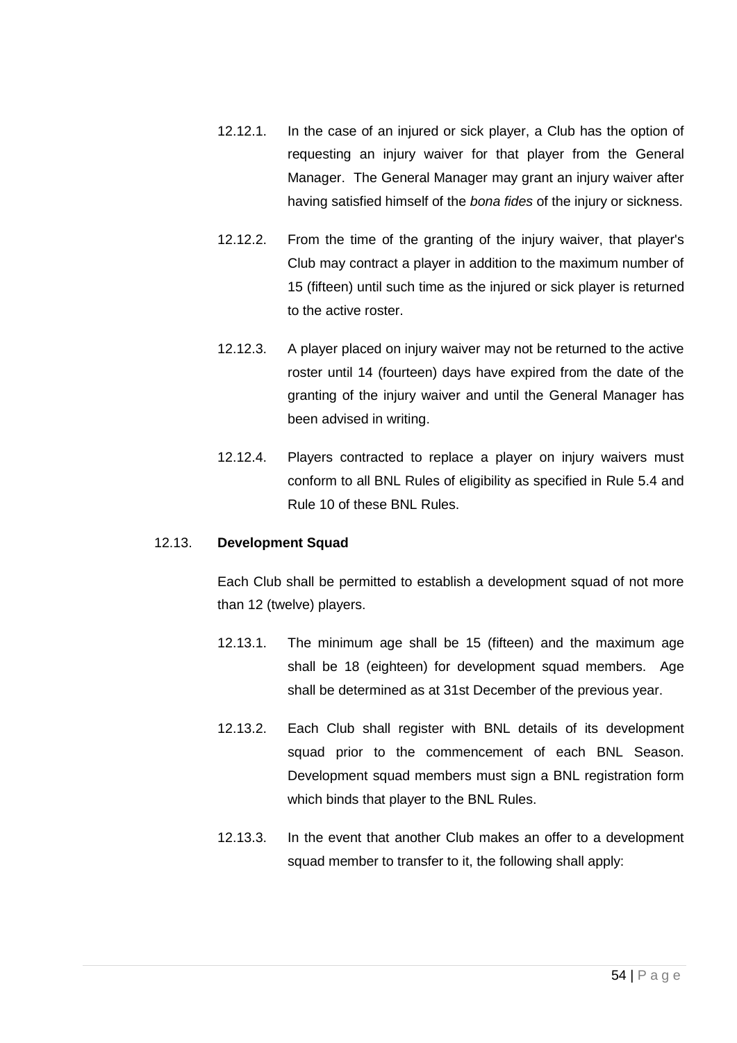12.12.1. In the case of an injured or sick player, a Club has the option of requesting an injury waiver for that player from the General Manager. The General Manager may grant an injury waiver after having satisfied himself of the *bona fides* of the injury or sickness.

12.12.2. From the time of the granting of the injury waiver, that player's Club may contract a player in addition to the maximum number of 15 (fifteen) until such time as the injured or sick player is returned to the active roster.

12.12.3. A player placed on injury waiver may not be returned to the active roster until 14 (fourteen) days have expired from the date of the granting of the injury waiver and until the General Manager has been advised in writing.

12.12.4. Players contracted to replace a player on injury waivers must conform to all BNL Rules of eligibility as specified in Rule 5.4 and Rule 10 of these BNL Rules.

12.13. **Development Squad**

Each Club shall be permitted to establish a development squad of not more than 12 (twelve) players.

12.13.1. The minimum age shall be 15 (fifteen) and the maximum age shall be 18 (eighteen) for development squad members. Age shall be determined as at 31st December of the previous year.

12.13.2. Each Club shall register with BNL details of its development squad prior to the commencement of each BNL Season. Development squad members must sign a BNL registration form which binds that player to the BNL Rules.

12.13.3. In the event that another Club makes an offer to a development squad member to transfer to it, the following shall apply: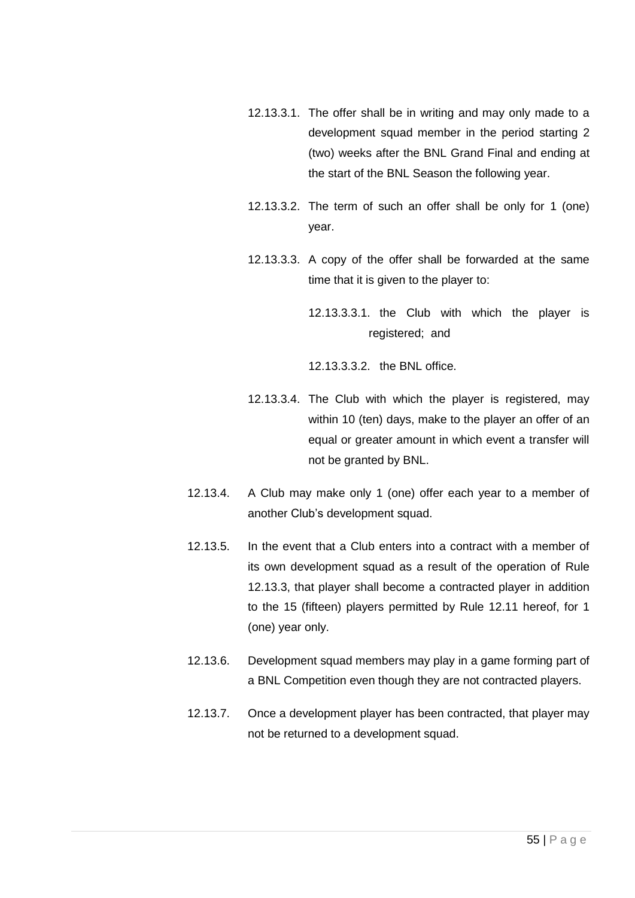12.13.3.1. The offer shall be in writing and may only made to a development squad member in the period starting 2 (two) weeks after the BNL Grand Final and ending at the start of the BNL Season the following year.

12.13.3.2. The term of such an offer shall be only for 1 (one) year.

12.13.3.3. A copy of the offer shall be forwarded at the same time that it is given to the player to:

12.13.3.3.1. the Club with which the player is registered; and

12.13.3.3.2. the BNL office.

12.13.3.4. The Club with which the player is registered, may within 10 (ten) days, make to the player an offer of an equal or greater amount in which event a transfer will not be granted by BNL.

12.13.4. A Club may make only 1 (one) offer each year to a member of another Club's development squad.

12.13.5. In the event that a Club enters into a contract with a member of its own development squad as a result of the operation of Rule 12.13.3, that player shall become a contracted player in addition to the 15 (fifteen) players permitted by Rule 12.11 hereof, for 1 (one) year only.

12.13.6. Development squad members may play in a game forming part of a BNL Competition even though they are not contracted players.

12.13.7. Once a development player has been contracted, that player may not be returned to a development squad.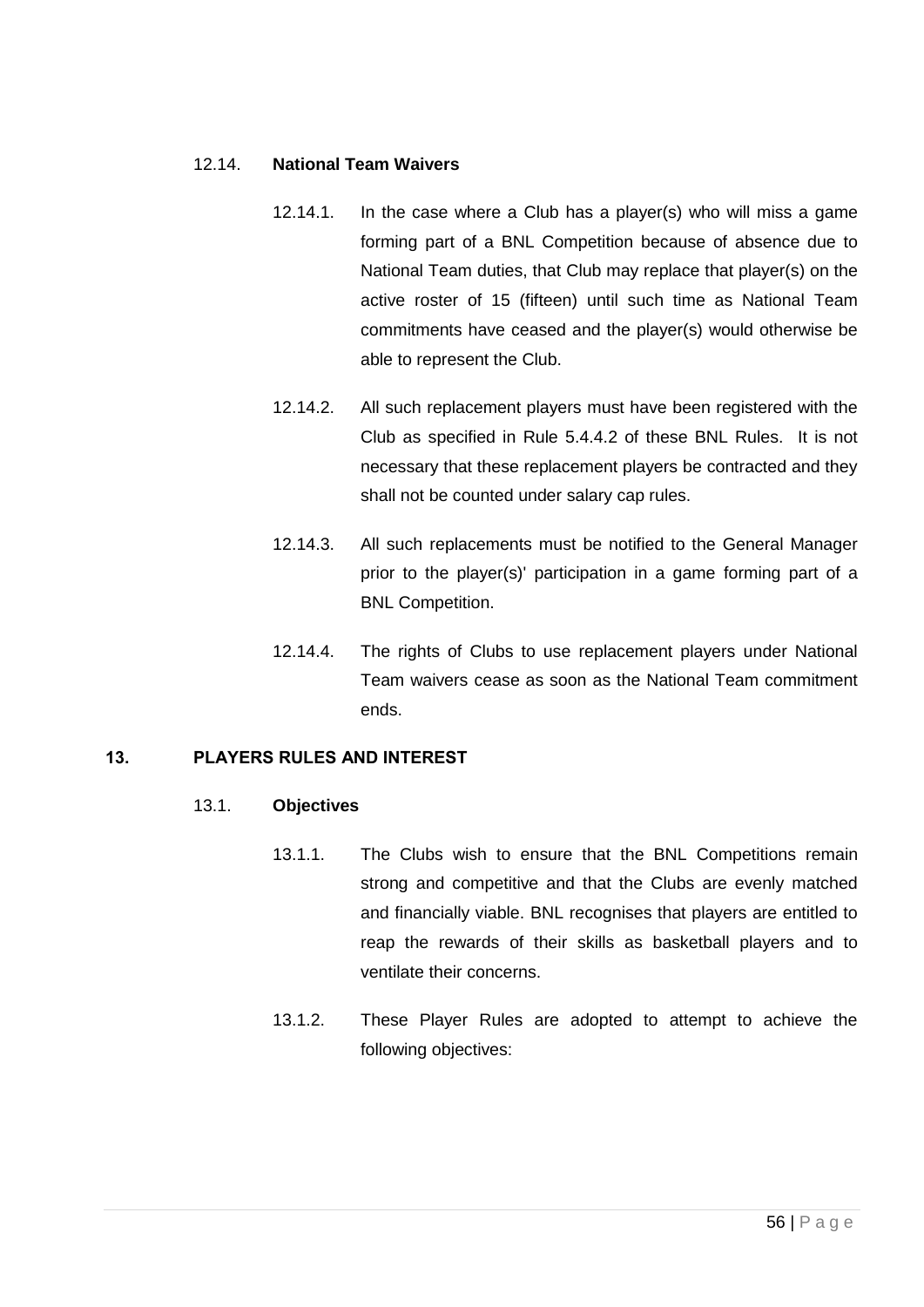### 12.14. National Team Waivers

12.14.1. In the case where a Club has a player(s) who will miss a game forming part of a BNL Competition because of absence due to National Team duties, that Club may replace that player(s) on the active roster of 15 (fifteen) until such time as National Team commitments have ceased and the player(s) would otherwise be able to represent the Club.

12.14.2. All such replacement players must have been registered with the Club as specified in Rule 5.4.4.2 of these BNL Rules. It is not necessary that these replacement players be contracted and they shall not be counted under salary cap rules.

12.14.3. All such replacements must be notified to the General Manager prior to the player(s)' participation in a game forming part of a BNL Competition.

12.14.4. The rights of Clubs to use replacement players under National Team waivers cease as soon as the National Team commitment ends.

## 13. PLAYERS RULES AND INTEREST

### 13.1. Objectives

13.1.1. The Clubs wish to ensure that the BNL Competitions remain strong and competitive and that the Clubs are evenly matched and financially viable. BNL recognises that players are entitled to reap the rewards of their skills as basketball players and to ventilate their concerns.

13.1.2. These Player Rules are adopted to attempt to achieve the following objectives: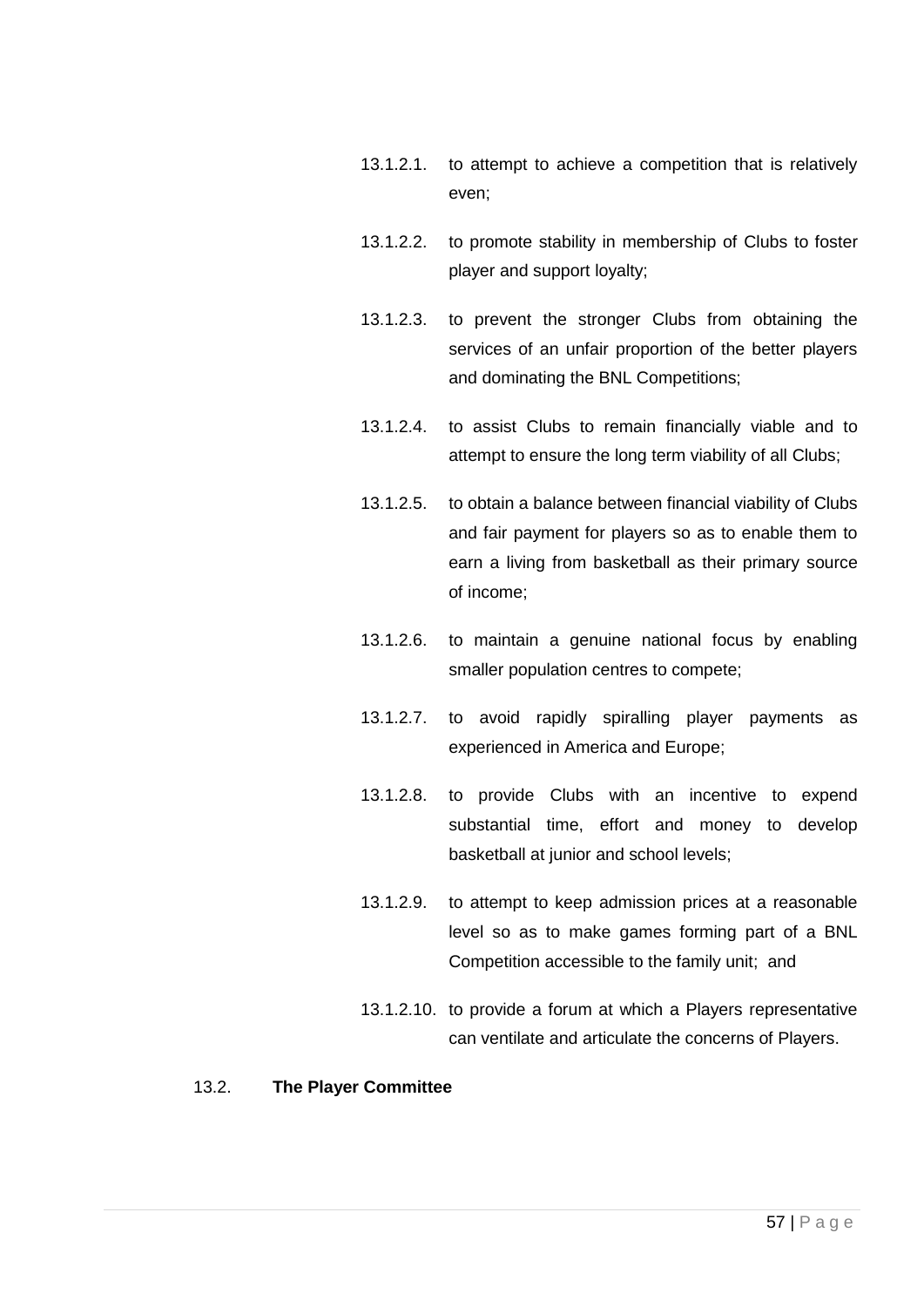13.1.2.1. to attempt to achieve a competition that is relatively even;

13.1.2.2. to promote stability in membership of Clubs to foster player and support loyalty;

13.1.2.3. to prevent the stronger Clubs from obtaining the services of an unfair proportion of the better players and dominating the BNL Competitions;

13.1.2.4. to assist Clubs to remain financially viable and to attempt to ensure the long term viability of all Clubs;

13.1.2.5. to obtain a balance between financial viability of Clubs and fair payment for players so as to enable them to earn a living from basketball as their primary source of income;

13.1.2.6. to maintain a genuine national focus by enabling smaller population centres to compete;

13.1.2.7. to avoid rapidly spiralling player payments as experienced in America and Europe;

13.1.2.8. to provide Clubs with an incentive to expend substantial time, effort and money to develop basketball at junior and school levels;

13.1.2.9. to attempt to keep admission prices at a reasonable level so as to make games forming part of a BNL Competition accessible to the family unit; and

13.1.2.10. to provide a forum at which a Players representative can ventilate and articulate the concerns of Players.

13.2. **The Player Committee**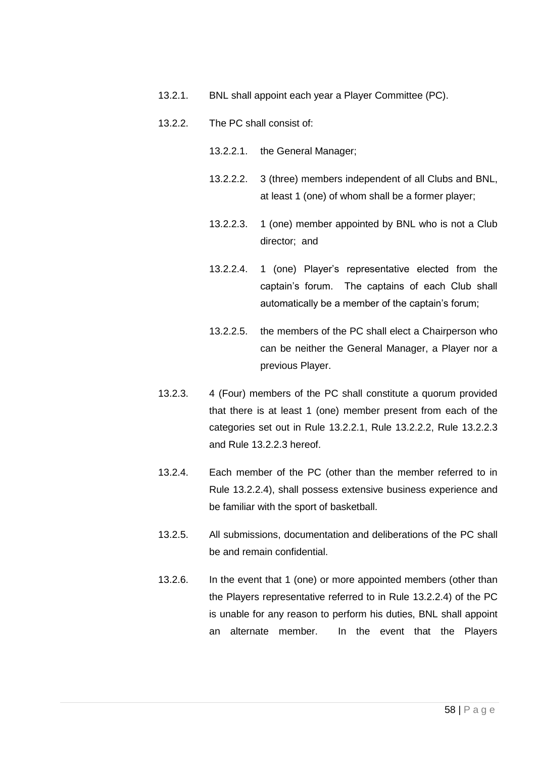13.2.1. BNL shall appoint each year a Player Committee (PC).

13.2.2. The PC shall consist of:

13.2.2.1. the General Manager;

13.2.2.2. 3 (three) members independent of all Clubs and BNL, at least 1 (one) of whom shall be a former player;

13.2.2.3. 1 (one) member appointed by BNL who is not a Club director; and

13.2.2.4. 1 (one) Player's representative elected from the captain's forum. The captains of each Club shall automatically be a member of the captain's forum;

13.2.2.5. the members of the PC shall elect a Chairperson who can be neither the General Manager, a Player nor a previous Player.

13.2.3. 4 (Four) members of the PC shall constitute a quorum provided that there is at least 1 (one) member present from each of the categories set out in Rule 13.2.2.1, Rule 13.2.2.2, Rule 13.2.2.3 and Rule 13.2.2.3 hereof.

13.2.4. Each member of the PC (other than the member referred to in Rule 13.2.2.4), shall possess extensive business experience and be familiar with the sport of basketball.

13.2.5. All submissions, documentation and deliberations of the PC shall be and remain confidential.

13.2.6. In the event that 1 (one) or more appointed members (other than the Players representative referred to in Rule 13.2.2.4) of the PC is unable for any reason to perform his duties, BNL shall appoint an alternate member. In the event that the Players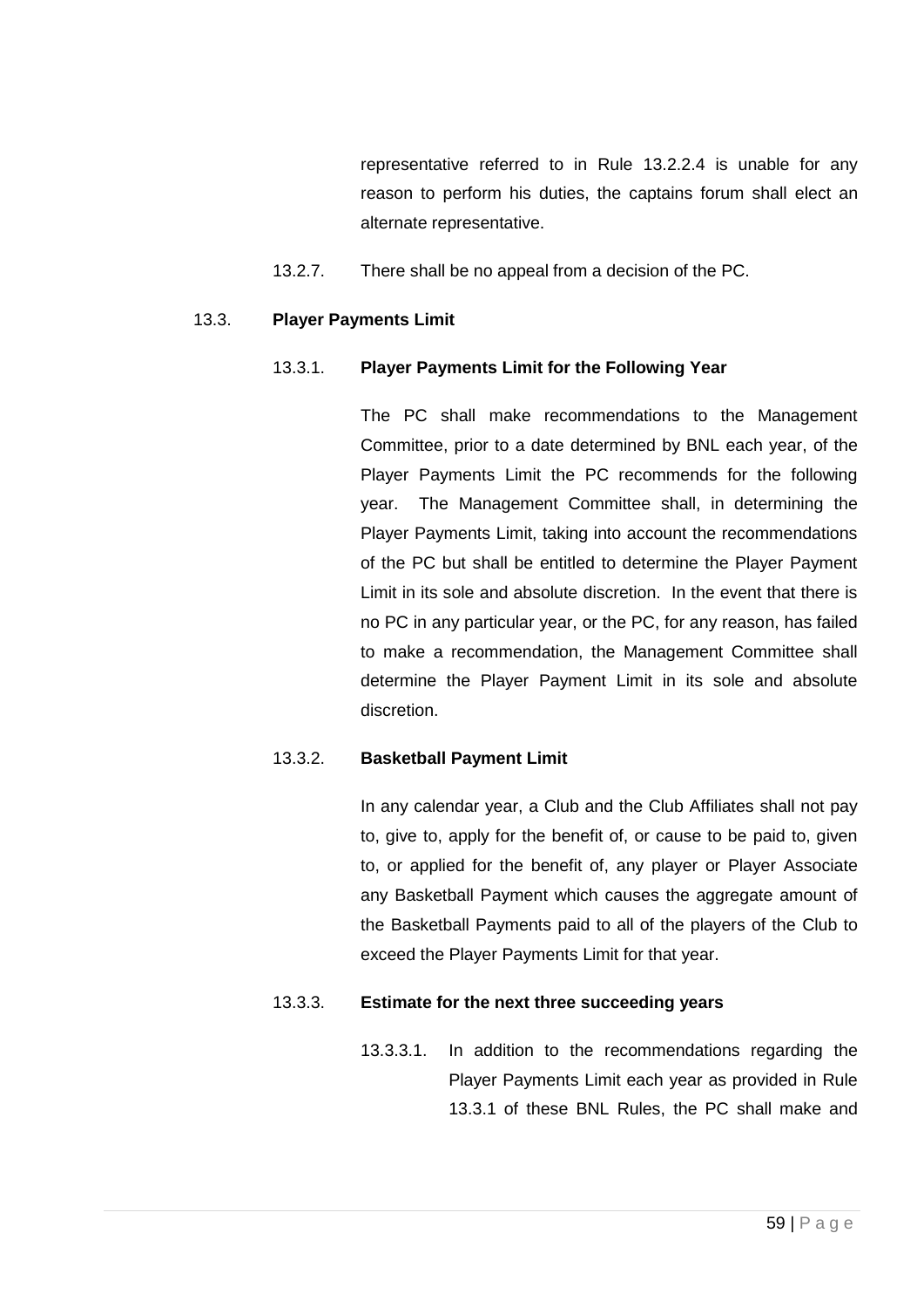representative referred to in Rule 13.2.2.4 is unable for any reason to perform his duties, the captains forum shall elect an alternate representative.

13.2.7. There shall be no appeal from a decision of the PC.

### 13.3. Player Payments Limit

#### 13.3.1. Player Payments Limit for the Following Year

The PC shall make recommendations to the Management Committee, prior to a date determined by BNL each year, of the Player Payments Limit the PC recommends for the following year. The Management Committee shall, in determining the Player Payments Limit, taking into account the recommendations of the PC but shall be entitled to determine the Player Payment Limit in its sole and absolute discretion. In the event that there is no PC in any particular year, or the PC, for any reason, has failed to make a recommendation, the Management Committee shall determine the Player Payment Limit in its sole and absolute discretion.

#### 13.3.2. Basketball Payment Limit

In any calendar year, a Club and the Club Affiliates shall not pay to, give to, apply for the benefit of, or cause to be paid to, given to, or applied for the benefit of, any player or Player Associate any Basketball Payment which causes the aggregate amount of the Basketball Payments paid to all of the players of the Club to exceed the Player Payments Limit for that year.

#### 13.3.3. Estimate for the next three succeeding years

13.3.3.1. In addition to the recommendations regarding the Player Payments Limit each year as provided in Rule 13.3.1 of these BNL Rules, the PC shall make and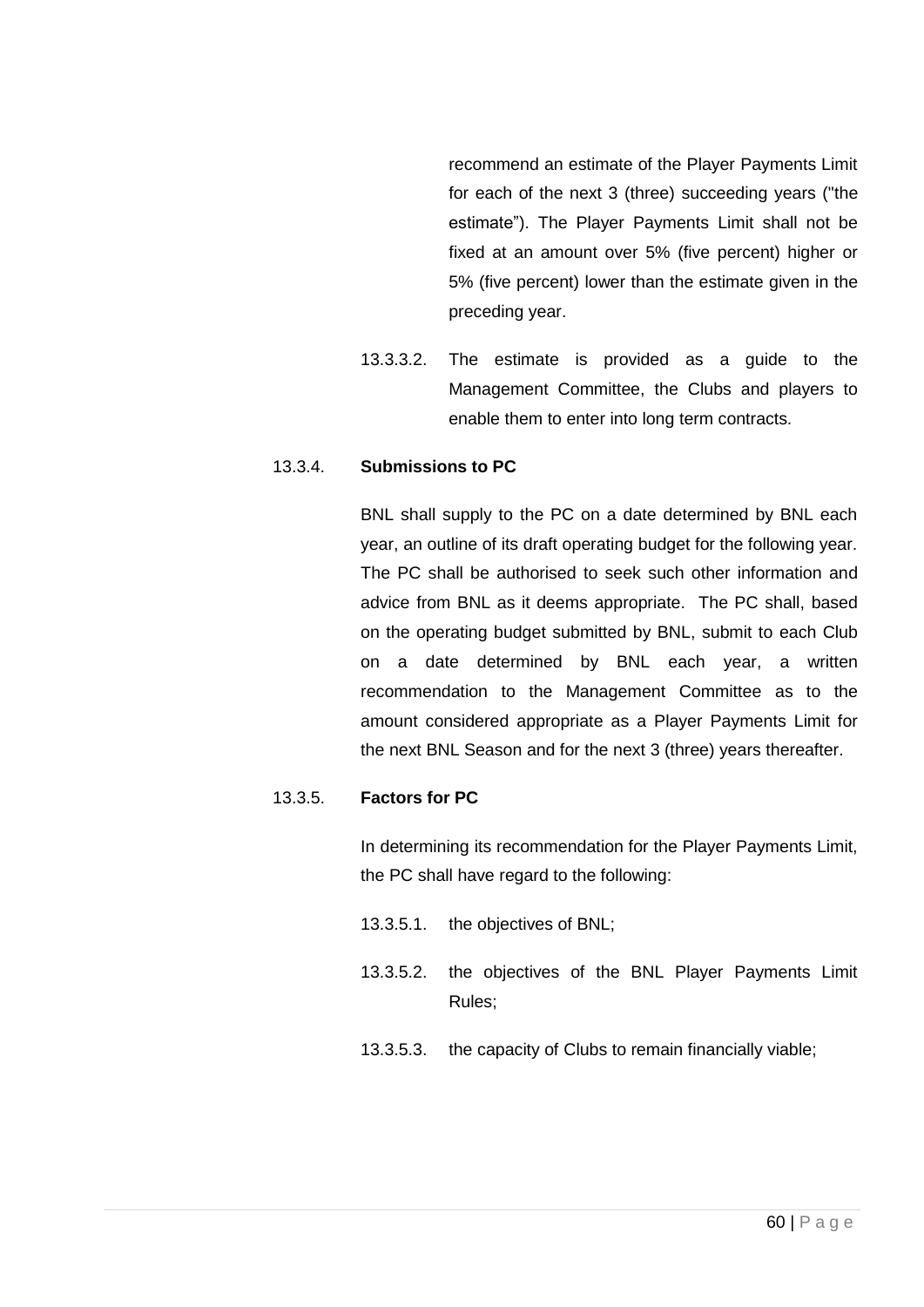recommend an estimate of the Player Payments Limit for each of the next 3 (three) succeeding years ("the estimate"). The Player Payments Limit shall not be fixed at an amount over 5% (five percent) higher or 5% (five percent) lower than the estimate given in the preceding year.

13.3.3.2. The estimate is provided as a guide to the Management Committee, the Clubs and players to enable them to enter into long term contracts.

13.3.4. **Submissions to PC**

BNL shall supply to the PC on a date determined by BNL each year, an outline of its draft operating budget for the following year. The PC shall be authorised to seek such other information and advice from BNL as it deems appropriate. The PC shall, based on the operating budget submitted by BNL, submit to each Club on a date determined by BNL each year, a written recommendation to the Management Committee as to the amount considered appropriate as a Player Payments Limit for the next BNL Season and for the next 3 (three) years thereafter.

13.3.5. **Factors for PC**

In determining its recommendation for the Player Payments Limit, the PC shall have regard to the following:

13.3.5.1. the objectives of BNL;

13.3.5.2. the objectives of the BNL Player Payments Limit Rules;

13.3.5.3. the capacity of Clubs to remain financially viable;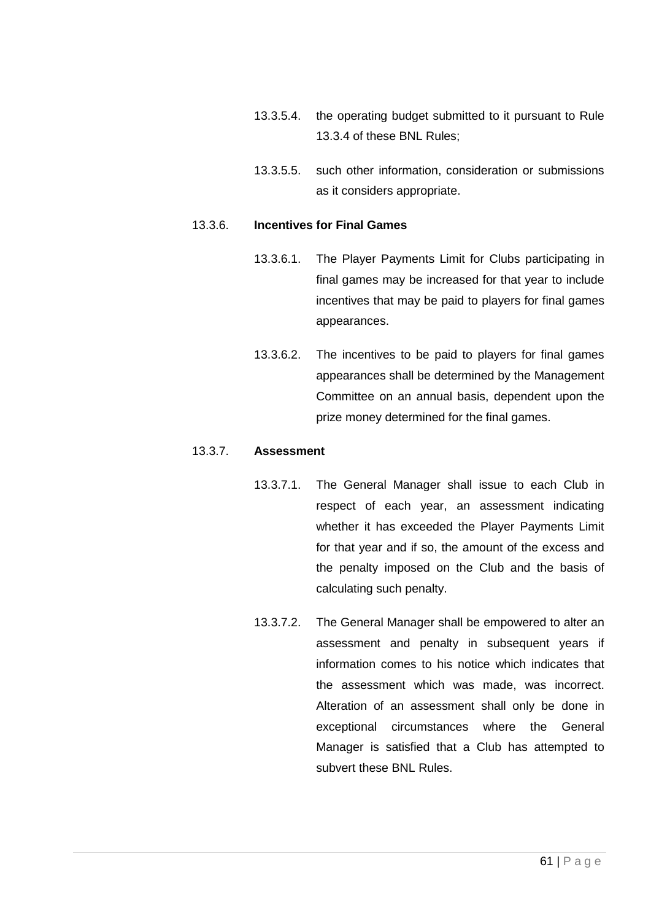13.3.5.4. the operating budget submitted to it pursuant to Rule 13.3.4 of these BNL Rules;

13.3.5.5. such other information, consideration or submissions as it considers appropriate.

13.3.6. **Incentives for Final Games**

13.3.6.1. The Player Payments Limit for Clubs participating in final games may be increased for that year to include incentives that may be paid to players for final games appearances.

13.3.6.2. The incentives to be paid to players for final games appearances shall be determined by the Management Committee on an annual basis, dependent upon the prize money determined for the final games.

13.3.7. **Assessment**

13.3.7.1. The General Manager shall issue to each Club in respect of each year, an assessment indicating whether it has exceeded the Player Payments Limit for that year and if so, the amount of the excess and the penalty imposed on the Club and the basis of calculating such penalty.

13.3.7.2. The General Manager shall be empowered to alter an assessment and penalty in subsequent years if information comes to his notice which indicates that the assessment which was made, was incorrect. Alteration of an assessment shall only be done in exceptional circumstances where the General Manager is satisfied that a Club has attempted to subvert these BNL Rules.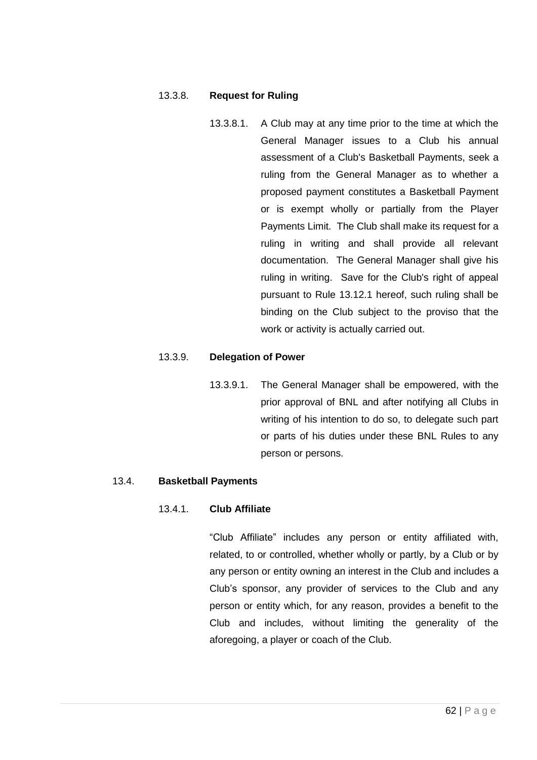#### 13.3.8. **Request for Ruling**

13.3.8.1. A Club may at any time prior to the time at which the General Manager issues to a Club his annual assessment of a Club's Basketball Payments, seek a ruling from the General Manager as to whether a proposed payment constitutes a Basketball Payment or is exempt wholly or partially from the Player Payments Limit. The Club shall make its request for a ruling in writing and shall provide all relevant documentation. The General Manager shall give his ruling in writing. Save for the Club's right of appeal pursuant to Rule 13.12.1 hereof, such ruling shall be binding on the Club subject to the proviso that the work or activity is actually carried out.

#### 13.3.9. **Delegation of Power**

13.3.9.1. The General Manager shall be empowered, with the prior approval of BNL and after notifying all Clubs in writing of his intention to do so, to delegate such part or parts of his duties under these BNL Rules to any person or persons.

### 13.4. **Basketball Payments**

#### 13.4.1. **Club Affiliate**

"Club Affiliate" includes any person or entity affiliated with, related, to or controlled, whether wholly or partly, by a Club or by any person or entity owning an interest in the Club and includes a Club's sponsor, any provider of services to the Club and any person or entity which, for any reason, provides a benefit to the Club and includes, without limiting the generality of the aforegoing, a player or coach of the Club.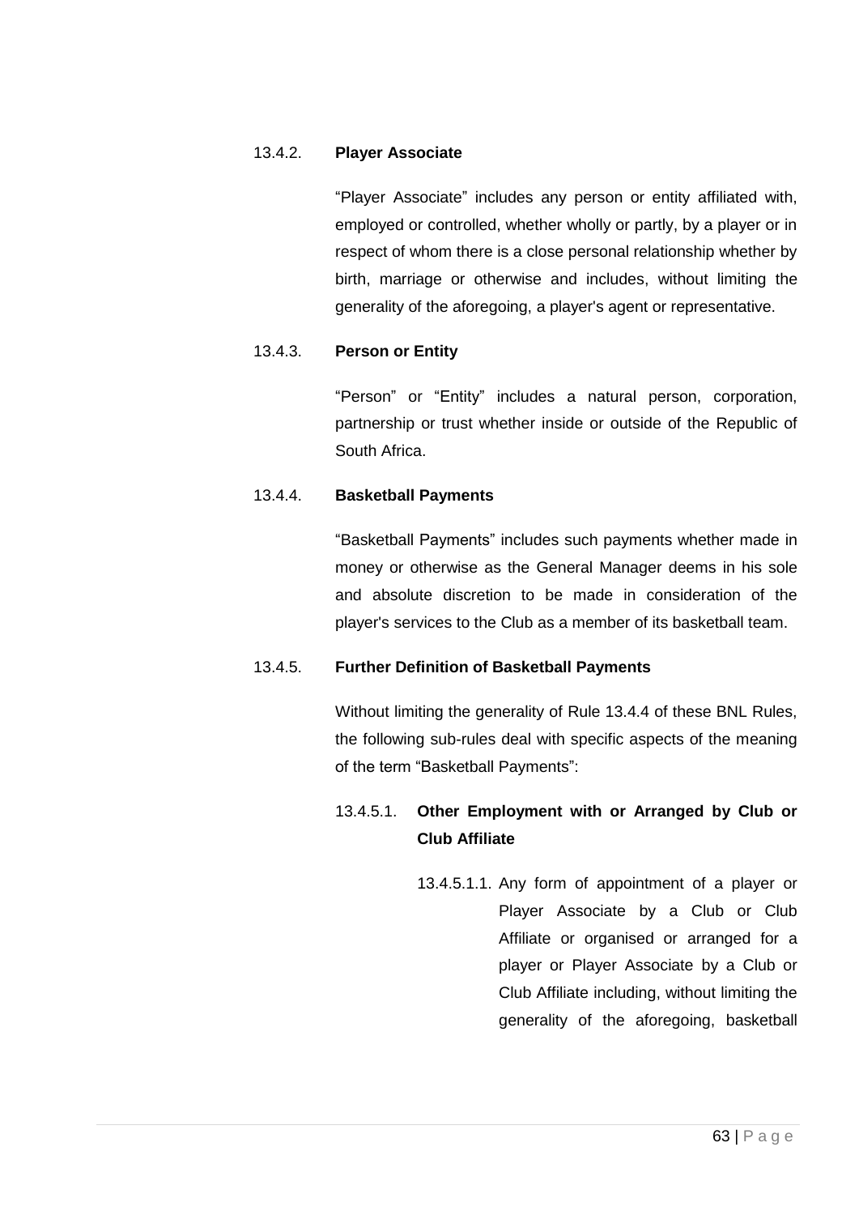13.4.2. **Player Associate**

"Player Associate" includes any person or entity affiliated with, employed or controlled, whether wholly or partly, by a player or in respect of whom there is a close personal relationship whether by birth, marriage or otherwise and includes, without limiting the generality of the aforegoing, a player's agent or representative.

13.4.3. **Person or Entity**

"Person" or "Entity" includes a natural person, corporation, partnership or trust whether inside or outside of the Republic of South Africa.

13.4.4. **Basketball Payments**

"Basketball Payments" includes such payments whether made in money or otherwise as the General Manager deems in his sole and absolute discretion to be made in consideration of the player's services to the Club as a member of its basketball team.

13.4.5. **Further Definition of Basketball Payments**

Without limiting the generality of Rule 13.4.4 of these BNL Rules, the following sub-rules deal with specific aspects of the meaning of the term "Basketball Payments":

13.4.5.1. **Other Employment with or Arranged by Club or Club Affiliate**

13.4.5.1.1. Any form of appointment of a player or Player Associate by a Club or Club Affiliate or organised or arranged for a player or Player Associate by a Club or Club Affiliate including, without limiting the generality of the aforegoing, basketball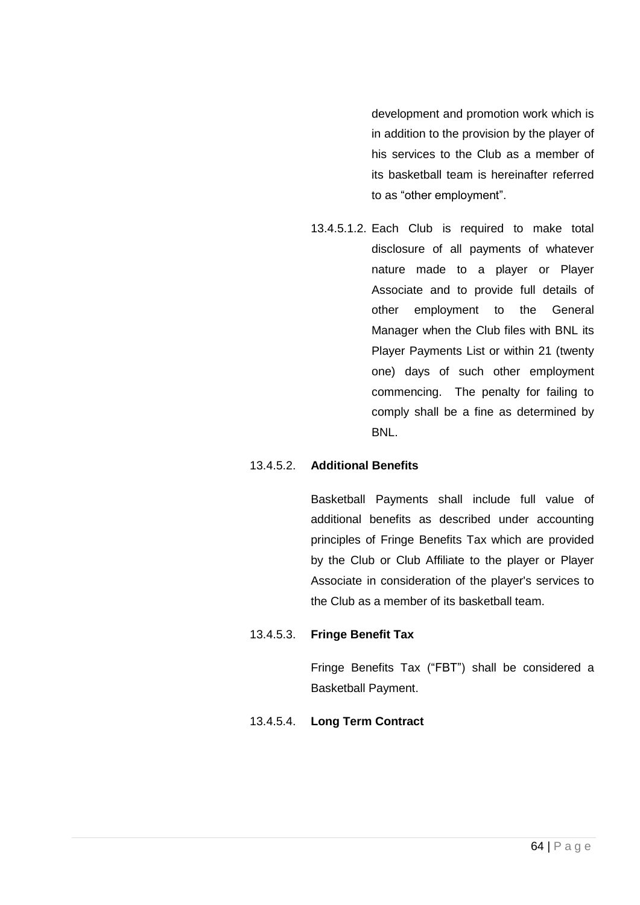development and promotion work which is in addition to the provision by the player of his services to the Club as a member of its basketball team is hereinafter referred to as "other employment".

13.4.5.1.2. Each Club is required to make total disclosure of all payments of whatever nature made to a player or Player Associate and to provide full details of other employment to the General Manager when the Club files with BNL its Player Payments List or within 21 (twenty one) days of such other employment commencing. The penalty for failing to comply shall be a fine as determined by BNL.

13.4.5.2. **Additional Benefits**

Basketball Payments shall include full value of additional benefits as described under accounting principles of Fringe Benefits Tax which are provided by the Club or Club Affiliate to the player or Player Associate in consideration of the player's services to the Club as a member of its basketball team.

13.4.5.3. **Fringe Benefit Tax**

Fringe Benefits Tax ("FBT") shall be considered a Basketball Payment.

13.4.5.4. **Long Term Contract**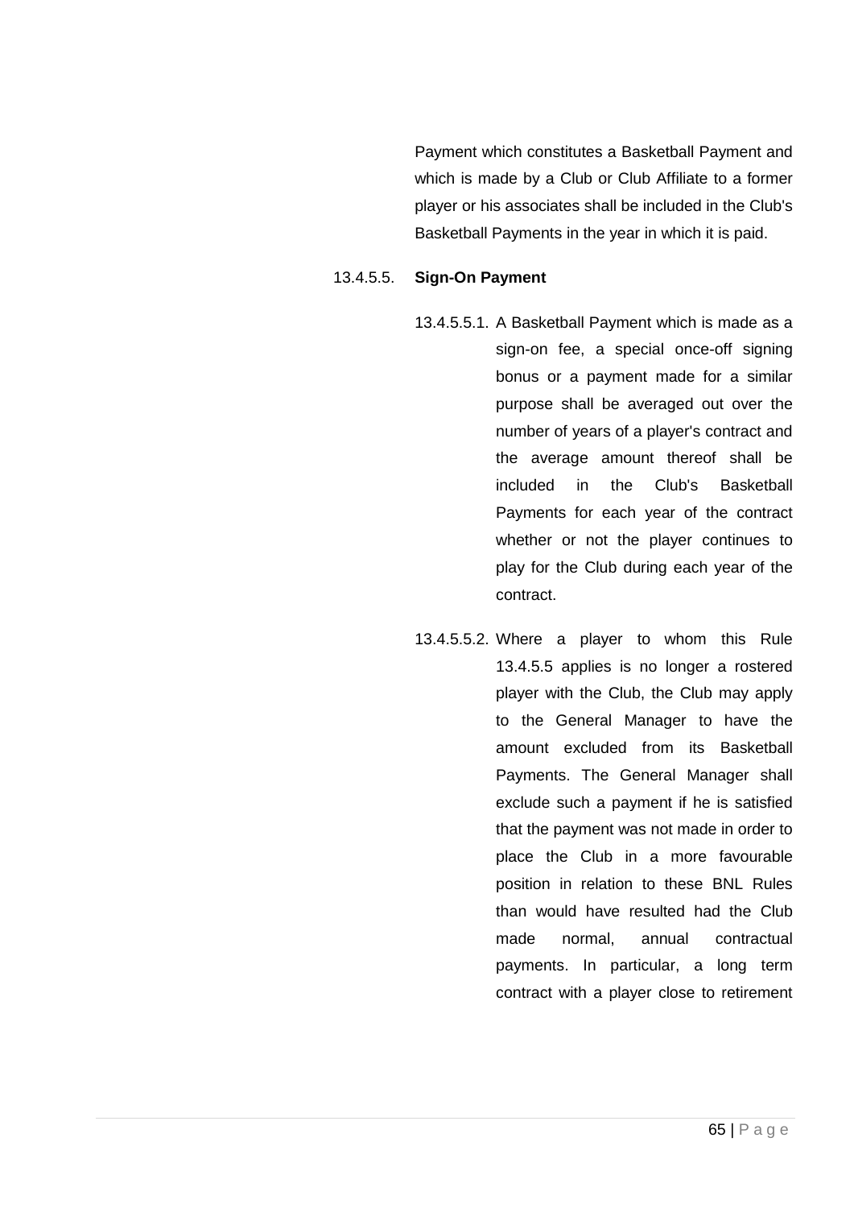Payment which constitutes a Basketball Payment and which is made by a Club or Club Affiliate to a former player or his associates shall be included in the Club's Basketball Payments in the year in which it is paid.

13.4.5.5. **Sign-On Payment**

13.4.5.5.1. A Basketball Payment which is made as a sign-on fee, a special once-off signing bonus or a payment made for a similar purpose shall be averaged out over the number of years of a player's contract and the average amount thereof shall be included in the Club's Basketball Payments for each year of the contract whether or not the player continues to play for the Club during each year of the contract.

13.4.5.5.2. Where a player to whom this Rule 13.4.5.5 applies is no longer a rostered player with the Club, the Club may apply to the General Manager to have the amount excluded from its Basketball Payments. The General Manager shall exclude such a payment if he is satisfied that the payment was not made in order to place the Club in a more favourable position in relation to these BNL Rules than would have resulted had the Club made normal, annual contractual payments. In particular, a long term contract with a player close to retirement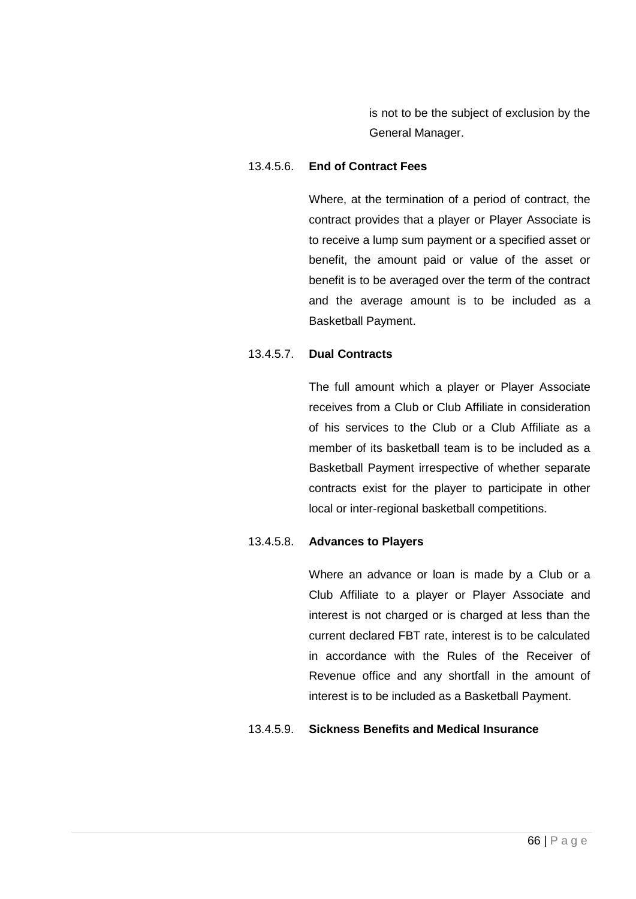is not to be the subject of exclusion by the General Manager.

13.4.5.6. **End of Contract Fees**

Where, at the termination of a period of contract, the contract provides that a player or Player Associate is to receive a lump sum payment or a specified asset or benefit, the amount paid or value of the asset or benefit is to be averaged over the term of the contract and the average amount is to be included as a Basketball Payment.

13.4.5.7. **Dual Contracts**

The full amount which a player or Player Associate receives from a Club or Club Affiliate in consideration of his services to the Club or a Club Affiliate as a member of its basketball team is to be included as a Basketball Payment irrespective of whether separate contracts exist for the player to participate in other local or inter-regional basketball competitions.

13.4.5.8. **Advances to Players**

Where an advance or loan is made by a Club or a Club Affiliate to a player or Player Associate and interest is not charged or is charged at less than the current declared FBT rate, interest is to be calculated in accordance with the Rules of the Receiver of Revenue office and any shortfall in the amount of interest is to be included as a Basketball Payment.

13.4.5.9. **Sickness Benefits and Medical Insurance**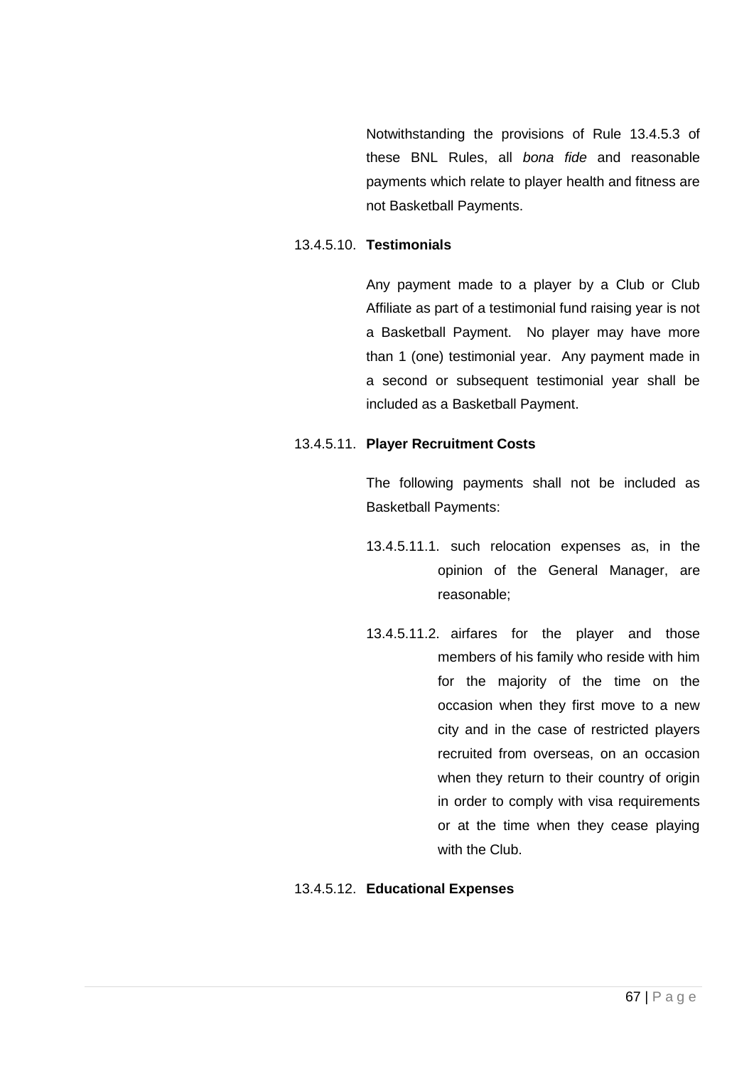Notwithstanding the provisions of Rule 13.4.5.3 of these BNL Rules, all *bona fide* and reasonable payments which relate to player health and fitness are not Basketball Payments.

13.4.5.10. **Testimonials**

Any payment made to a player by a Club or Club Affiliate as part of a testimonial fund raising year is not a Basketball Payment. No player may have more than 1 (one) testimonial year. Any payment made in a second or subsequent testimonial year shall be included as a Basketball Payment.

13.4.5.11. **Player Recruitment Costs**

The following payments shall not be included as Basketball Payments:

13.4.5.11.1. such relocation expenses as, in the opinion of the General Manager, are reasonable;

13.4.5.11.2. airfares for the player and those members of his family who reside with him for the majority of the time on the occasion when they first move to a new city and in the case of restricted players recruited from overseas, on an occasion when they return to their country of origin in order to comply with visa requirements or at the time when they cease playing with the Club.

13.4.5.12. **Educational Expenses**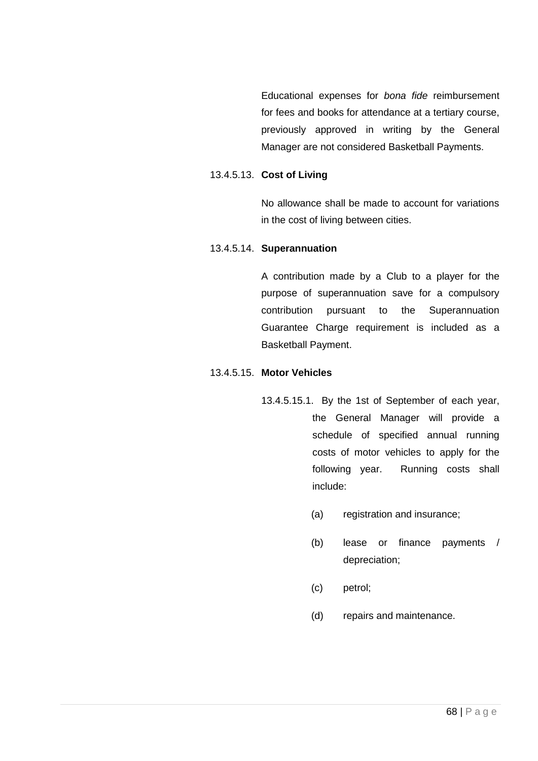Educational expenses for *bona fide* reimbursement for fees and books for attendance at a tertiary course, previously approved in writing by the General Manager are not considered Basketball Payments.

13.4.5.13. **Cost of Living**

No allowance shall be made to account for variations in the cost of living between cities.

13.4.5.14. **Superannuation**

A contribution made by a Club to a player for the purpose of superannuation save for a compulsory contribution pursuant to the Superannuation Guarantee Charge requirement is included as a Basketball Payment.

13.4.5.15. **Motor Vehicles**

13.4.5.15.1. By the 1st of September of each year, the General Manager will provide a schedule of specified annual running costs of motor vehicles to apply for the following year. Running costs shall include:

(a) registration and insurance;

(b) lease or finance payments / depreciation;

(c) petrol;

(d) repairs and maintenance.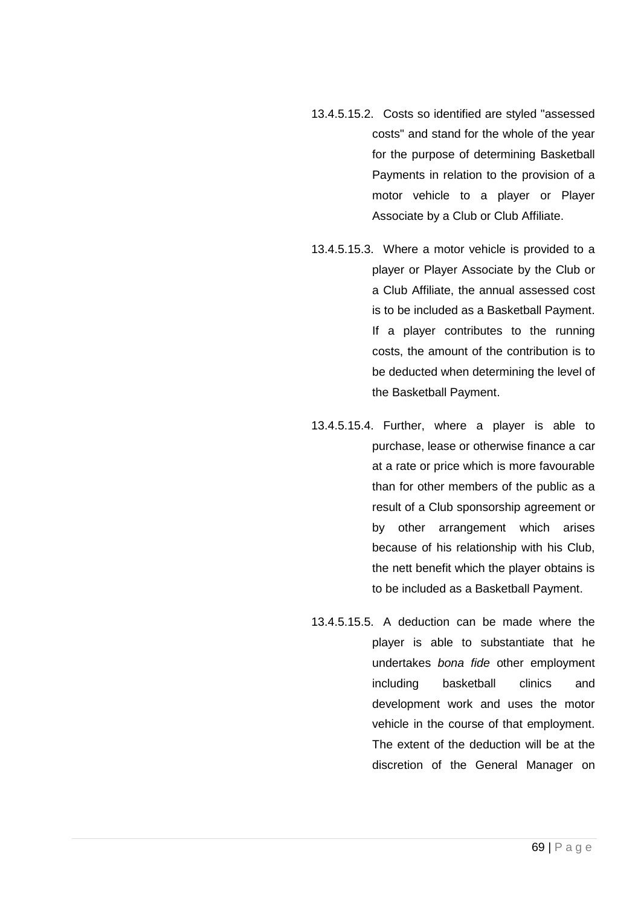13.4.5.15.2. Costs so identified are styled "assessed costs" and stand for the whole of the year for the purpose of determining Basketball Payments in relation to the provision of a motor vehicle to a player or Player Associate by a Club or Club Affiliate.

13.4.5.15.3. Where a motor vehicle is provided to a player or Player Associate by the Club or a Club Affiliate, the annual assessed cost is to be included as a Basketball Payment. If a player contributes to the running costs, the amount of the contribution is to be deducted when determining the level of the Basketball Payment.

13.4.5.15.4. Further, where a player is able to purchase, lease or otherwise finance a car at a rate or price which is more favourable than for other members of the public as a result of a Club sponsorship agreement or by other arrangement which arises because of his relationship with his Club, the nett benefit which the player obtains is to be included as a Basketball Payment.

13.4.5.15.5. A deduction can be made where the player is able to substantiate that he undertakes *bona fide* other employment including basketball clinics and development work and uses the motor vehicle in the course of that employment. The extent of the deduction will be at the discretion of the General Manager on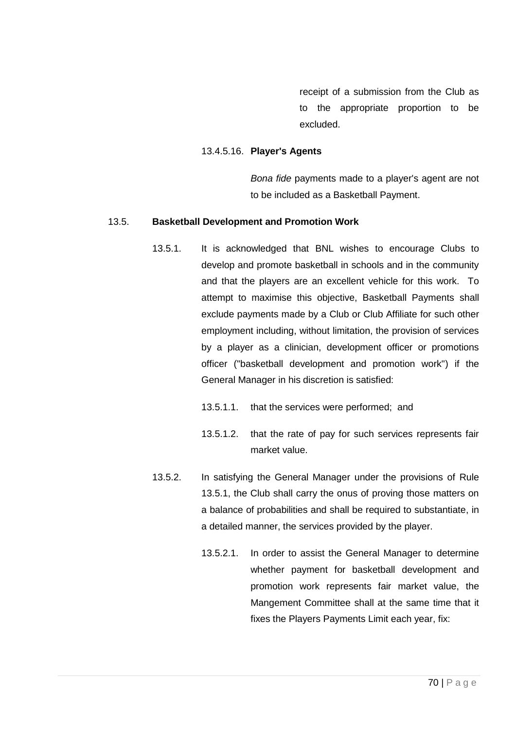receipt of a submission from the Club as to the appropriate proportion to be excluded.

13.4.5.16. **Player's Agents**

*Bona fide* payments made to a player's agent are not to be included as a Basketball Payment.

13.5. **Basketball Development and Promotion Work**

13.5.1. It is acknowledged that BNL wishes to encourage Clubs to develop and promote basketball in schools and in the community and that the players are an excellent vehicle for this work. To attempt to maximise this objective, Basketball Payments shall exclude payments made by a Club or Club Affiliate for such other employment including, without limitation, the provision of services by a player as a clinician, development officer or promotions officer ("basketball development and promotion work") if the General Manager in his discretion is satisfied:

13.5.1.1. that the services were performed; and

13.5.1.2. that the rate of pay for such services represents fair market value.

13.5.2. In satisfying the General Manager under the provisions of Rule 13.5.1, the Club shall carry the onus of proving those matters on a balance of probabilities and shall be required to substantiate, in a detailed manner, the services provided by the player.

13.5.2.1. In order to assist the General Manager to determine whether payment for basketball development and promotion work represents fair market value, the Mangement Committee shall at the same time that it fixes the Players Payments Limit each year, fix: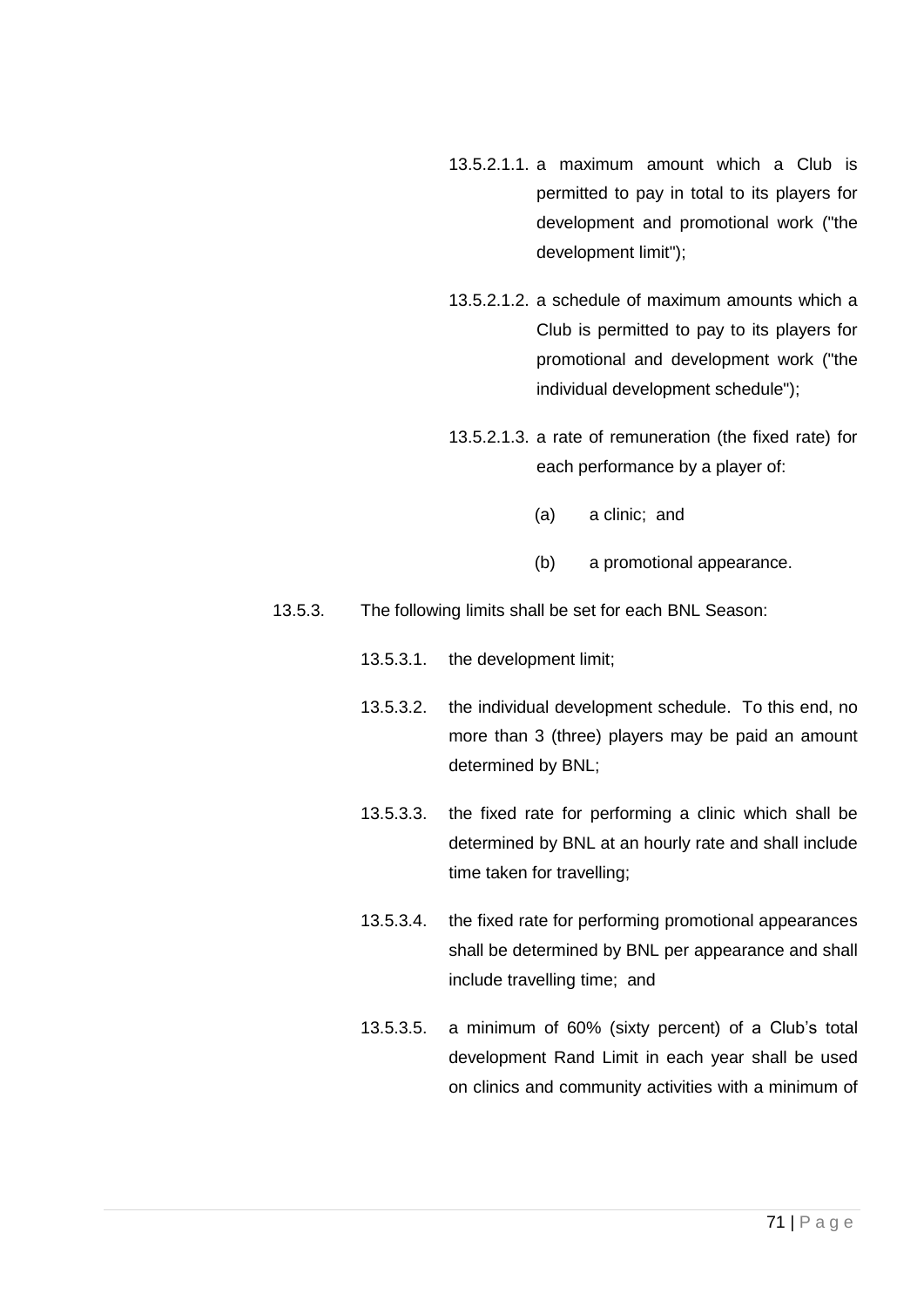13.5.2.1.1. a maximum amount which a Club is permitted to pay in total to its players for development and promotional work ("the development limit");

13.5.2.1.2. a schedule of maximum amounts which a Club is permitted to pay to its players for promotional and development work ("the individual development schedule");

13.5.2.1.3. a rate of remuneration (the fixed rate) for each performance by a player of:

(a) a clinic; and

(b) a promotional appearance.

13.5.3. The following limits shall be set for each BNL Season:

13.5.3.1. the development limit;

13.5.3.2. the individual development schedule. To this end, no more than 3 (three) players may be paid an amount determined by BNL;

13.5.3.3. the fixed rate for performing a clinic which shall be determined by BNL at an hourly rate and shall include time taken for travelling;

13.5.3.4. the fixed rate for performing promotional appearances shall be determined by BNL per appearance and shall include travelling time; and

13.5.3.5. a minimum of 60% (sixty percent) of a Club's total development Rand Limit in each year shall be used on clinics and community activities with a minimum of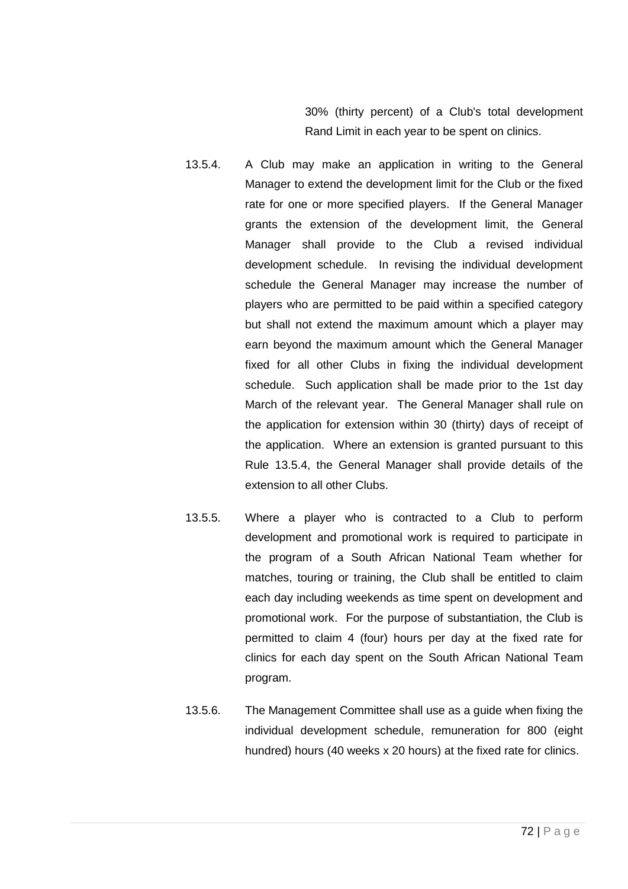30% (thirty percent) of a Club's total development Rand Limit in each year to be spent on clinics.

13.5.4. A Club may make an application in writing to the General Manager to extend the development limit for the Club or the fixed rate for one or more specified players. If the General Manager grants the extension of the development limit, the General Manager shall provide to the Club a revised individual development schedule. In revising the individual development schedule the General Manager may increase the number of players who are permitted to be paid within a specified category but shall not extend the maximum amount which a player may earn beyond the maximum amount which the General Manager fixed for all other Clubs in fixing the individual development schedule. Such application shall be made prior to the 1st day March of the relevant year. The General Manager shall rule on the application for extension within 30 (thirty) days of receipt of the application. Where an extension is granted pursuant to this Rule 13.5.4, the General Manager shall provide details of the extension to all other Clubs.

13.5.5. Where a player who is contracted to a Club to perform development and promotional work is required to participate in the program of a South African National Team whether for matches, touring or training, the Club shall be entitled to claim each day including weekends as time spent on development and promotional work. For the purpose of substantiation, the Club is permitted to claim 4 (four) hours per day at the fixed rate for clinics for each day spent on the South African National Team program.

13.5.6. The Management Committee shall use as a guide when fixing the individual development schedule, remuneration for 800 (eight hundred) hours (40 weeks x 20 hours) at the fixed rate for clinics.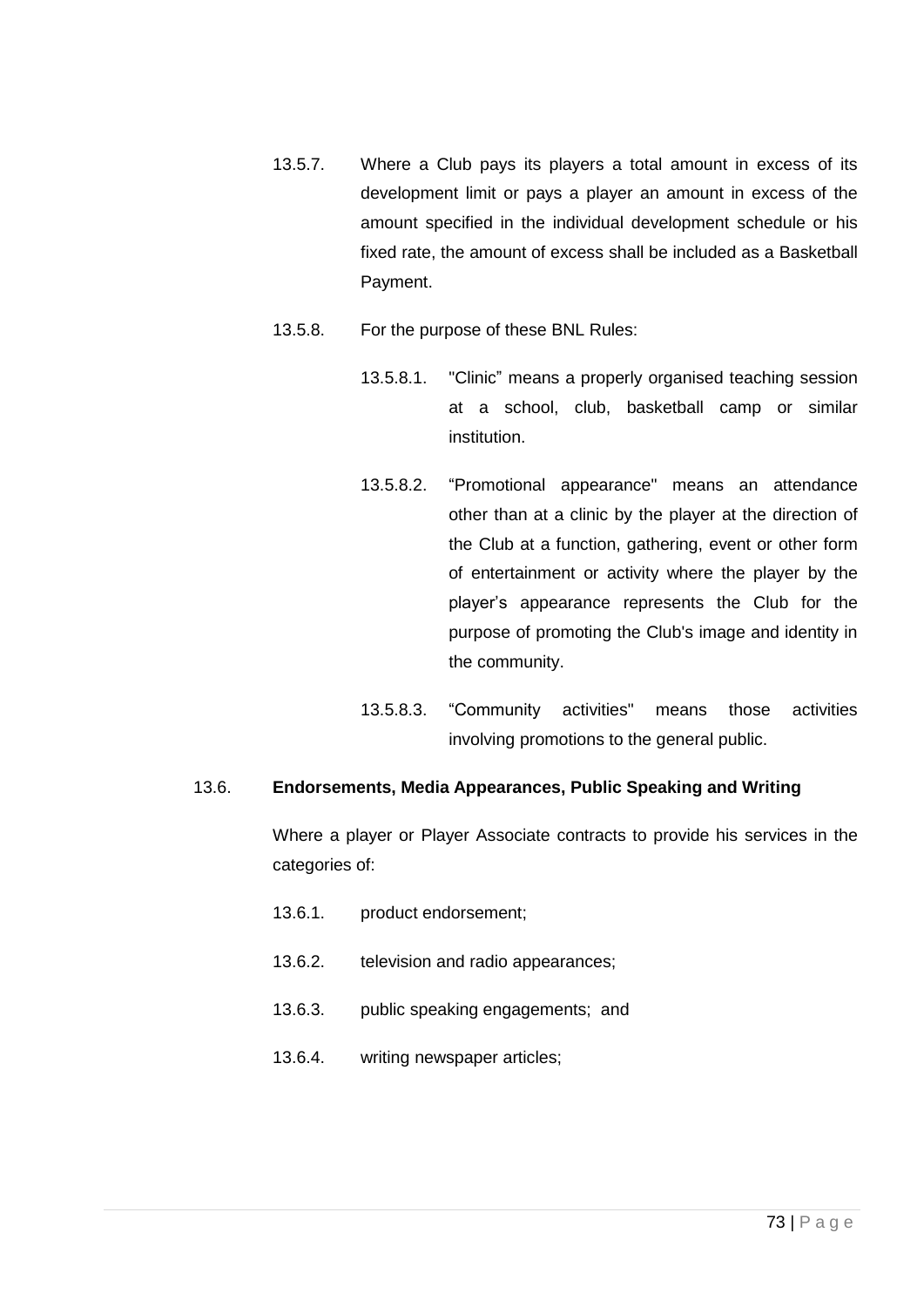13.5.7. Where a Club pays its players a total amount in excess of its development limit or pays a player an amount in excess of the amount specified in the individual development schedule or his fixed rate, the amount of excess shall be included as a Basketball Payment.

13.5.8. For the purpose of these BNL Rules:

13.5.8.1. "Clinic" means a properly organised teaching session at a school, club, basketball camp or similar institution.

13.5.8.2. "Promotional appearance" means an attendance other than at a clinic by the player at the direction of the Club at a function, gathering, event or other form of entertainment or activity where the player by the player's appearance represents the Club for the purpose of promoting the Club's image and identity in the community.

13.5.8.3. "Community activities" means those activities involving promotions to the general public.

13.6. **Endorsements, Media Appearances, Public Speaking and Writing**

Where a player or Player Associate contracts to provide his services in the categories of:

13.6.1. product endorsement;

13.6.2. television and radio appearances;

13.6.3. public speaking engagements; and

13.6.4. writing newspaper articles;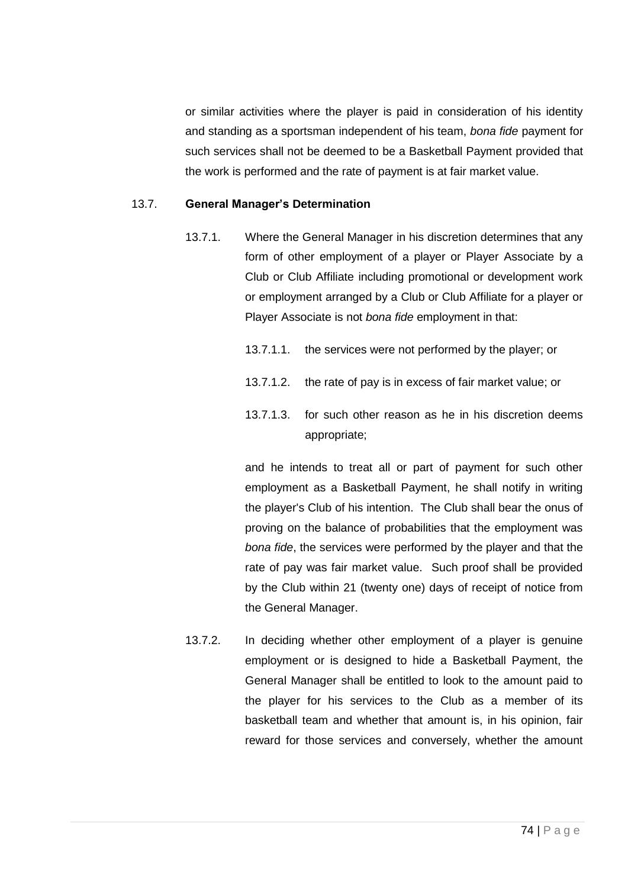or similar activities where the player is paid in consideration of his identity and standing as a sportsman independent of his team, *bona fide* payment for such services shall not be deemed to be a Basketball Payment provided that the work is performed and the rate of payment is at fair market value.

13.7. **General Manager's Determination**

13.7.1. Where the General Manager in his discretion determines that any form of other employment of a player or Player Associate by a Club or Club Affiliate including promotional or development work or employment arranged by a Club or Club Affiliate for a player or Player Associate is not *bona fide* employment in that:

13.7.1.1. the services were not performed by the player; or

13.7.1.2. the rate of pay is in excess of fair market value; or

13.7.1.3. for such other reason as he in his discretion deems appropriate;

and he intends to treat all or part of payment for such other employment as a Basketball Payment, he shall notify in writing the player's Club of his intention. The Club shall bear the onus of proving on the balance of probabilities that the employment was *bona fide*, the services were performed by the player and that the rate of pay was fair market value. Such proof shall be provided by the Club within 21 (twenty one) days of receipt of notice from the General Manager.

13.7.2. In deciding whether other employment of a player is genuine employment or is designed to hide a Basketball Payment, the General Manager shall be entitled to look to the amount paid to the player for his services to the Club as a member of its basketball team and whether that amount is, in his opinion, fair reward for those services and conversely, whether the amount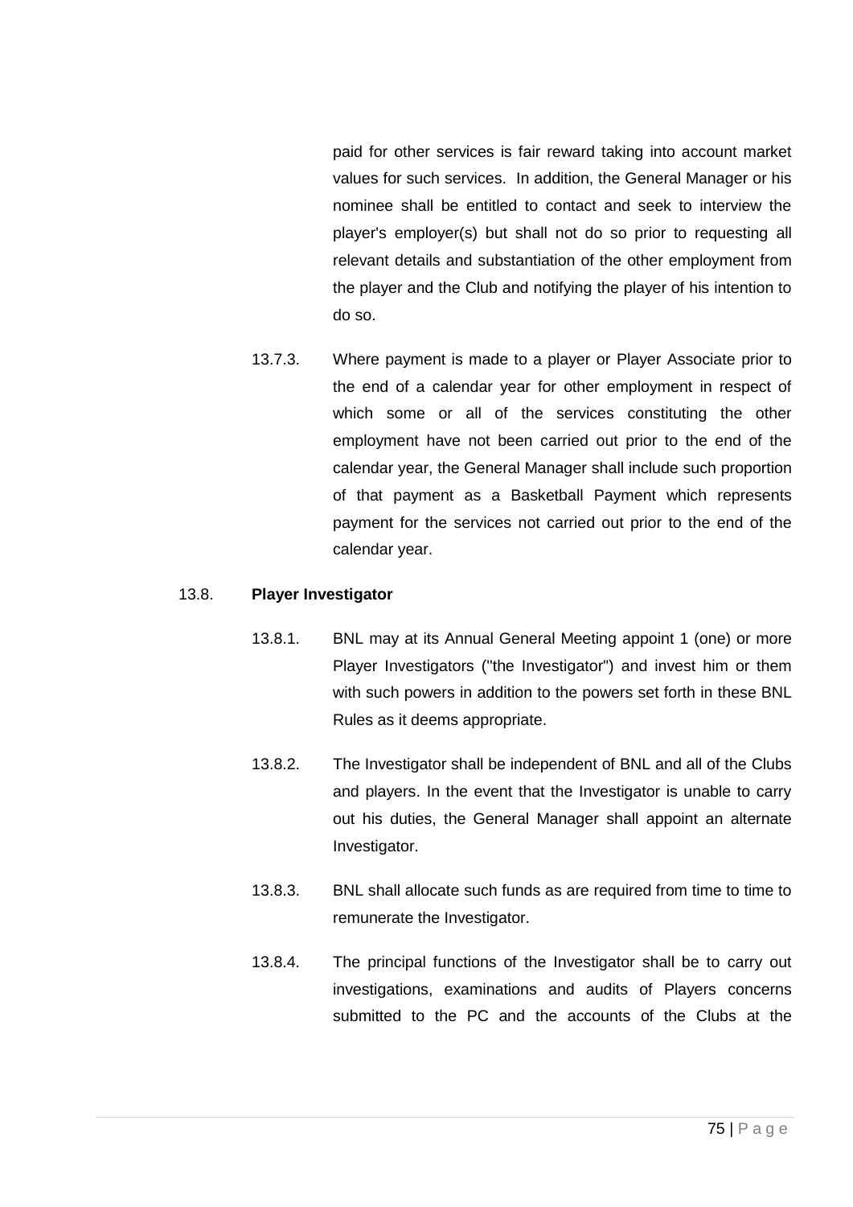paid for other services is fair reward taking into account market values for such services. In addition, the General Manager or his nominee shall be entitled to contact and seek to interview the player's employer(s) but shall not do so prior to requesting all relevant details and substantiation of the other employment from the player and the Club and notifying the player of his intention to do so.

13.7.3. Where payment is made to a player or Player Associate prior to the end of a calendar year for other employment in respect of which some or all of the services constituting the other employment have not been carried out prior to the end of the calendar year, the General Manager shall include such proportion of that payment as a Basketball Payment which represents payment for the services not carried out prior to the end of the calendar year.

13.8. **Player Investigator**

13.8.1. BNL may at its Annual General Meeting appoint 1 (one) or more Player Investigators ("the Investigator") and invest him or them with such powers in addition to the powers set forth in these BNL Rules as it deems appropriate.

13.8.2. The Investigator shall be independent of BNL and all of the Clubs and players. In the event that the Investigator is unable to carry out his duties, the General Manager shall appoint an alternate Investigator.

13.8.3. BNL shall allocate such funds as are required from time to time to remunerate the Investigator.

13.8.4. The principal functions of the Investigator shall be to carry out investigations, examinations and audits of Players concerns submitted to the PC and the accounts of the Clubs at the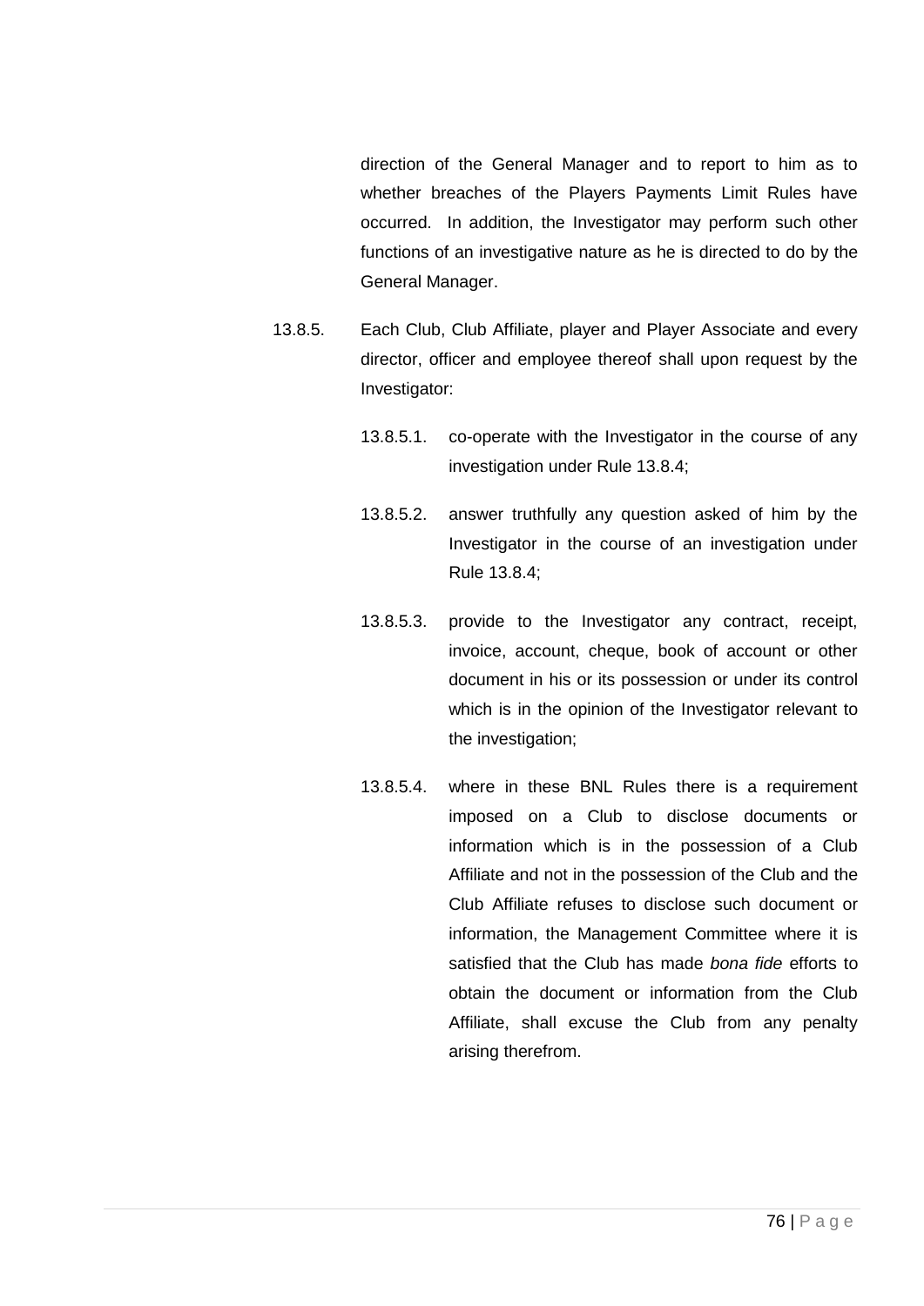direction of the General Manager and to report to him as to whether breaches of the Players Payments Limit Rules have occurred. In addition, the Investigator may perform such other functions of an investigative nature as he is directed to do by the General Manager.

13.8.5. Each Club, Club Affiliate, player and Player Associate and every director, officer and employee thereof shall upon request by the Investigator:

13.8.5.1. co-operate with the Investigator in the course of any investigation under Rule 13.8.4;

13.8.5.2. answer truthfully any question asked of him by the Investigator in the course of an investigation under Rule 13.8.4;

13.8.5.3. provide to the Investigator any contract, receipt, invoice, account, cheque, book of account or other document in his or its possession or under its control which is in the opinion of the Investigator relevant to the investigation;

13.8.5.4. where in these BNL Rules there is a requirement imposed on a Club to disclose documents or information which is in the possession of a Club Affiliate and not in the possession of the Club and the Club Affiliate refuses to disclose such document or information, the Management Committee where it is satisfied that the Club has made *bona fide* efforts to obtain the document or information from the Club Affiliate, shall excuse the Club from any penalty arising therefrom.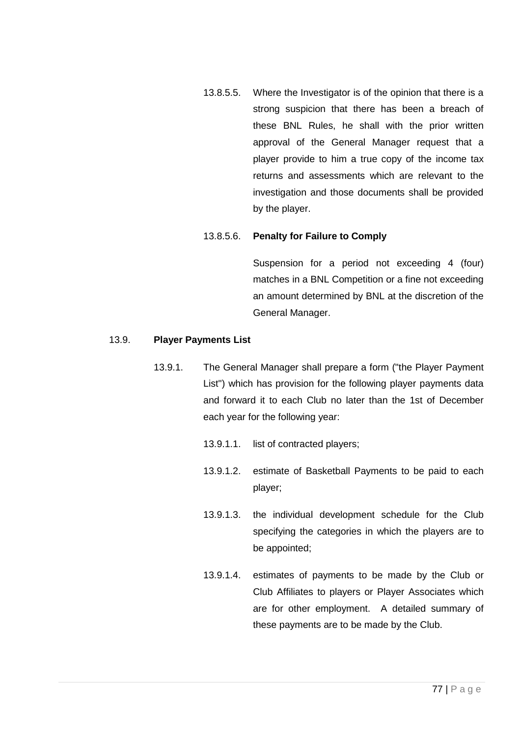13.8.5.5. Where the Investigator is of the opinion that there is a strong suspicion that there has been a breach of these BNL Rules, he shall with the prior written approval of the General Manager request that a player provide to him a true copy of the income tax returns and assessments which are relevant to the investigation and those documents shall be provided by the player.

13.8.5.6. **Penalty for Failure to Comply**

Suspension for a period not exceeding 4 (four) matches in a BNL Competition or a fine not exceeding an amount determined by BNL at the discretion of the General Manager.

13.9. **Player Payments List**

13.9.1. The General Manager shall prepare a form ("the Player Payment List") which has provision for the following player payments data and forward it to each Club no later than the 1st of December each year for the following year:

13.9.1.1. list of contracted players;

13.9.1.2. estimate of Basketball Payments to be paid to each player;

13.9.1.3. the individual development schedule for the Club specifying the categories in which the players are to be appointed;

13.9.1.4. estimates of payments to be made by the Club or Club Affiliates to players or Player Associates which are for other employment. A detailed summary of these payments are to be made by the Club.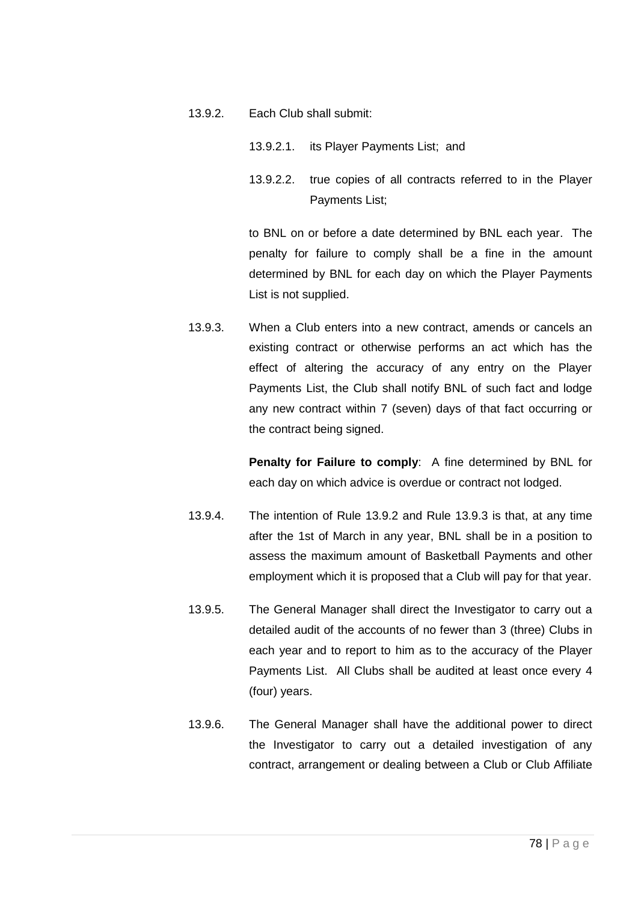13.9.2. Each Club shall submit:

13.9.2.1. its Player Payments List; and

13.9.2.2. true copies of all contracts referred to in the Player Payments List;

to BNL on or before a date determined by BNL each year. The penalty for failure to comply shall be a fine in the amount determined by BNL for each day on which the Player Payments List is not supplied.

13.9.3. When a Club enters into a new contract, amends or cancels an existing contract or otherwise performs an act which has the effect of altering the accuracy of any entry on the Player Payments List, the Club shall notify BNL of such fact and lodge any new contract within 7 (seven) days of that fact occurring or the contract being signed.

**Penalty for Failure to comply**: A fine determined by BNL for each day on which advice is overdue or contract not lodged.

13.9.4. The intention of Rule 13.9.2 and Rule 13.9.3 is that, at any time after the 1st of March in any year, BNL shall be in a position to assess the maximum amount of Basketball Payments and other employment which it is proposed that a Club will pay for that year.

13.9.5. The General Manager shall direct the Investigator to carry out a detailed audit of the accounts of no fewer than 3 (three) Clubs in each year and to report to him as to the accuracy of the Player Payments List. All Clubs shall be audited at least once every 4 (four) years.

13.9.6. The General Manager shall have the additional power to direct the Investigator to carry out a detailed investigation of any contract, arrangement or dealing between a Club or Club Affiliate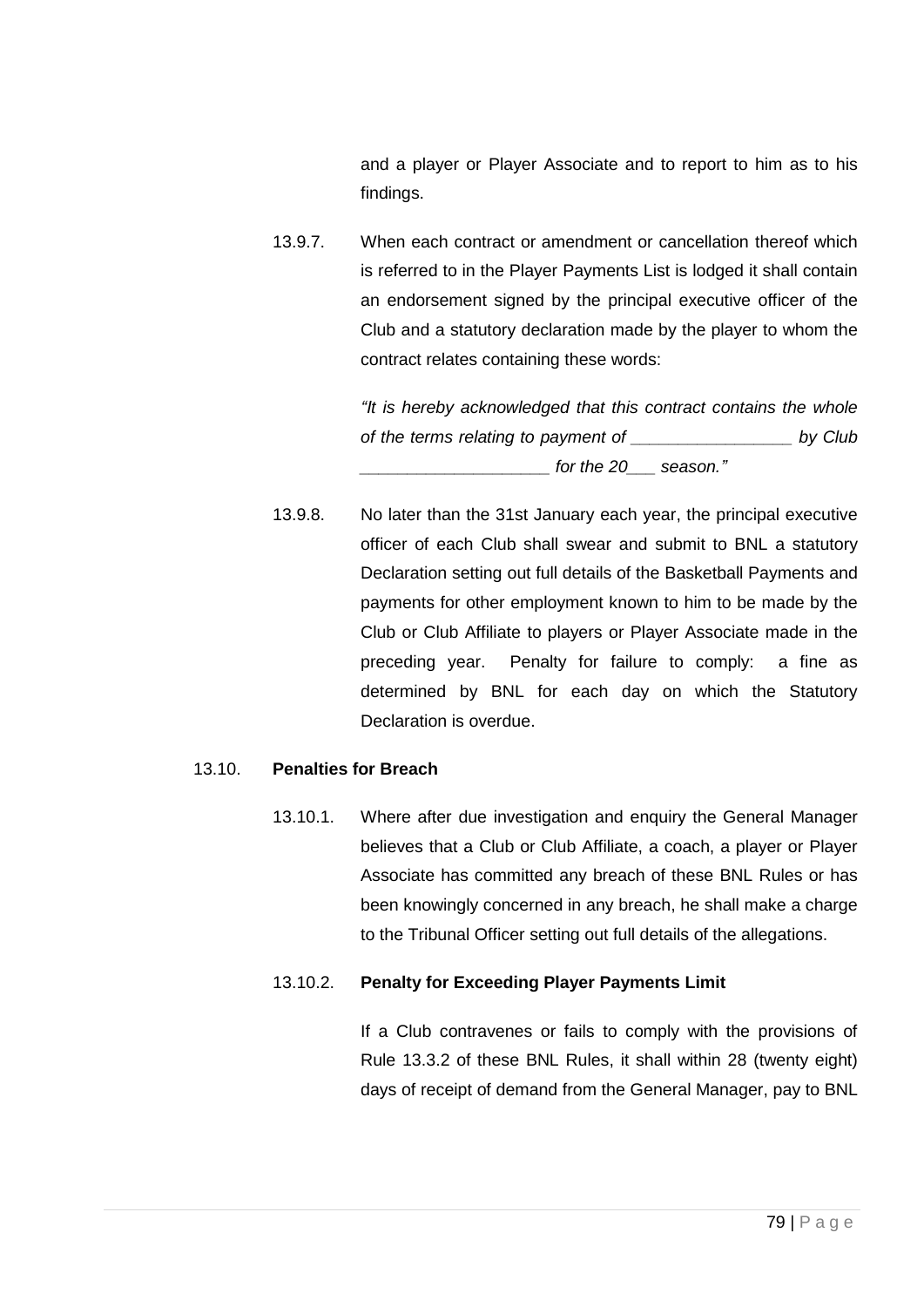and a player or Player Associate and to report to him as to his findings.

13.9.7. When each contract or amendment or cancellation thereof which is referred to in the Player Payments List is lodged it shall contain an endorsement signed by the principal executive officer of the Club and a statutory declaration made by the player to whom the contract relates containing these words:

*"It is hereby acknowledged that this contract contains the whole of the terms relating to payment of _________________ by Club ____________________ for the 20___ season."*

13.9.8. No later than the 31st January each year, the principal executive officer of each Club shall swear and submit to BNL a statutory Declaration setting out full details of the Basketball Payments and payments for other employment known to him to be made by the Club or Club Affiliate to players or Player Associate made in the preceding year. Penalty for failure to comply: a fine as determined by BNL for each day on which the Statutory Declaration is overdue.

13.10. **Penalties for Breach**

13.10.1. Where after due investigation and enquiry the General Manager believes that a Club or Club Affiliate, a coach, a player or Player Associate has committed any breach of these BNL Rules or has been knowingly concerned in any breach, he shall make a charge to the Tribunal Officer setting out full details of the allegations.

13.10.2. **Penalty for Exceeding Player Payments Limit**

If a Club contravenes or fails to comply with the provisions of Rule 13.3.2 of these BNL Rules, it shall within 28 (twenty eight) days of receipt of demand from the General Manager, pay to BNL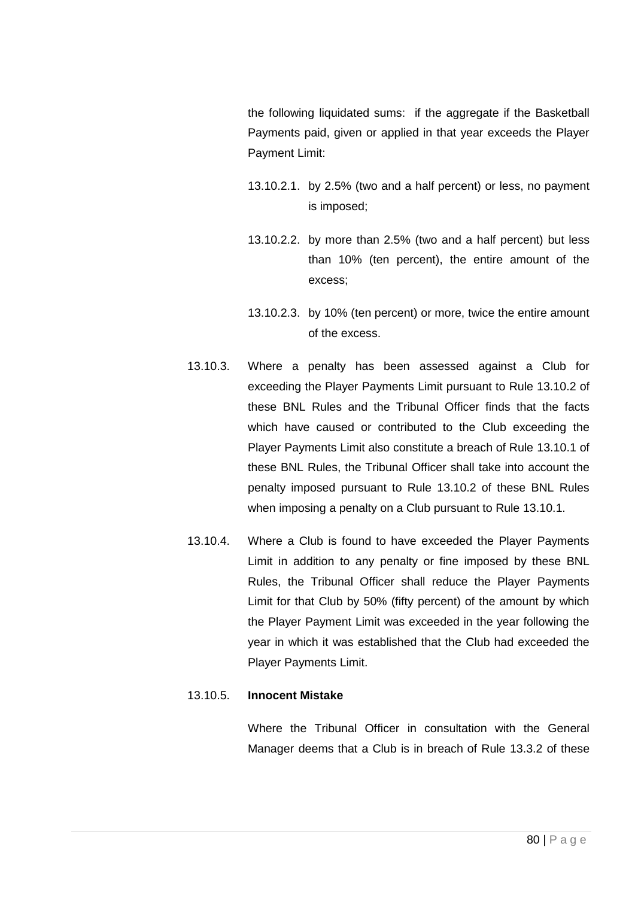the following liquidated sums: if the aggregate if the Basketball Payments paid, given or applied in that year exceeds the Player Payment Limit:

13.10.2.1. by 2.5% (two and a half percent) or less, no payment is imposed;

13.10.2.2. by more than 2.5% (two and a half percent) but less than 10% (ten percent), the entire amount of the excess;

13.10.2.3. by 10% (ten percent) or more, twice the entire amount of the excess.

13.10.3. Where a penalty has been assessed against a Club for exceeding the Player Payments Limit pursuant to Rule 13.10.2 of these BNL Rules and the Tribunal Officer finds that the facts which have caused or contributed to the Club exceeding the Player Payments Limit also constitute a breach of Rule 13.10.1 of these BNL Rules, the Tribunal Officer shall take into account the penalty imposed pursuant to Rule 13.10.2 of these BNL Rules when imposing a penalty on a Club pursuant to Rule 13.10.1.

13.10.4. Where a Club is found to have exceeded the Player Payments Limit in addition to any penalty or fine imposed by these BNL Rules, the Tribunal Officer shall reduce the Player Payments Limit for that Club by 50% (fifty percent) of the amount by which the Player Payment Limit was exceeded in the year following the year in which it was established that the Club had exceeded the Player Payments Limit.

13.10.5. **Innocent Mistake**

Where the Tribunal Officer in consultation with the General Manager deems that a Club is in breach of Rule 13.3.2 of these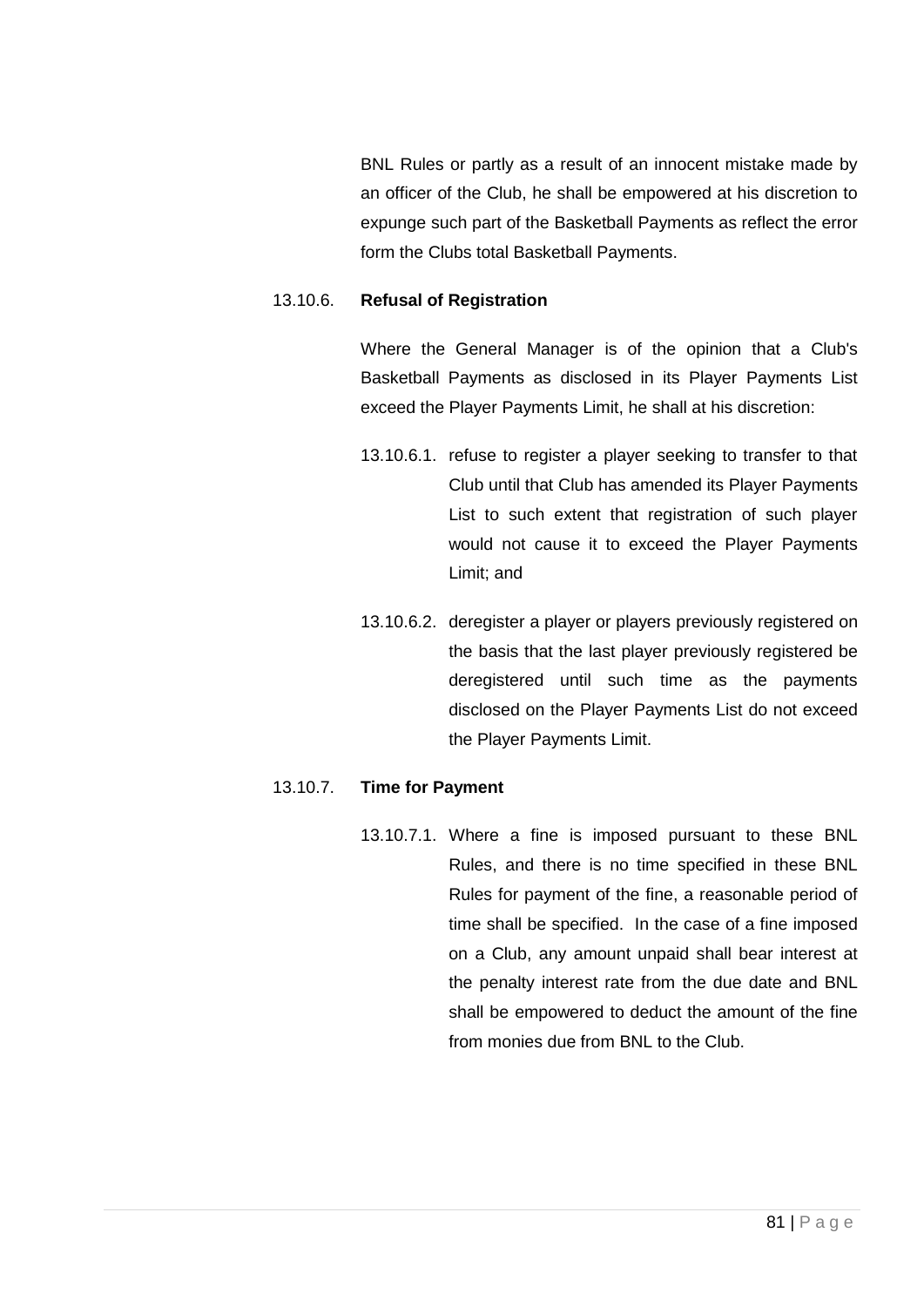BNL Rules or partly as a result of an innocent mistake made by an officer of the Club, he shall be empowered at his discretion to expunge such part of the Basketball Payments as reflect the error form the Clubs total Basketball Payments.

13.10.6. **Refusal of Registration**

Where the General Manager is of the opinion that a Club's Basketball Payments as disclosed in its Player Payments List exceed the Player Payments Limit, he shall at his discretion:

13.10.6.1. refuse to register a player seeking to transfer to that Club until that Club has amended its Player Payments List to such extent that registration of such player would not cause it to exceed the Player Payments Limit; and

13.10.6.2. deregister a player or players previously registered on the basis that the last player previously registered be deregistered until such time as the payments disclosed on the Player Payments List do not exceed the Player Payments Limit.

13.10.7. **Time for Payment**

13.10.7.1. Where a fine is imposed pursuant to these BNL Rules, and there is no time specified in these BNL Rules for payment of the fine, a reasonable period of time shall be specified. In the case of a fine imposed on a Club, any amount unpaid shall bear interest at the penalty interest rate from the due date and BNL shall be empowered to deduct the amount of the fine from monies due from BNL to the Club.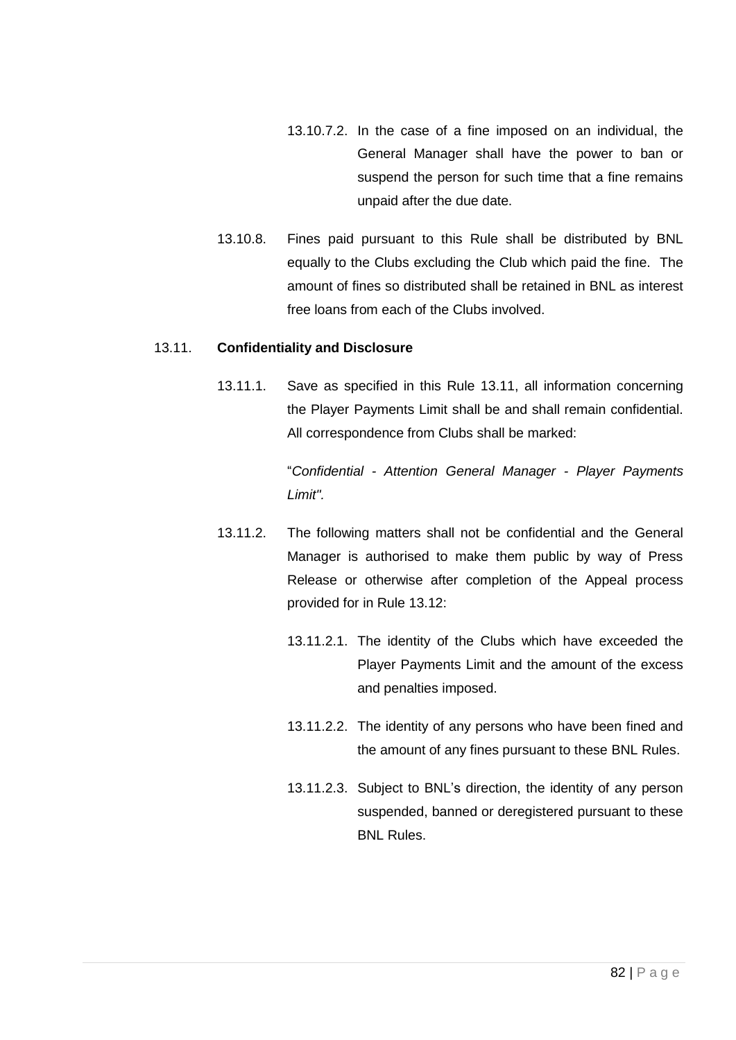13.10.7.2. In the case of a fine imposed on an individual, the General Manager shall have the power to ban or suspend the person for such time that a fine remains unpaid after the due date.

13.10.8. Fines paid pursuant to this Rule shall be distributed by BNL equally to the Clubs excluding the Club which paid the fine. The amount of fines so distributed shall be retained in BNL as interest free loans from each of the Clubs involved.

13.11. **Confidentiality and Disclosure**

13.11.1. Save as specified in this Rule 13.11, all information concerning the Player Payments Limit shall be and shall remain confidential. All correspondence from Clubs shall be marked:

"*Confidential - Attention General Manager - Player Payments Limit".*

13.11.2. The following matters shall not be confidential and the General Manager is authorised to make them public by way of Press Release or otherwise after completion of the Appeal process provided for in Rule 13.12:

13.11.2.1. The identity of the Clubs which have exceeded the Player Payments Limit and the amount of the excess and penalties imposed.

13.11.2.2. The identity of any persons who have been fined and the amount of any fines pursuant to these BNL Rules.

13.11.2.3. Subject to BNL's direction, the identity of any person suspended, banned or deregistered pursuant to these BNL Rules.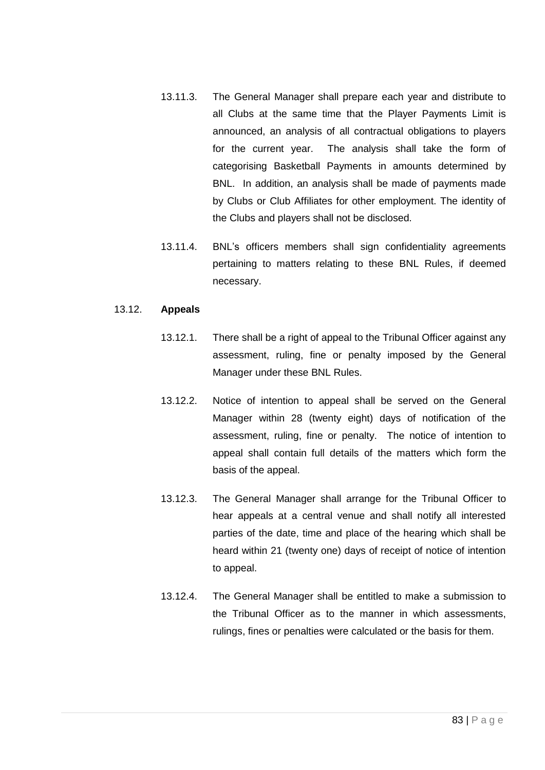13.11.3. The General Manager shall prepare each year and distribute to all Clubs at the same time that the Player Payments Limit is announced, an analysis of all contractual obligations to players for the current year. The analysis shall take the form of categorising Basketball Payments in amounts determined by BNL. In addition, an analysis shall be made of payments made by Clubs or Club Affiliates for other employment. The identity of the Clubs and players shall not be disclosed.

13.11.4. BNL's officers members shall sign confidentiality agreements pertaining to matters relating to these BNL Rules, if deemed necessary.

13.12. **Appeals**

13.12.1. There shall be a right of appeal to the Tribunal Officer against any assessment, ruling, fine or penalty imposed by the General Manager under these BNL Rules.

13.12.2. Notice of intention to appeal shall be served on the General Manager within 28 (twenty eight) days of notification of the assessment, ruling, fine or penalty. The notice of intention to appeal shall contain full details of the matters which form the basis of the appeal.

13.12.3. The General Manager shall arrange for the Tribunal Officer to hear appeals at a central venue and shall notify all interested parties of the date, time and place of the hearing which shall be heard within 21 (twenty one) days of receipt of notice of intention to appeal.

13.12.4. The General Manager shall be entitled to make a submission to the Tribunal Officer as to the manner in which assessments, rulings, fines or penalties were calculated or the basis for them.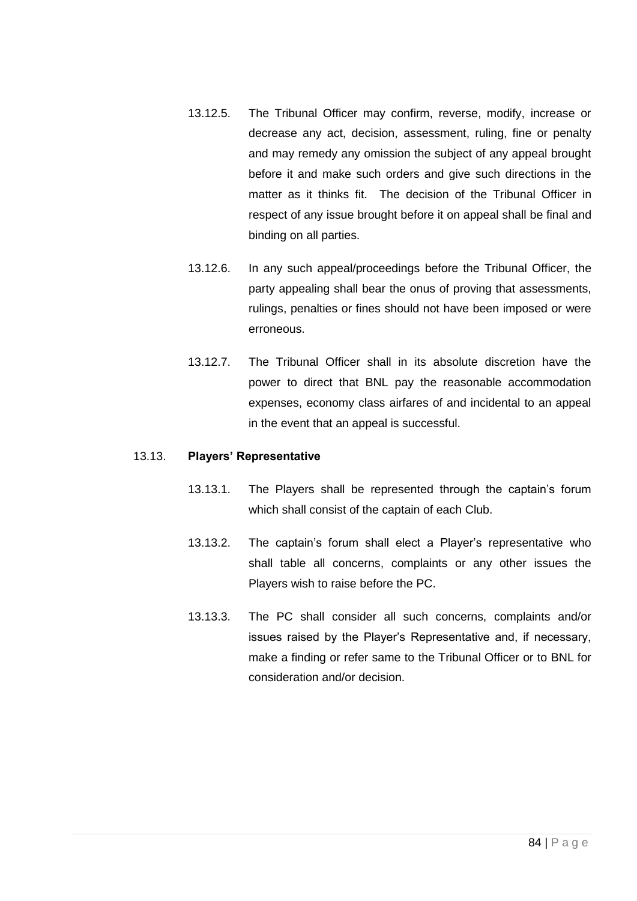13.12.5. The Tribunal Officer may confirm, reverse, modify, increase or decrease any act, decision, assessment, ruling, fine or penalty and may remedy any omission the subject of any appeal brought before it and make such orders and give such directions in the matter as it thinks fit. The decision of the Tribunal Officer in respect of any issue brought before it on appeal shall be final and binding on all parties.

13.12.6. In any such appeal/proceedings before the Tribunal Officer, the party appealing shall bear the onus of proving that assessments, rulings, penalties or fines should not have been imposed or were erroneous.

13.12.7. The Tribunal Officer shall in its absolute discretion have the power to direct that BNL pay the reasonable accommodation expenses, economy class airfares of and incidental to an appeal in the event that an appeal is successful.

13.13. **Players' Representative**

13.13.1. The Players shall be represented through the captain's forum which shall consist of the captain of each Club.

13.13.2. The captain's forum shall elect a Player's representative who shall table all concerns, complaints or any other issues the Players wish to raise before the PC.

13.13.3. The PC shall consider all such concerns, complaints and/or issues raised by the Player's Representative and, if necessary, make a finding or refer same to the Tribunal Officer or to BNL for consideration and/or decision.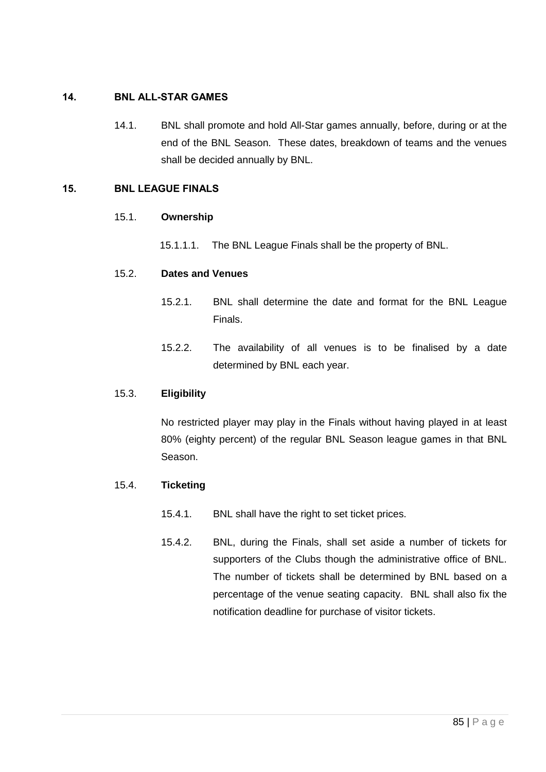## 14. BNL ALL-STAR GAMES

14.1. BNL shall promote and hold All-Star games annually, before, during or at the end of the BNL Season. These dates, breakdown of teams and the venues shall be decided annually by BNL.

## 15. BNL LEAGUE FINALS

### 15.1. Ownership

15.1.1.1. The BNL League Finals shall be the property of BNL.

### 15.2. Dates and Venues

15.2.1. BNL shall determine the date and format for the BNL League Finals.

15.2.2. The availability of all venues is to be finalised by a date determined by BNL each year.

### 15.3. Eligibility

No restricted player may play in the Finals without having played in at least 80% (eighty percent) of the regular BNL Season league games in that BNL Season.

### 15.4. Ticketing

15.4.1. BNL shall have the right to set ticket prices.

15.4.2. BNL, during the Finals, shall set aside a number of tickets for supporters of the Clubs though the administrative office of BNL. The number of tickets shall be determined by BNL based on a percentage of the venue seating capacity. BNL shall also fix the notification deadline for purchase of visitor tickets.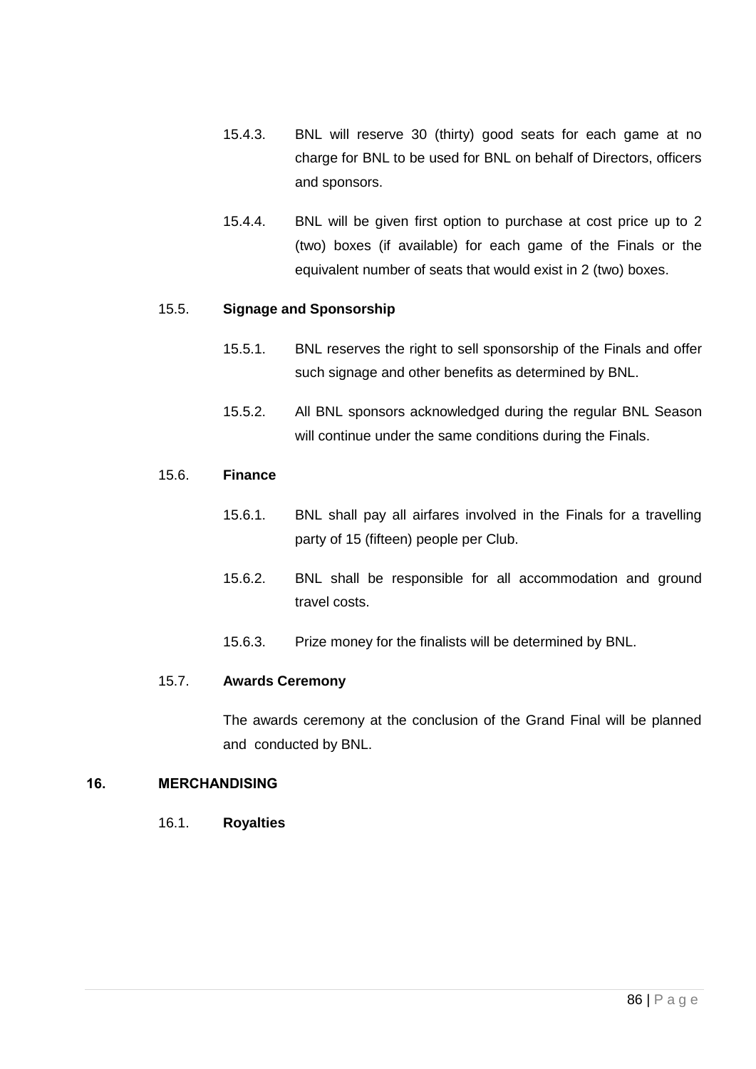15.4.3. BNL will reserve 30 (thirty) good seats for each game at no charge for BNL to be used for BNL on behalf of Directors, officers and sponsors.

15.4.4. BNL will be given first option to purchase at cost price up to 2 (two) boxes (if available) for each game of the Finals or the equivalent number of seats that would exist in 2 (two) boxes.

15.5. **Signage and Sponsorship**

15.5.1. BNL reserves the right to sell sponsorship of the Finals and offer such signage and other benefits as determined by BNL.

15.5.2. All BNL sponsors acknowledged during the regular BNL Season will continue under the same conditions during the Finals.

15.6. **Finance**

15.6.1. BNL shall pay all airfares involved in the Finals for a travelling party of 15 (fifteen) people per Club.

15.6.2. BNL shall be responsible for all accommodation and ground travel costs.

15.6.3. Prize money for the finalists will be determined by BNL.

15.7. **Awards Ceremony**

The awards ceremony at the conclusion of the Grand Final will be planned and conducted by BNL.

## 16. MERCHANDISING

16.1. **Royalties**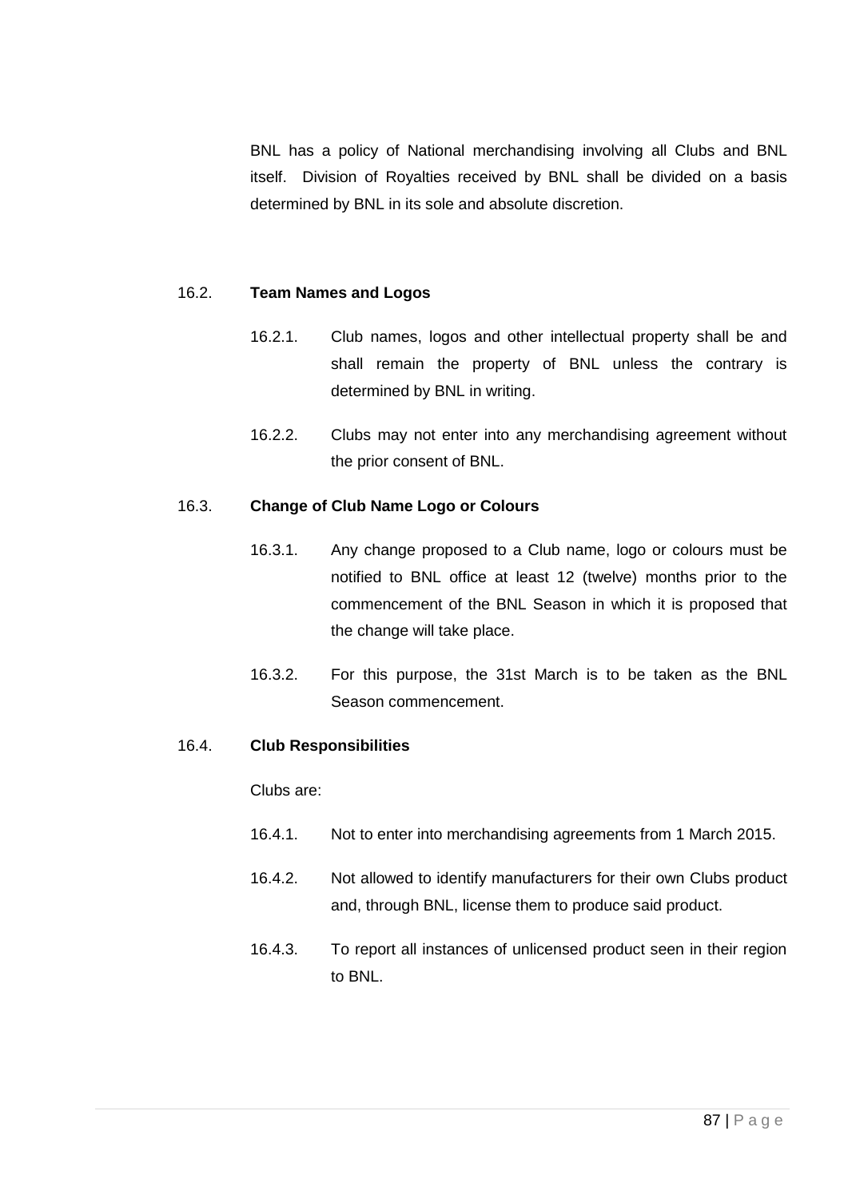BNL has a policy of National merchandising involving all Clubs and BNL itself. Division of Royalties received by BNL shall be divided on a basis determined by BNL in its sole and absolute discretion.

16.2. **Team Names and Logos**

16.2.1. Club names, logos and other intellectual property shall be and shall remain the property of BNL unless the contrary is determined by BNL in writing.

16.2.2. Clubs may not enter into any merchandising agreement without the prior consent of BNL.

16.3. **Change of Club Name Logo or Colours**

16.3.1. Any change proposed to a Club name, logo or colours must be notified to BNL office at least 12 (twelve) months prior to the commencement of the BNL Season in which it is proposed that the change will take place.

16.3.2. For this purpose, the 31st March is to be taken as the BNL Season commencement.

16.4. **Club Responsibilities**

Clubs are:

16.4.1. Not to enter into merchandising agreements from 1 March 2015.

16.4.2. Not allowed to identify manufacturers for their own Clubs product and, through BNL, license them to produce said product.

16.4.3. To report all instances of unlicensed product seen in their region to BNL.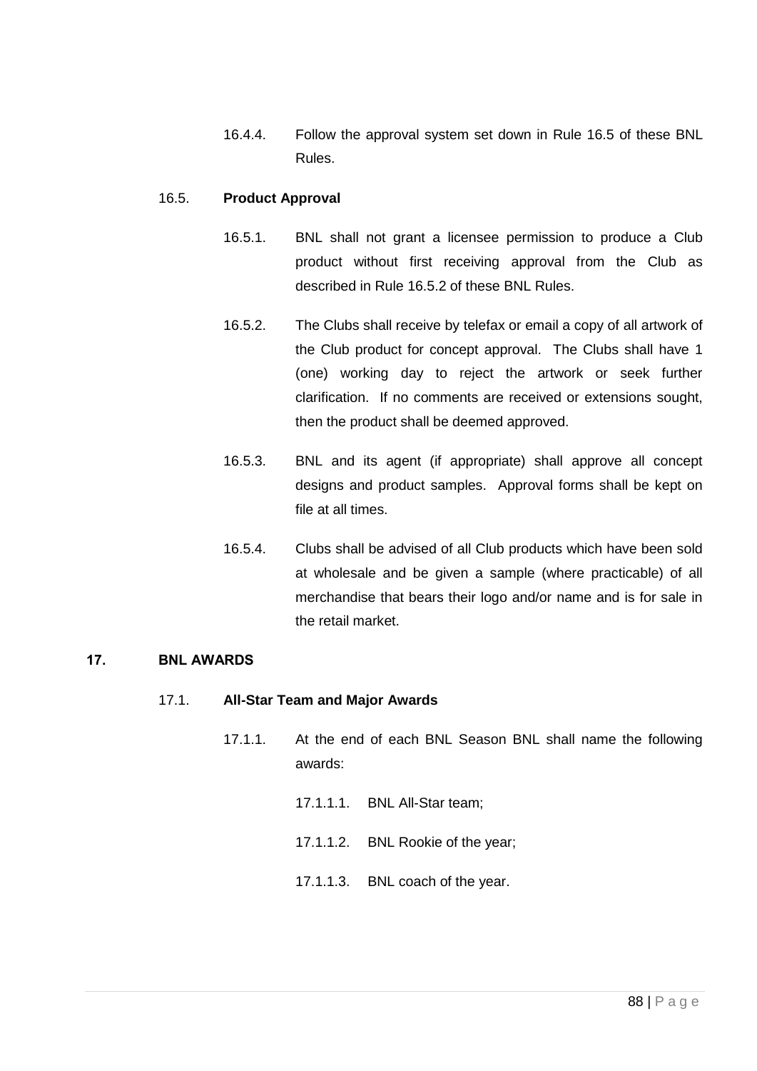16.4.4. Follow the approval system set down in Rule 16.5 of these BNL Rules.

16.5. **Product Approval**

16.5.1. BNL shall not grant a licensee permission to produce a Club product without first receiving approval from the Club as described in Rule 16.5.2 of these BNL Rules.

16.5.2. The Clubs shall receive by telefax or email a copy of all artwork of the Club product for concept approval. The Clubs shall have 1 (one) working day to reject the artwork or seek further clarification. If no comments are received or extensions sought, then the product shall be deemed approved.

16.5.3. BNL and its agent (if appropriate) shall approve all concept designs and product samples. Approval forms shall be kept on file at all times.

16.5.4. Clubs shall be advised of all Club products which have been sold at wholesale and be given a sample (where practicable) of all merchandise that bears their logo and/or name and is for sale in the retail market.

## 17. BNL AWARDS

17.1. **All-Star Team and Major Awards**

17.1.1. At the end of each BNL Season BNL shall name the following awards:

17.1.1.1. BNL All-Star team;

17.1.1.2. BNL Rookie of the year;

17.1.1.3. BNL coach of the year.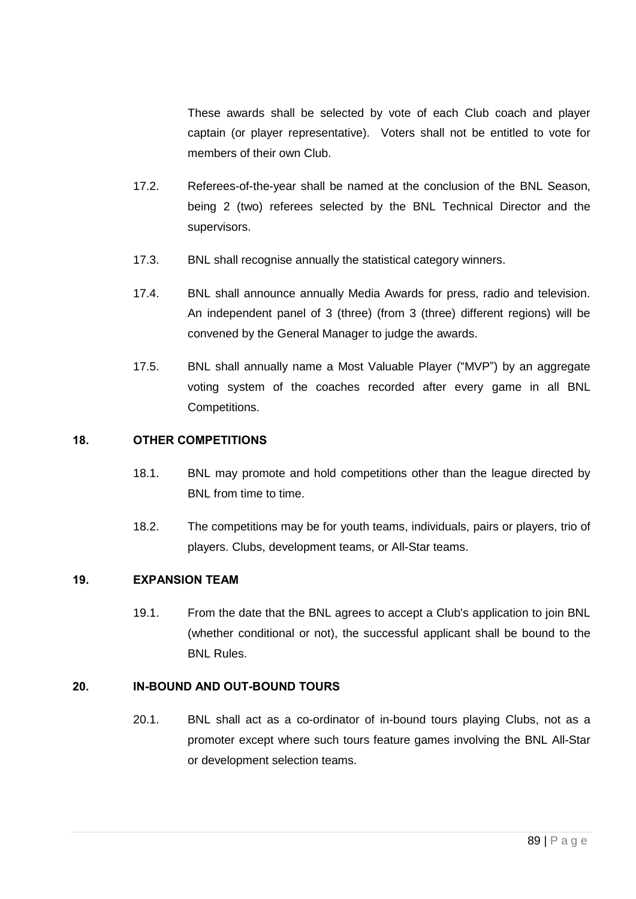These awards shall be selected by vote of each Club coach and player captain (or player representative). Voters shall not be entitled to vote for members of their own Club.

17.2. Referees-of-the-year shall be named at the conclusion of the BNL Season, being 2 (two) referees selected by the BNL Technical Director and the supervisors.

17.3. BNL shall recognise annually the statistical category winners.

17.4. BNL shall announce annually Media Awards for press, radio and television. An independent panel of 3 (three) (from 3 (three) different regions) will be convened by the General Manager to judge the awards.

17.5. BNL shall annually name a Most Valuable Player ("MVP") by an aggregate voting system of the coaches recorded after every game in all BNL Competitions.

## 18. OTHER COMPETITIONS

18.1. BNL may promote and hold competitions other than the league directed by BNL from time to time.

18.2. The competitions may be for youth teams, individuals, pairs or players, trio of players. Clubs, development teams, or All-Star teams.

## 19. EXPANSION TEAM

19.1. From the date that the BNL agrees to accept a Club's application to join BNL (whether conditional or not), the successful applicant shall be bound to the BNL Rules.

## 20. IN-BOUND AND OUT-BOUND TOURS

20.1. BNL shall act as a co-ordinator of in-bound tours playing Clubs, not as a promoter except where such tours feature games involving the BNL All-Star or development selection teams.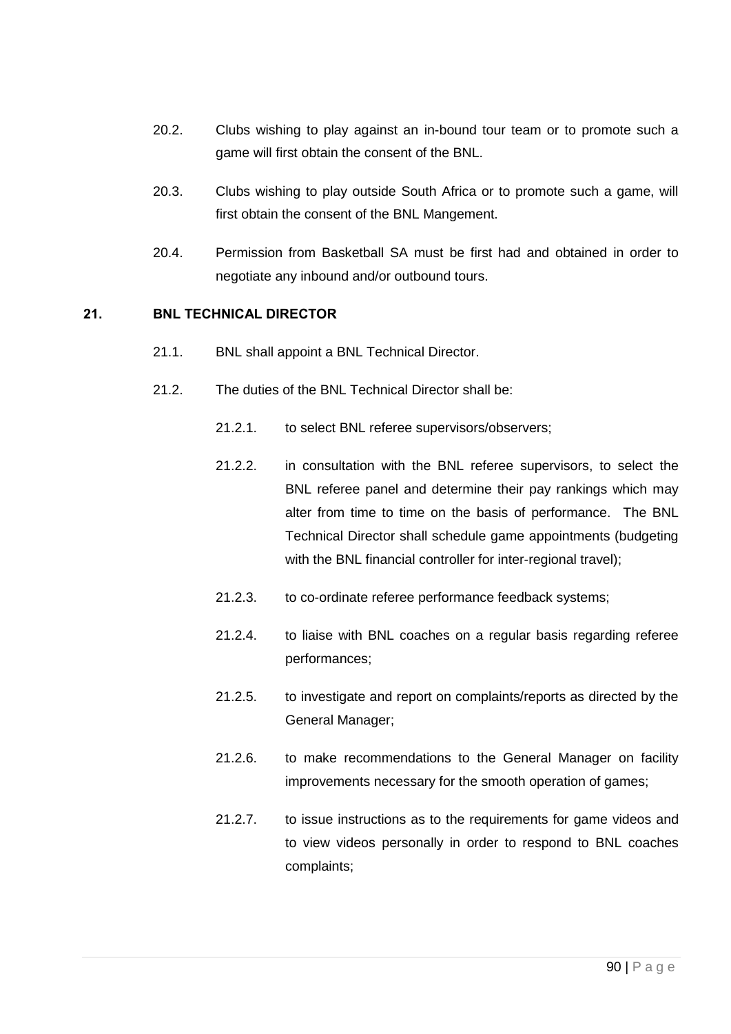20.2. Clubs wishing to play against an in-bound tour team or to promote such a game will first obtain the consent of the BNL.

20.3. Clubs wishing to play outside South Africa or to promote such a game, will first obtain the consent of the BNL Mangement.

20.4. Permission from Basketball SA must be first had and obtained in order to negotiate any inbound and/or outbound tours.

## 21. BNL TECHNICAL DIRECTOR

21.1. BNL shall appoint a BNL Technical Director.

21.2. The duties of the BNL Technical Director shall be:

21.2.1. to select BNL referee supervisors/observers;

21.2.2. in consultation with the BNL referee supervisors, to select the BNL referee panel and determine their pay rankings which may alter from time to time on the basis of performance. The BNL Technical Director shall schedule game appointments (budgeting with the BNL financial controller for inter-regional travel);

21.2.3. to co-ordinate referee performance feedback systems;

21.2.4. to liaise with BNL coaches on a regular basis regarding referee performances;

21.2.5. to investigate and report on complaints/reports as directed by the General Manager;

21.2.6. to make recommendations to the General Manager on facility improvements necessary for the smooth operation of games;

21.2.7. to issue instructions as to the requirements for game videos and to view videos personally in order to respond to BNL coaches complaints;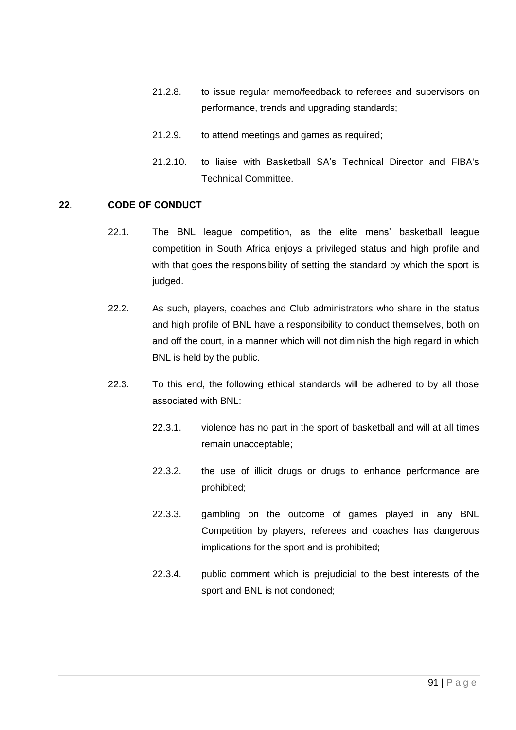21.2.8. to issue regular memo/feedback to referees and supervisors on performance, trends and upgrading standards;

21.2.9. to attend meetings and games as required;

21.2.10. to liaise with Basketball SA's Technical Director and FIBA's Technical Committee.

## 22. CODE OF CONDUCT

22.1. The BNL league competition, as the elite mens' basketball league competition in South Africa enjoys a privileged status and high profile and with that goes the responsibility of setting the standard by which the sport is judged.

22.2. As such, players, coaches and Club administrators who share in the status and high profile of BNL have a responsibility to conduct themselves, both on and off the court, in a manner which will not diminish the high regard in which BNL is held by the public.

22.3. To this end, the following ethical standards will be adhered to by all those associated with BNL:

22.3.1. violence has no part in the sport of basketball and will at all times remain unacceptable;

22.3.2. the use of illicit drugs or drugs to enhance performance are prohibited;

22.3.3. gambling on the outcome of games played in any BNL Competition by players, referees and coaches has dangerous implications for the sport and is prohibited;

22.3.4. public comment which is prejudicial to the best interests of the sport and BNL is not condoned;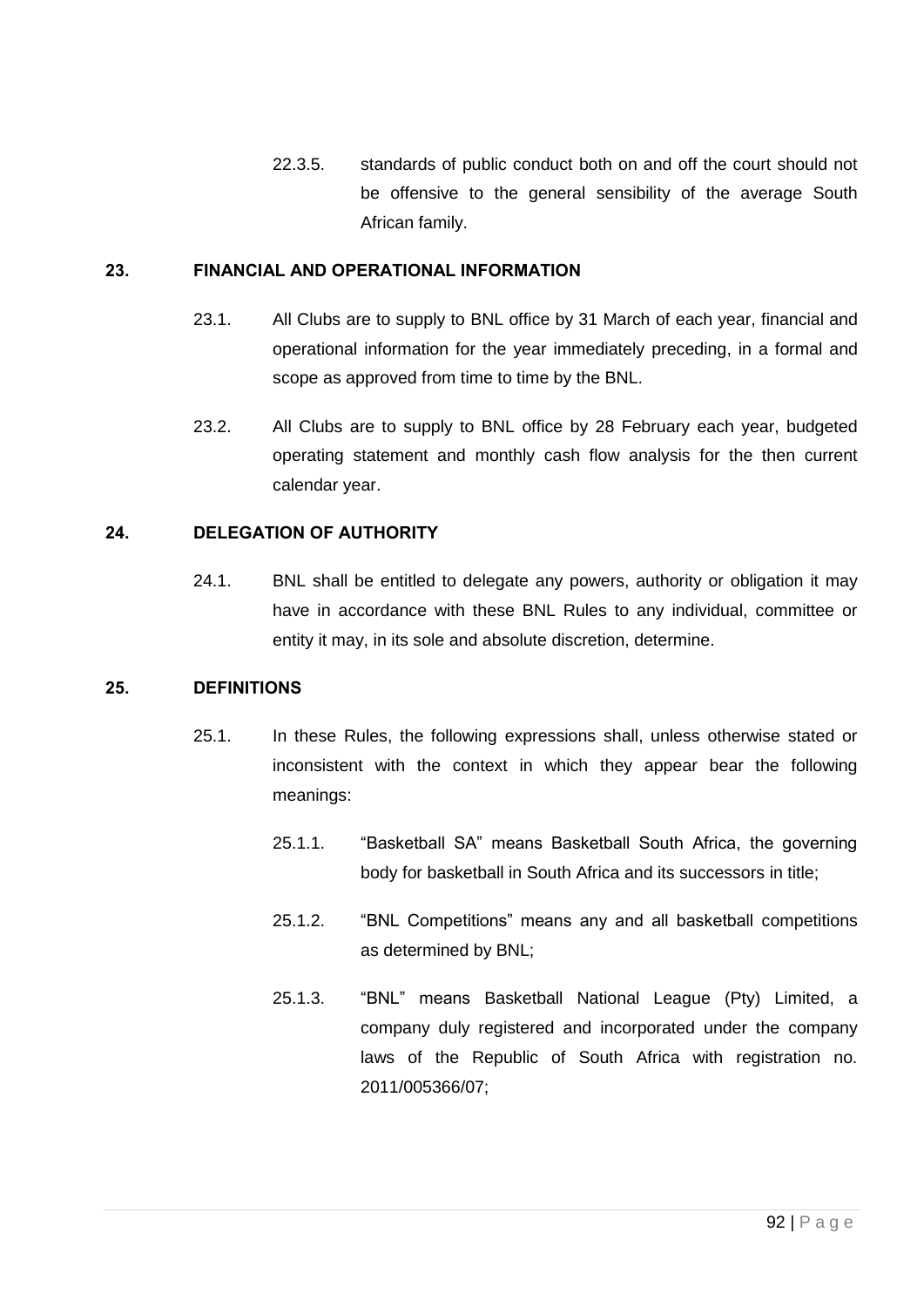22.3.5. standards of public conduct both on and off the court should not be offensive to the general sensibility of the average South African family.

## 23. FINANCIAL AND OPERATIONAL INFORMATION

23.1. All Clubs are to supply to BNL office by 31 March of each year, financial and operational information for the year immediately preceding, in a formal and scope as approved from time to time by the BNL.

23.2. All Clubs are to supply to BNL office by 28 February each year, budgeted operating statement and monthly cash flow analysis for the then current calendar year.

## 24. DELEGATION OF AUTHORITY

24.1. BNL shall be entitled to delegate any powers, authority or obligation it may have in accordance with these BNL Rules to any individual, committee or entity it may, in its sole and absolute discretion, determine.

## 25. DEFINITIONS

25.1. In these Rules, the following expressions shall, unless otherwise stated or inconsistent with the context in which they appear bear the following meanings:

25.1.1. "Basketball SA" means Basketball South Africa, the governing body for basketball in South Africa and its successors in title;

25.1.2. "BNL Competitions" means any and all basketball competitions as determined by BNL;

25.1.3. "BNL" means Basketball National League (Pty) Limited, a company duly registered and incorporated under the company laws of the Republic of South Africa with registration no. 2011/005366/07;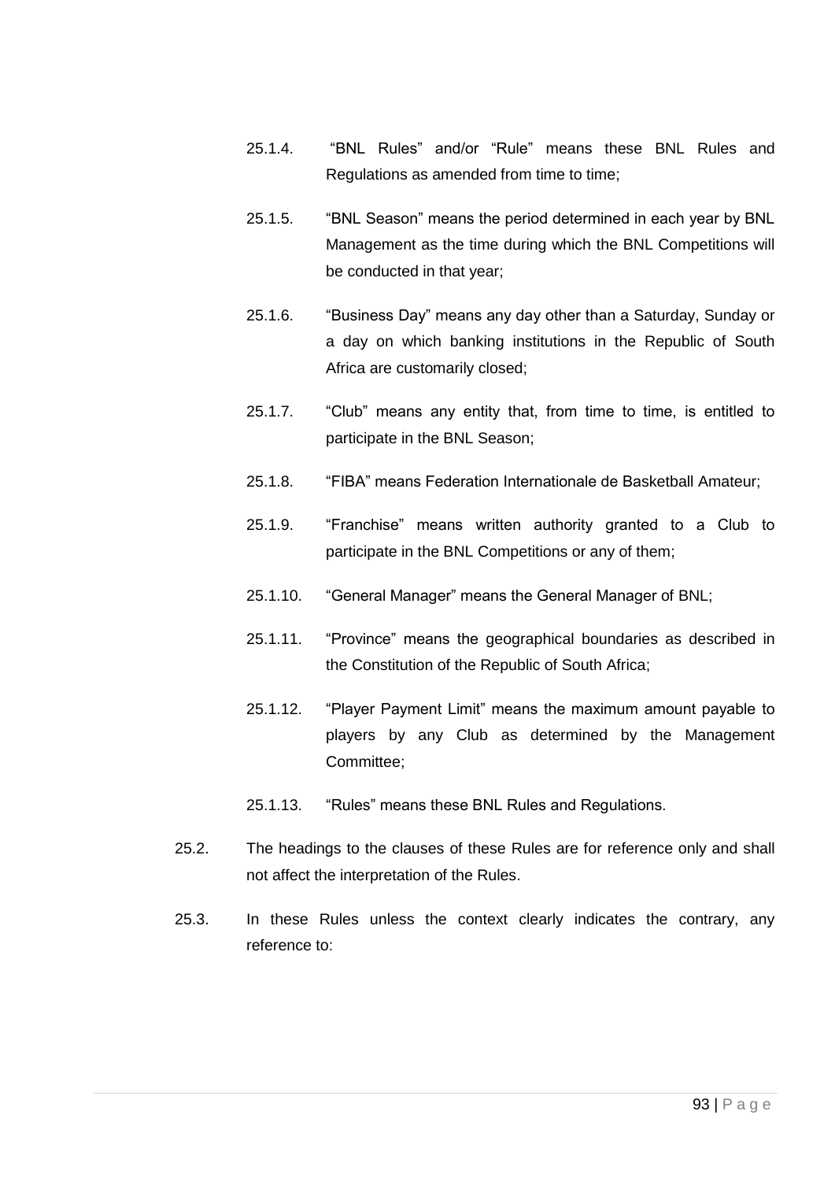25.1.4. "BNL Rules" and/or "Rule" means these BNL Rules and Regulations as amended from time to time;

25.1.5. "BNL Season" means the period determined in each year by BNL Management as the time during which the BNL Competitions will be conducted in that year;

25.1.6. "Business Day" means any day other than a Saturday, Sunday or a day on which banking institutions in the Republic of South Africa are customarily closed;

25.1.7. "Club" means any entity that, from time to time, is entitled to participate in the BNL Season;

25.1.8. "FIBA" means Federation Internationale de Basketball Amateur;

25.1.9. "Franchise" means written authority granted to a Club to participate in the BNL Competitions or any of them;

25.1.10. "General Manager" means the General Manager of BNL;

25.1.11. "Province" means the geographical boundaries as described in the Constitution of the Republic of South Africa;

25.1.12. "Player Payment Limit" means the maximum amount payable to players by any Club as determined by the Management Committee;

25.1.13. "Rules" means these BNL Rules and Regulations.

25.2. The headings to the clauses of these Rules are for reference only and shall not affect the interpretation of the Rules.

25.3. In these Rules unless the context clearly indicates the contrary, any reference to: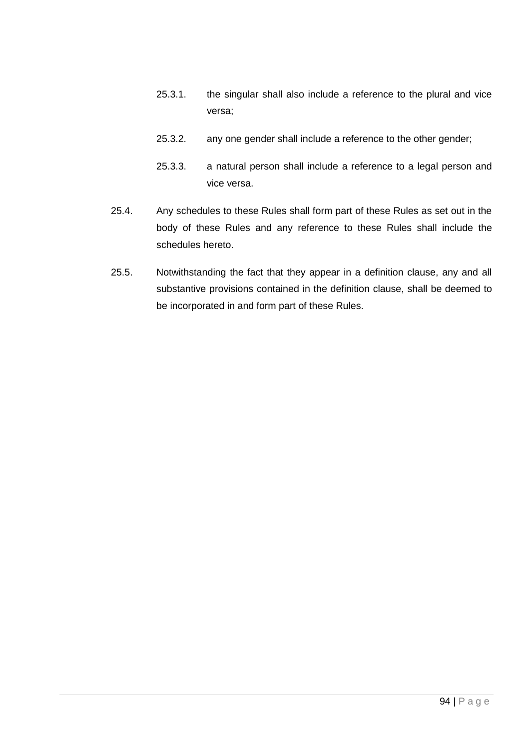25.3.1. the singular shall also include a reference to the plural and vice versa;

25.3.2. any one gender shall include a reference to the other gender;

25.3.3. a natural person shall include a reference to a legal person and vice versa.

25.4. Any schedules to these Rules shall form part of these Rules as set out in the body of these Rules and any reference to these Rules shall include the schedules hereto.

25.5. Notwithstanding the fact that they appear in a definition clause, any and all substantive provisions contained in the definition clause, shall be deemed to be incorporated in and form part of these Rules.